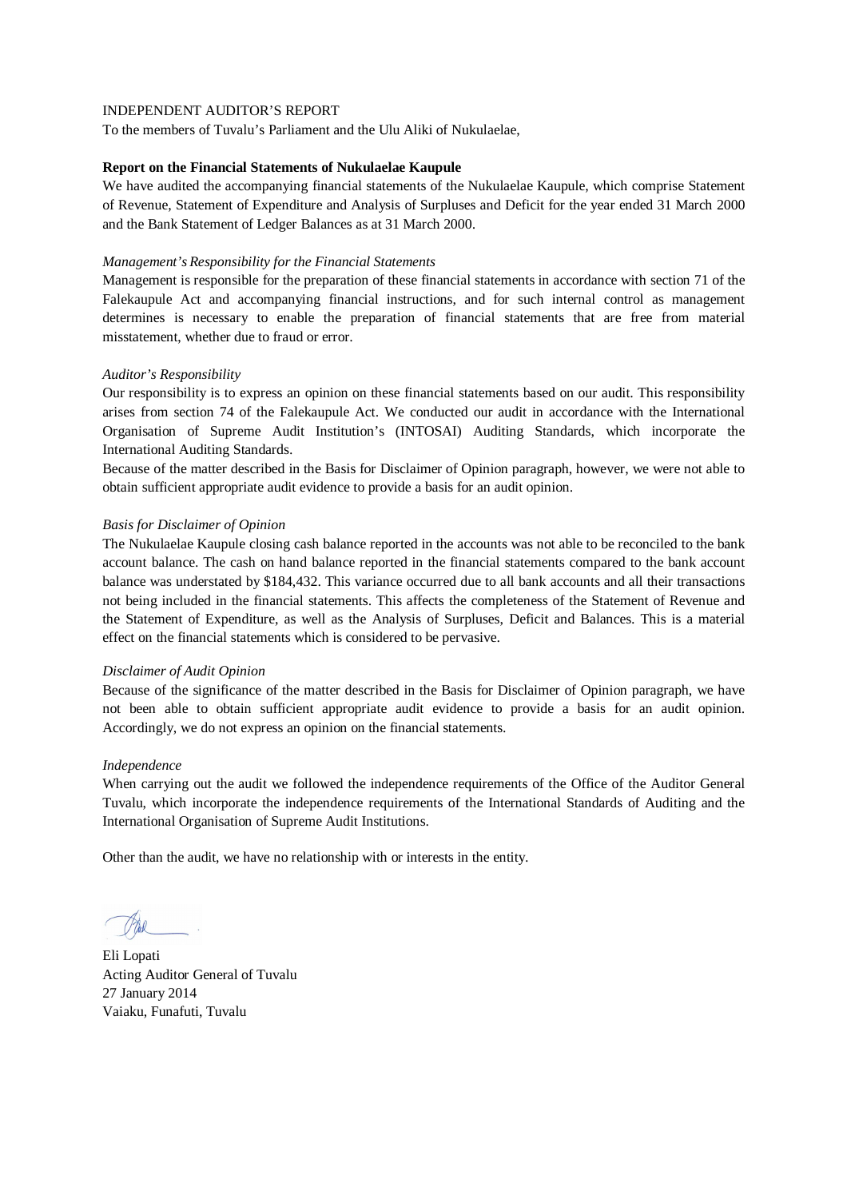INDEPENDENT AUDITOR'S REPORT

To the members of Tuvalu's Parliament and the Ulu Aliki of Nukulaelae,

**Report on the Financial Statements of Nukulaelae Kaupule**

We have audited the accompanying financial statements of the Nukulaelae Kaupule, which comprise Statement of Revenue, Statement of Expenditure and Analysis of Surpluses and Deficit for the year ended 31 March 2000 and the Bank Statement of Ledger Balances as at 31 March 2000.

*Management's Responsibility for the Financial Statements*

Management is responsible for the preparation of these financial statements in accordance with section 71 of the Falekaupule Act and accompanying financial instructions, and for such internal control as management determines is necessary to enable the preparation of financial statements that are free from material misstatement, whether due to fraud or error.

*Auditor's Responsibility*

Our responsibility is to express an opinion on these financial statements based on our audit. This responsibility arises from section 74 of the Falekaupule Act. We conducted our audit in accordance with the International Organisation of Supreme Audit Institution's (INTOSAI) Auditing Standards, which incorporate the International Auditing Standards.

Because of the matter described in the Basis for Disclaimer of Opinion paragraph, however, we were not able to obtain sufficient appropriate audit evidence to provide a basis for an audit opinion.

*Basis for Disclaimer of Opinion*

The Nukulaelae Kaupule closing cash balance reported in the accounts was not able to be reconciled to the bank account balance. The cash on hand balance reported in the financial statements compared to the bank account balance was understated by $184,432. This variance occurred due to all bank accounts and all their transactions not being included in the financial statements. This affects the completeness of the Statement of Revenue and the Statement of Expenditure, as well as the Analysis of Surpluses, Deficit and Balances. This is a material effect on the financial statements which is considered to be pervasive.

*Disclaimer of Audit Opinion*

Because of the significance of the matter described in the Basis for Disclaimer of Opinion paragraph, we have not been able to obtain sufficient appropriate audit evidence to provide a basis for an audit opinion. Accordingly, we do not express an opinion on the financial statements.

*Independence*

When carrying out the audit we followed the independence requirements of the Office of the Auditor General Tuvalu, which incorporate the independence requirements of the International Standards of Auditing and the International Organisation of Supreme Audit Institutions.

Other than the audit, we have no relationship with or interests in the entity.

Eli Lopati
Acting Auditor General of Tuvalu
27 January 2014
Vaiaku, Funafuti, Tuvalu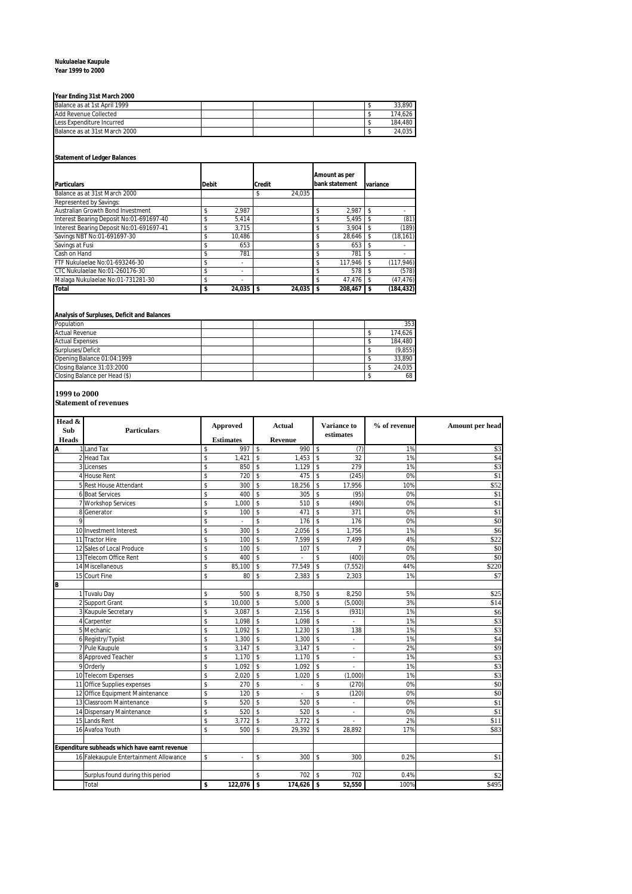**Nukulaelae Kaupule**
**Year 1999 to 2000**

**Year Ending 31st March 2000**

| | |
|---|---|
| Balance as at 1st April 1999 | $ 33,890 |
| Add Revenue Collected | $ 174,626 |
| Less Expenditure Incurred | $ 184,480 |
| Balance as at 31st March 2000 | $ 24,035 |

**Statement of Ledger Balances**

| Particulars | Debit | Credit | Amount as per bank statement | variance |
|---|---|---|---|---|
| Balance as at 31st March 2000 | | $ 24,035 | | |
| Represented by Savings: | | | | |
| Australian Growth Bond Investment | $ 2,987 | | $ 2,987 | $ - |
| Interest Bearing Deposit No:01-691697-40 | $ 5,414 | | $ 5,495 | $ (81) |
| Interest Bearing Deposit No:01-691697-41 | $ 3,715 | | $ 3,904 | $ (189) |
| Savings NBT No:01-691697-30 | $ 10,486 | | $ 28,646 | $ (18,161) |
| Savings at Fusi | $ 653 | | $ 653 | $ - |
| Cash on Hand | $ 781 | | $ 781 | $ - |
| FTF Nukulaelae No:01-693246-30 | $ - | | $ 117,946 | $ (117,946) |
| CTC Nukulaelae No:01-260176-30 | $ - | | $ 578 | $ (578) |
| Malaga Nukulaelae No:01-731281-30 | $ - | | $ 47,476 | $ (47,476) |
| **Total** | **$ 24,035** | **$ 24,035** | **$ 208,467** | **$ (184,432)** |

**Analysis of Surpluses, Deficit and Balances**

| | |
|---|---|
| Population | 353 |
| Actual Revenue | $ 174,626 |
| Actual Expenses | $ 184,480 |
| Surpluses/Deficit | $ (9,855) |
| Opening Balance 01:04:1999 | $ 33,890 |
| Closing Balance 31:03:2000 | $ 24,035 |
| Closing Balance per Head ($) | $ 68 |

**1999 to 2000**
**Statement of revenues**

| Head & Sub Heads | | Particulars | Approved Estimates | Actual Revenue | Variance to estimates | % of revenue | Amount per head |
|---|---|---|---|---|---|---|---|
| A | 1 | Land Tax | $ 997 | $ 990 | $ (7) | 1% | $3 |
| | 2 | Head Tax | $ 1,421 | $ 1,453 | $ 32 | 1% | $4 |
| | 3 | Licenses | $ 850 | $ 1,129 | $ 279 | 1% | $3 |
| | 4 | House Rent | $ 720 | $ 475 | $ (245) | 0% | $1 |
| | 5 | Rest House Attendant | $ 300 | $ 18,256 | $ 17,956 | 10% | $52 |
| | 6 | Boat Services | $ 400 | $ 305 | $ (95) | 0% | $1 |
| | 7 | Workshop Services | $ 1,000 | $ 510 | $ (490) | 0% | $1 |
| | 8 | Generator | $ 100 | $ 471 | $ 371 | 0% | $1 |
| | 9 | | $ - | $ 176 | $ 176 | 0% | $0 |
| | 10 | Investment Interest | $ 300 | $ 2,056 | $ 1,756 | 1% | $6 |
| | 11 | Tractor Hire | $ 100 | $ 7,599 | $ 7,499 | 4% | $22 |
| | 12 | Sales of Local Produce | $ 100 | $ 107 | $ 7 | 0% | $0 |
| | 13 | Telecom Office Rent | $ 400 | $ - | $ (400) | 0% | $0 |
| | 14 | Miscellaneous | $ 85,100 | $ 77,549 | $ (7,552) | 44% | $220 |
| | 15 | Court Fine | $ 80 | $ 2,383 | $ 2,303 | 1% | $7 |
| B | | | | | | | |
| | 1 | Tuvalu Day | $ 500 | $ 8,750 | $ 8,250 | 5% | $25 |
| | 2 | Support Grant | $ 10,000 | $ 5,000 | $ (5,000) | 3% | $14 |
| | 3 | Kaupule Secretary | $ 3,087 | $ 2,156 | $ (931) | 1% | $6 |
| | 4 | Carpenter | $ 1,098 | $ 1,098 | $ - | 1% | $3 |
| | 5 | Mechanic | $ 1,092 | $ 1,230 | $ 138 | 1% | $3 |
| | 6 | Registry/Typist | $ 1,300 | $ 1,300 | $ - | 1% | $4 |
| | 7 | Pule Kaupule | $ 3,147 | $ 3,147 | $ - | 2% | $9 |
| | 8 | Approved Teacher | $ 1,170 | $ 1,170 | $ - | 1% | $3 |
| | 9 | Orderly | $ 1,092 | $ 1,092 | $ - | 1% | $3 |
| | 10 | Telecom Expenses | $ 2,020 | $ 1,020 | $ (1,000) | 1% | $3 |
| | 11 | Office Supplies expenses | $ 270 | $ - | $ (270) | 0% | $0 |
| | 12 | Office Equipment Maintenance | $ 120 | $ - | $ (120) | 0% | $0 |
| | 13 | Classroom Maintenance | $ 520 | $ 520 | $ - | 0% | $1 |
| | 14 | Dispensary Maintenance | $ 520 | $ 520 | $ - | 0% | $1 |
| | 15 | Lands Rent | $ 3,772 | $ 3,772 | $ - | 2% | $11 |
| | 16 | Avafoa Youth | $ 500 | $ 29,392 | $ 28,892 | 17% | $83 |
| | | | | | | | |
| **Expenditure subheads which have earnt revenue** | | | | | | | |
| | 16 | Falekaupule Entertainment Allowance | $ - | $ 300 | $ 300 | 0.2% | $1 |
| | | | | | | | |
| | | Surplus found during this period | | $ 702 | $ 702 | 0.4% | $2 |
| | | Total | **$ 122,076** | **$ 174,626** | **$ 52,550** | 100% | $495 |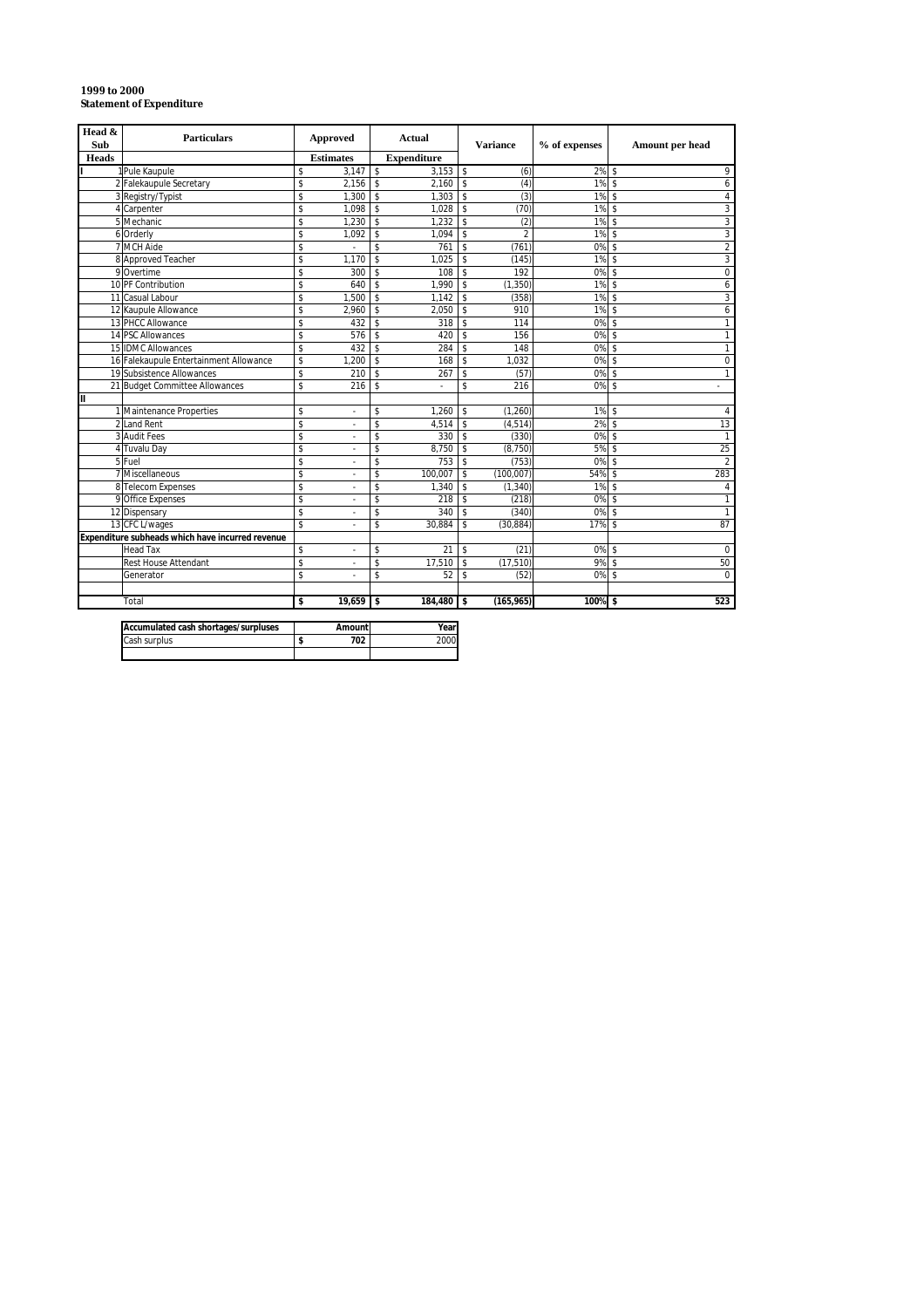**1999 to 2000**
**Statement of Expenditure**

| Head & Sub Heads | Particulars | Approved Estimates | Actual Expenditure | Variance | % of expenses | Amount per head |
|---|---|---|---|---|---|---|
| I | 1 Pule Kaupule | $ 3,147 | $ 3,153 | $ (6) | 2% | $ 9 |
| | 2 Falekaupule Secretary | $ 2,156 | $ 2,160 | $ (4) | 1% | $ 6 |
| | 3 Registry/Typist | $ 1,300 | $ 1,303 | $ (3) | 1% | $ 4 |
| | 4 Carpenter | $ 1,098 | $ 1,028 | $ (70) | 1% | $ 3 |
| | 5 Mechanic | $ 1,230 | $ 1,232 | $ (2) | 1% | $ 3 |
| | 6 Orderly | $ 1,092 | $ 1,094 | $ 2 | 1% | $ 3 |
| | 7 MCH Aide | $ - | $ 761 | $ (761) | 0% | $ 2 |
| | 8 Approved Teacher | $ 1,170 | $ 1,025 | $ (145) | 1% | $ 3 |
| | 9 Overtime | $ 300 | $ 108 | $ 192 | 0% | $ 0 |
| | 10 PF Contribution | $ 640 | $ 1,990 | $ (1,350) | 1% | $ 6 |
| | 11 Casual Labour | $ 1,500 | $ 1,142 | $ (358) | 1% | $ 3 |
| | 12 Kaupule Allowance | $ 2,960 | $ 2,050 | $ 910 | 1% | $ 6 |
| | 13 PHCC Allowance | $ 432 | $ 318 | $ 114 | 0% | $ 1 |
| | 14 PSC Allowances | $ 576 | $ 420 | $ 156 | 0% | $ 1 |
| | 15 IDMC Allowances | $ 432 | $ 284 | $ 148 | 0% | $ 1 |
| | 16 Falekaupule Entertainment Allowance | $ 1,200 | $ 168 | $ 1,032 | 0% | $ 0 |
| | 19 Subsistence Allowances | $ 210 | $ 267 | $ (57) | 0% | $ 1 |
| | 21 Budget Committee Allowances | $ 216 | $ - | $ 216 | 0% | $ - |
| II | | | | | | |
| | 1 Maintenance Properties | $ - | $ 1,260 | $ (1,260) | 1% | $ 4 |
| | 2 Land Rent | $ - | $ 4,514 | $ (4,514) | 2% | $ 13 |
| | 3 Audit Fees | $ - | $ 330 | $ (330) | 0% | $ 1 |
| | 4 Tuvalu Day | $ - | $ 8,750 | $ (8,750) | 5% | $ 25 |
| | 5 Fuel | $ - | $ 753 | $ (753) | 0% | $ 2 |
| | 7 Miscellaneous | $ - | $ 100,007 | $ (100,007) | 54% | $ 283 |
| | 8 Telecom Expenses | $ - | $ 1,340 | $ (1,340) | 1% | $ 4 |
| | 9 Office Expenses | $ - | $ 218 | $ (218) | 0% | $ 1 |
| | 12 Dispensary | $ - | $ 340 | $ (340) | 0% | $ 1 |
| | 13 CFC L/wages | $ - | $ 30,884 | $ (30,884) | 17% | $ 87 |
| **Expenditure subheads which have incurred revenue** | | | | | | |
| | Head Tax | $ - | $ 21 | $ (21) | 0% | $ 0 |
| | Rest House Attendant | $ - | $ 17,510 | $ (17,510) | 9% | $ 50 |
| | Generator | $ - | $ 52 | $ (52) | 0% | $ 0 |
| | | | | | | |
| | Total | **$ 19,659** | **$ 184,480** | **$ (165,965)** | **100%** | **$ 523** |

| Accumulated cash shortages/surpluses | Amount | Year |
|---|---|---|
| Cash surplus | **$ 702** | 2000 |
| | | |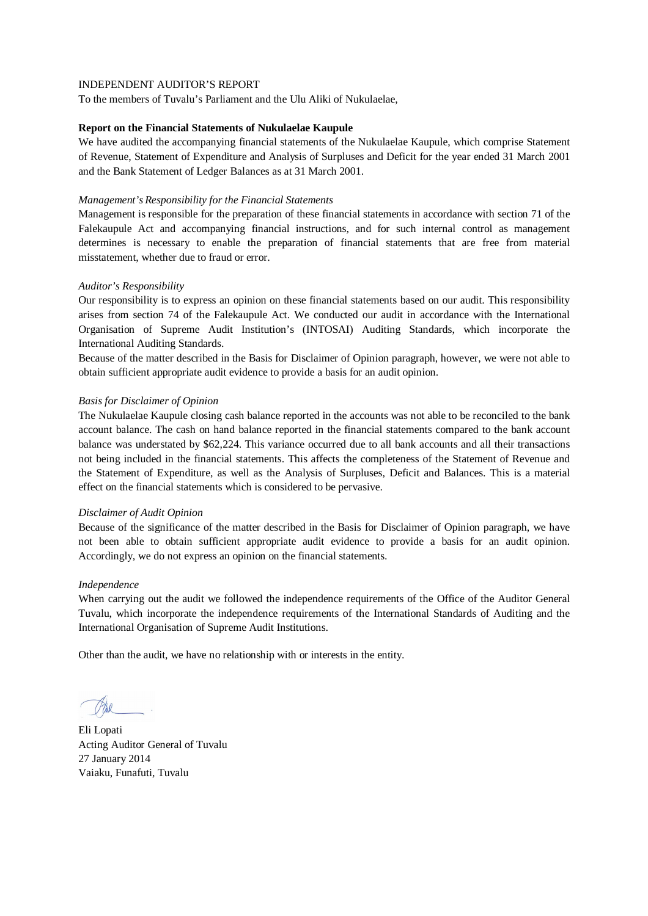INDEPENDENT AUDITOR'S REPORT

To the members of Tuvalu's Parliament and the Ulu Aliki of Nukulaelae,

**Report on the Financial Statements of Nukulaelae Kaupule**

We have audited the accompanying financial statements of the Nukulaelae Kaupule, which comprise Statement of Revenue, Statement of Expenditure and Analysis of Surpluses and Deficit for the year ended 31 March 2001 and the Bank Statement of Ledger Balances as at 31 March 2001.

*Management's Responsibility for the Financial Statements*

Management is responsible for the preparation of these financial statements in accordance with section 71 of the Falekaupule Act and accompanying financial instructions, and for such internal control as management determines is necessary to enable the preparation of financial statements that are free from material misstatement, whether due to fraud or error.

*Auditor's Responsibility*

Our responsibility is to express an opinion on these financial statements based on our audit. This responsibility arises from section 74 of the Falekaupule Act. We conducted our audit in accordance with the International Organisation of Supreme Audit Institution's (INTOSAI) Auditing Standards, which incorporate the International Auditing Standards.

Because of the matter described in the Basis for Disclaimer of Opinion paragraph, however, we were not able to obtain sufficient appropriate audit evidence to provide a basis for an audit opinion.

*Basis for Disclaimer of Opinion*

The Nukulaelae Kaupule closing cash balance reported in the accounts was not able to be reconciled to the bank account balance. The cash on hand balance reported in the financial statements compared to the bank account balance was understated by $62,224. This variance occurred due to all bank accounts and all their transactions not being included in the financial statements. This affects the completeness of the Statement of Revenue and the Statement of Expenditure, as well as the Analysis of Surpluses, Deficit and Balances. This is a material effect on the financial statements which is considered to be pervasive.

*Disclaimer of Audit Opinion*

Because of the significance of the matter described in the Basis for Disclaimer of Opinion paragraph, we have not been able to obtain sufficient appropriate audit evidence to provide a basis for an audit opinion. Accordingly, we do not express an opinion on the financial statements.

*Independence*

When carrying out the audit we followed the independence requirements of the Office of the Auditor General Tuvalu, which incorporate the independence requirements of the International Standards of Auditing and the International Organisation of Supreme Audit Institutions.

Other than the audit, we have no relationship with or interests in the entity.

Eli Lopati
Acting Auditor General of Tuvalu
27 January 2014
Vaiaku, Funafuti, Tuvalu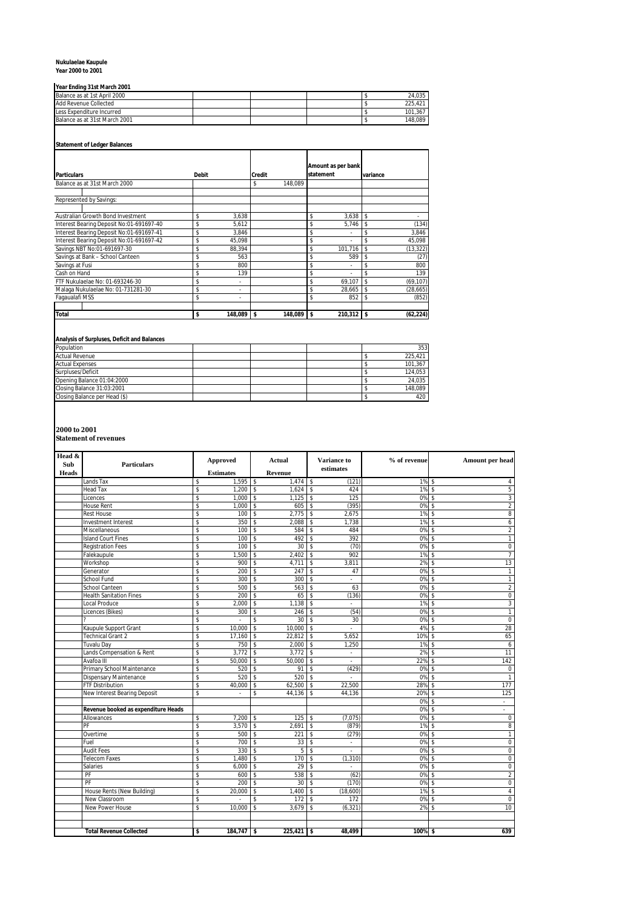**Nukulaelae Kaupule**
**Year 2000 to 2001**

**Year Ending 31st March 2001**

| | | | | |
|---|---|---|---|---|
| Balance as at 1st April 2000 | | | | $ 24,035 |
| Add Revenue Collected | | | | $ 225,421 |
| Less Expenditure Incurred | | | | $ 101,367 |
| Balance as at 31st March 2001 | | | | $ 148,089 |

**Statement of Ledger Balances**

| Particulars | Debit | Credit | Amount as per bank statement | variance |
|---|---|---|---|---|
| Balance as at 31st March 2000 | | $ 148,089 | | |
| | | | | |
| Represented by Savings: | | | | |
| | | | | |
| Australian Growth Bond Investment | $ 3,638 | | $ 3,638 | $ - |
| Interest Bearing Deposit No:01-691697-40 | $ 5,612 | | $ 5,746 | $ (134) |
| Interest Bearing Deposit No:01-691697-41 | $ 3,846 | | $ - | $ 3,846 |
| Interest Bearing Deposit No:01-691697-42 | $ 45,098 | | $ - | $ 45,098 |
| Savings NBT No:01-691697-30 | $ 88,394 | | $ 101,716 | $ (13,322) |
| Savings at Bank – School Canteen | $ 563 | | $ 589 | $ (27) |
| Savings at Fusi | $ 800 | | $ - | $ 800 |
| Cash on Hand | $ 139 | | $ - | $ 139 |
| FTF Nukulaelae No: 01-693246-30 | $ - | | $ 69,107 | $ (69,107) |
| Malaga Nukulaelae No: 01-731281-30 | $ - | | $ 28,665 | $ (28,665) |
| Fagaualafi MSS | $ - | | $ 852 | $ (852) |
| | | | | |
| **Total** | **$ 148,089** | **$ 148,089** | **$ 210,312** | **$ (62,224)** |

**Analysis of Surpluses, Deficit and Balances**

| | | | | |
|---|---|---|---|---|
| Population | | | | 353 |
| Actual Revenue | | | | $ 225,421 |
| Actual Expenses | | | | $ 101,367 |
| Surpluses/Deficit | | | | $ 124,053 |
| Opening Balance 01:04:2000 | | | | $ 24,035 |
| Closing Balance 31:03:2001 | | | | $ 148,089 |
| Closing Balance per Head ($) | | | | $ 420 |

**2000 to 2001**
**Statement of revenues**

| Head & Sub Heads | Particulars | Approved Estimates | Actual Revenue | Variance to estimates | % of revenue | Amount per head |
|---|---|---|---|---|---|---|
| | Lands Tax | $ 1,595 | $ 1,474 | $ (121) | 1% | $ 4 |
| | Head Tax | $ 1,200 | $ 1,624 | $ 424 | 1% | $ 5 |
| | Licences | $ 1,000 | $ 1,125 | $ 125 | 0% | $ 3 |
| | House Rent | $ 1,000 | $ 605 | $ (395) | 0% | $ 2 |
| | Rest House | $ 100 | $ 2,775 | $ 2,675 | 1% | $ 8 |
| | Investment Interest | $ 350 | $ 2,088 | $ 1,738 | 1% | $ 6 |
| | Miscellaneous | $ 100 | $ 584 | $ 484 | 0% | $ 2 |
| | Island Court Fines | $ 100 | $ 492 | $ 392 | 0% | $ 1 |
| | Registration Fees | $ 100 | $ 30 | $ (70) | 0% | $ 0 |
| | Falekaupule | $ 1,500 | $ 2,402 | $ 902 | 1% | $ 7 |
| | Workshop | $ 900 | $ 4,711 | $ 3,811 | 2% | $ 13 |
| | Generator | $ 200 | $ 247 | $ 47 | 0% | $ 1 |
| | School Fund | $ 300 | $ 300 | $ - | 0% | $ 1 |
| | School Canteen | $ 500 | $ 563 | $ 63 | 0% | $ 2 |
| | Health Sanitation Fines | $ 200 | $ 65 | $ (136) | 0% | $ 0 |
| | Local Produce | $ 2,000 | $ 1,138 | $ - | 1% | $ 3 |
| | Licences (Bikes) | $ 300 | $ 246 | $ (54) | 0% | $ 1 |
| | ? | $ - | $ 30 | $ 30 | 0% | $ 0 |
| | Kaupule Support Grant | $ 10,000 | $ 10,000 | $ - | 4% | $ 28 |
| | Technical Grant 2 | $ 17,160 | $ 22,812 | $ 5,652 | 10% | $ 65 |
| | Tuvalu Day | $ 750 | $ 2,000 | $ 1,250 | 1% | $ 6 |
| | Lands Compensation & Rent | $ 3,772 | $ 3,772 | $ - | 2% | $ 11 |
| | Avafoa III | $ 50,000 | $ 50,000 | $ - | 22% | $ 142 |
| | Primary School Maintenance | $ 520 | $ 91 | $ (429) | 0% | $ 0 |
| | Dispensary Maintenance | $ 520 | $ 520 | $ - | 0% | $ 1 |
| | FTF Distribution | $ 40,000 | $ 62,500 | $ 22,500 | 28% | $ 177 |
| | New Interest Bearing Deposit | $ - | $ 44,136 | $ 44,136 | 20% | $ 125 |
| | | | | | 0% | $ - |
| | **Revenue booked as expenditure Heads** | | | | 0% | $ - |
| | Allowances | $ 7,200 | $ 125 | $ (7,075) | 0% | $ 0 |
| | PF | $ 3,570 | $ 2,691 | $ (879) | 1% | $ 8 |
| | Overtime | $ 500 | $ 221 | $ (279) | 0% | $ 1 |
| | Fuel | $ 700 | $ 33 | $ - | 0% | $ 0 |
| | Audit Fees | $ 330 | $ 5 | $ - | 0% | $ 0 |
| | Telecom Faxes | $ 1,480 | $ 170 | $ (1,310) | 0% | $ 0 |
| | Salaries | $ 6,000 | $ 29 | $ - | 0% | $ 0 |
| | PF | $ 600 | $ 538 | $ (62) | 0% | $ 2 |
| | PF | $ 200 | $ 30 | $ (170) | 0% | $ 0 |
| | House Rents (New Building) | $ 20,000 | $ 1,400 | $ (18,600) | 1% | $ 4 |
| | New Classroom | $ - | $ 172 | $ 172 | 0% | $ 0 |
| | New Power House | $ 10,000 | $ 3,679 | $ (6,321) | 2% | $ 10 |
| | | | | | | |
| | **Total Revenue Collected** | **$ 184,747** | **$ 225,421** | **$ 48,499** | **100%** | **$ 639** |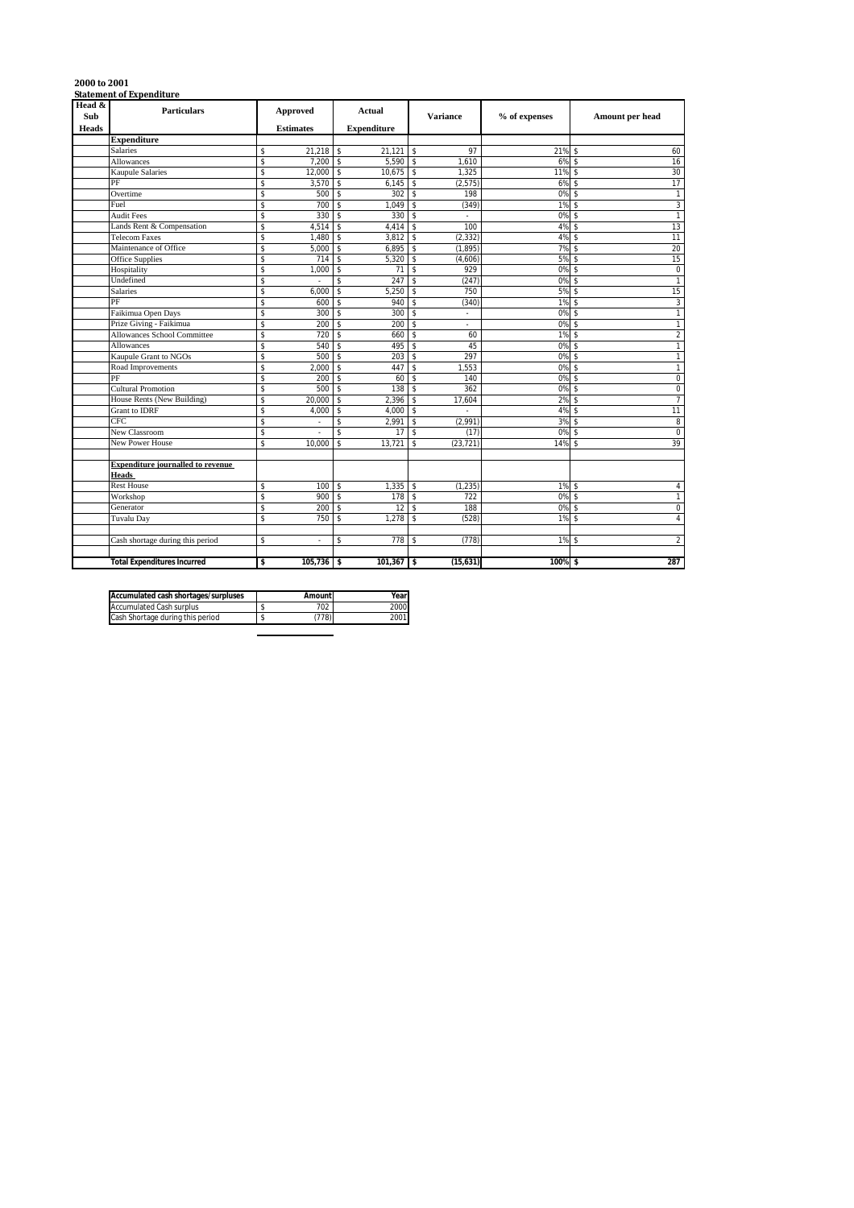**2000 to 2001**

**Statement of Expenditure**

| Head & Sub Heads | Particulars | Approved Estimates | Actual Expenditure | Variance | % of expenses | Amount per head |
|---|---|---|---|---|---|---|
| | **Expenditure** | | | | | |
| | Salaries | $ 21,218 | $ 21,121 | $ 97 | 21% | $ 60 |
| | Allowances | $ 7,200 | $ 5,590 | $ 1,610 | 6% | $ 16 |
| | Kaupule Salaries | $ 12,000 | $ 10,675 | $ 1,325 | 11% | $ 30 |
| | PF | $ 3,570 | $ 6,145 | $ (2,575) | 6% | $ 17 |
| | Overtime | $ 500 | $ 302 | $ 198 | 0% | $ 1 |
| | Fuel | $ 700 | $ 1,049 | $ (349) | 1% | $ 3 |
| | Audit Fees | $ 330 | $ 330 | $ - | 0% | $ 1 |
| | Lands Rent & Compensation | $ 4,514 | $ 4,414 | $ 100 | 4% | $ 13 |
| | Telecom Faxes | $ 1,480 | $ 3,812 | $ (2,332) | 4% | $ 11 |
| | Maintenance of Office | $ 5,000 | $ 6,895 | $ (1,895) | 7% | $ 20 |
| | Office Supplies | $ 714 | $ 5,320 | $ (4,606) | 5% | $ 15 |
| | Hospitality | $ 1,000 | $ 71 | $ 929 | 0% | $ 0 |
| | Undefined | $ - | $ 247 | $ (247) | 0% | $ 1 |
| | Salaries | $ 6,000 | $ 5,250 | $ 750 | 5% | $ 15 |
| | PF | $ 600 | $ 940 | $ (340) | 1% | $ 3 |
| | Faikimua Open Days | $ 300 | $ 300 | $ - | 0% | $ 1 |
| | Prize Giving - Faikimua | $ 200 | $ 200 | $ - | 0% | $ 1 |
| | Allowances School Committee | $ 720 | $ 660 | $ 60 | 1% | $ 2 |
| | Allowances | $ 540 | $ 495 | $ 45 | 0% | $ 1 |
| | Kaupule Grant to NGOs | $ 500 | $ 203 | $ 297 | 0% | $ 1 |
| | Road Improvements | $ 2,000 | $ 447 | $ 1,553 | 0% | $ 1 |
| | PF | $ 200 | $ 60 | $ 140 | 0% | $ 0 |
| | Cultural Promotion | $ 500 | $ 138 | $ 362 | 0% | $ 0 |
| | House Rents (New Building) | $ 20,000 | $ 2,396 | $ 17,604 | 2% | $ 7 |
| | Grant to IDRF | $ 4,000 | $ 4,000 | $ - | 4% | $ 11 |
| | CFC | $ - | $ 2,991 | $ (2,991) | 3% | $ 8 |
| | New Classroom | $ - | $ 17 | $ (17) | 0% | $ 0 |
| | New Power House | $ 10,000 | $ 13,721 | $ (23,721) | 14% | $ 39 |
| | | | | | | |
| | **Expenditure journalled to revenue Heads** | | | | | |
| | Rest House | $ 100 | $ 1,335 | $ (1,235) | 1% | $ 4 |
| | Workshop | $ 900 | $ 178 | $ 722 | 0% | $ 1 |
| | Generator | $ 200 | $ 12 | $ 188 | 0% | $ 0 |
| | Tuvalu Day | $ 750 | $ 1,278 | $ (528) | 1% | $ 4 |
| | | | | | | |
| | Cash shortage during this period | $ - | $ 778 | $ (778) | 1% | $ 2 |
| | | | | | | |
| | **Total Expenditures Incurred** | **$ 105,736** | **$ 101,367** | **$ (15,631)** | **100%** | **$ 287** |

| Accumulated cash shortages/surpluses | Amount | Year |
|---|---|---|
| Accumulated Cash surplus | $ 702 | 2000 |
| Cash Shortage during this period | $ (778) | 2001 |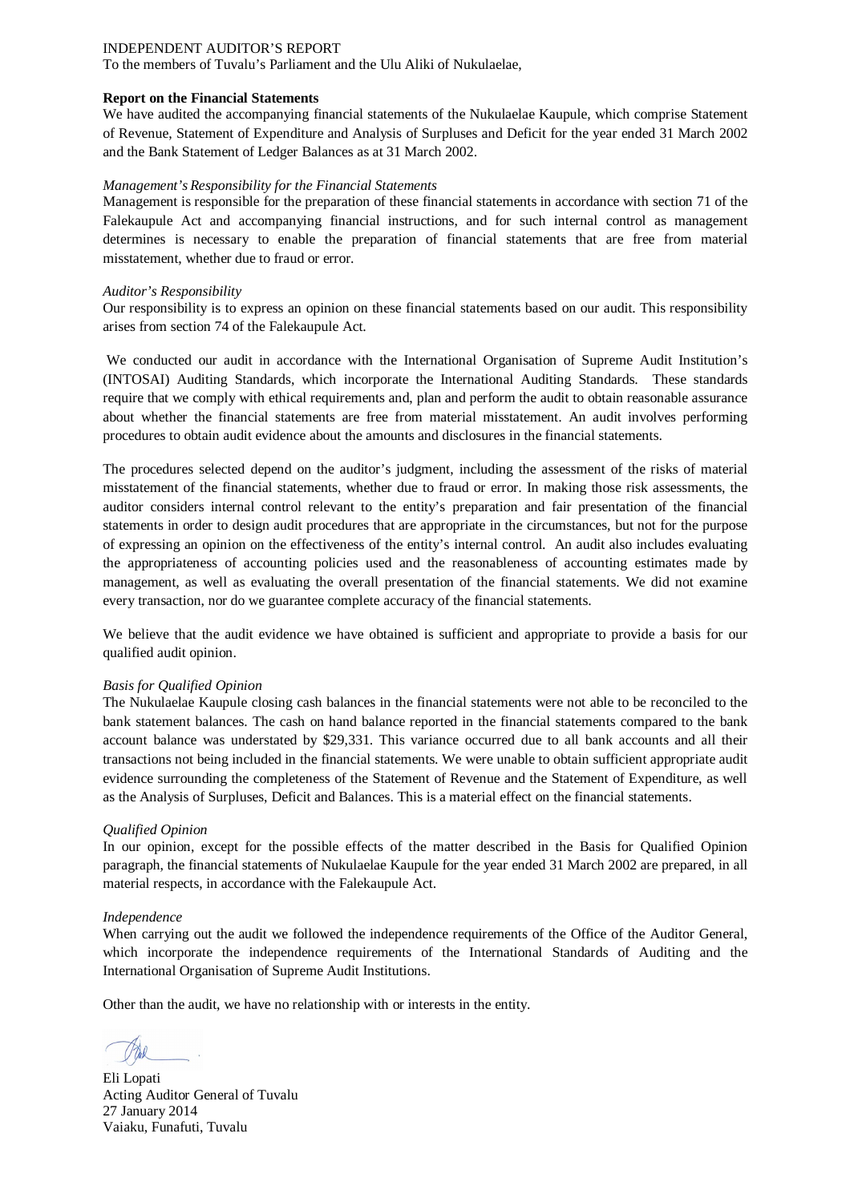INDEPENDENT AUDITOR'S REPORT

To the members of Tuvalu's Parliament and the Ulu Aliki of Nukulaelae,

**Report on the Financial Statements**

We have audited the accompanying financial statements of the Nukulaelae Kaupule, which comprise Statement of Revenue, Statement of Expenditure and Analysis of Surpluses and Deficit for the year ended 31 March 2002 and the Bank Statement of Ledger Balances as at 31 March 2002.

*Management's Responsibility for the Financial Statements*

Management is responsible for the preparation of these financial statements in accordance with section 71 of the Falekaupule Act and accompanying financial instructions, and for such internal control as management determines is necessary to enable the preparation of financial statements that are free from material misstatement, whether due to fraud or error.

*Auditor's Responsibility*

Our responsibility is to express an opinion on these financial statements based on our audit. This responsibility arises from section 74 of the Falekaupule Act.

We conducted our audit in accordance with the International Organisation of Supreme Audit Institution's (INTOSAI) Auditing Standards, which incorporate the International Auditing Standards. These standards require that we comply with ethical requirements and, plan and perform the audit to obtain reasonable assurance about whether the financial statements are free from material misstatement. An audit involves performing procedures to obtain audit evidence about the amounts and disclosures in the financial statements.

The procedures selected depend on the auditor's judgment, including the assessment of the risks of material misstatement of the financial statements, whether due to fraud or error. In making those risk assessments, the auditor considers internal control relevant to the entity's preparation and fair presentation of the financial statements in order to design audit procedures that are appropriate in the circumstances, but not for the purpose of expressing an opinion on the effectiveness of the entity's internal control. An audit also includes evaluating the appropriateness of accounting policies used and the reasonableness of accounting estimates made by management, as well as evaluating the overall presentation of the financial statements. We did not examine every transaction, nor do we guarantee complete accuracy of the financial statements.

We believe that the audit evidence we have obtained is sufficient and appropriate to provide a basis for our qualified audit opinion.

*Basis for Qualified Opinion*

The Nukulaelae Kaupule closing cash balances in the financial statements were not able to be reconciled to the bank statement balances. The cash on hand balance reported in the financial statements compared to the bank account balance was understated by $29,331. This variance occurred due to all bank accounts and all their transactions not being included in the financial statements. We were unable to obtain sufficient appropriate audit evidence surrounding the completeness of the Statement of Revenue and the Statement of Expenditure, as well as the Analysis of Surpluses, Deficit and Balances. This is a material effect on the financial statements.

*Qualified Opinion*

In our opinion, except for the possible effects of the matter described in the Basis for Qualified Opinion paragraph, the financial statements of Nukulaelae Kaupule for the year ended 31 March 2002 are prepared, in all material respects, in accordance with the Falekaupule Act.

*Independence*

When carrying out the audit we followed the independence requirements of the Office of the Auditor General, which incorporate the independence requirements of the International Standards of Auditing and the International Organisation of Supreme Audit Institutions.

Other than the audit, we have no relationship with or interests in the entity.

Eli Lopati  
Acting Auditor General of Tuvalu  
27 January 2014  
Vaiaku, Funafuti, Tuvalu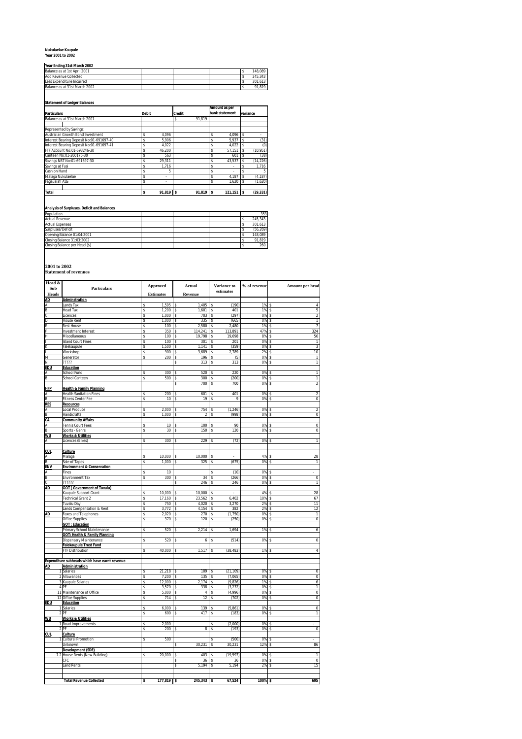**Nukulaelae Kaupule**
**Year 2001 to 2002**

**Year Ending 31st March 2002**

| | | | | |
|---|---|---|---|---|
| Balance as at 1st April 2001 | | | | $ 148,089 |
| Add Revenue Collected | | | | $ 245,343 |
| Less Expenditure Incurred | | | | $ 301,613 |
| Balance as at 31st March 2002 | | | | $ 91,819 |

**Statement of Ledger Balances**

| Particulars | Debit | Credit | Amount as per bank statement | variance |
|---|---|---|---|---|
| Balance as at 31st March 2001 | | $ 91,819 | | |
| | | | | |
| Represented by Savings: | | | | |
| Australian Growth Bond Investment | $ 4,096 | | $ 4,096 | $ - |
| Interest Bearing Deposit No:01-691697-40 | $ 5,906 | | $ 5,937 | $ (31) |
| Interest Bearing Deposit No:01-691697-41 | $ 4,022 | | $ 4,022 | $ (0) |
| FTF Account No:01-693246-30 | $ 46,200 | | $ 57,151 | $ (10,951) |
| Canteen No:01-260176-30 | $ 563 | | $ 601 | $ (38) |
| Savings NBT No:01-691697-30 | $ 29,311 | | $ 43,537 | $ (14,226) |
| Savings at Fusi | $ 1,716 | | $ - | $ 1,716 |
| Cash on Hand | $ 5 | | $ - | $ 5 |
| Malaga Nukulaelae | $ - | | $ 4,187 | $ (4,187) |
| Fagaualafi ASS | $ - | | $ 1,620 | $ (1,620) |
| | | | | |
| **Total** | **$ 91,819** | **$ 91,819** | **$ 121,151** | **$ (29,331)** |

**Analysis of Surpluses, Deficit and Balances**

| | |
|---|---|
| Population | 353 |
| Actual Revenue | $ 245,343 |
| Actual Expenses | $ 301,613 |
| Surpluses/Deficit | $ (56,269) |
| Opening Balance 01:04:2001 | $ 148,089 |
| Closing Balance 31:03:2002 | $ 91,819 |
| Closing Balance per Head ($) | $ 260 |

**2001 to 2002**
**Statement of revenues**

| Head & Sub Heads | Particulars | Approved Estimates | Actual Revenue | Variance to estimates | % of revenue | Amount per head |
|---|---|---|---|---|---|---|
| **AD** | **Adminstration** | | | | | |
| A | Lands Tax | $ 1,595 | $ 1,405 | $ (190) | 1% | $ 4 |
| B | Head Tax | $ 1,200 | $ 1,601 | $ 401 | 1% | $ 5 |
| C | Licences | $ 1,000 | $ 703 | $ (297) | 0% | $ 2 |
| D | House Rent | $ 1,000 | $ 335 | $ (665) | 0% | $ 1 |
| E | Rest House | $ 100 | $ 2,580 | $ 2,480 | 1% | $ 7 |
| F | Investment Interest | $ 350 | $ 114,241 | $ 113,891 | 47% | $ 324 |
| H | Miscellaneous | $ 100 | $ 19,798 | $ 19,698 | 8% | $ 56 |
| I | Island Court Fines | $ 100 | $ 301 | $ 201 | 0% | $ 1 |
| K | Falekaupule | $ 1,500 | $ 1,141 | $ (359) | 0% | $ 3 |
| L | Workshop | $ 900 | $ 3,689 | $ 2,789 | 2% | $ 10 |
| M | Generator | $ 200 | $ 196 | $ (5) | 0% | $ 1 |
| N | ????? | | $ 313 | $ 313 | 0% | $ 1 |
| **EDU** | **Education** | | | | | |
| A | School Fund | $ 300 | $ 520 | $ 220 | 0% | $ 1 |
| B | School Canteen | $ 500 | $ 300 | $ (200) | 0% | $ 1 |
| | | | $ 700 | $ 700 | 0% | $ 2 |
| **HFP** | **Health & Family Planning** | | | | | |
| A | Health Sanitation Fines | $ 200 | $ 601 | $ 401 | 0% | $ 2 |
| B | Fitness Center Fee | $ 10 | $ 19 | $ 9 | 0% | $ 0 |
| **RES** | **Resources** | | | | | |
| A | Local Produce | $ 2,000 | $ 754 | $ (1,246) | 0% | $ 2 |
| B | Handicrafts | $ 1,000 | $ 2 | $ (998) | 0% | $ 0 |
| **CA** | **Community Affairs** | | | | | |
| A | Tennis Court Fees | $ 10 | $ 100 | $ 90 | 0% | $ 0 |
| B | Sports - Genrs | $ 30 | $ 150 | $ 120 | 0% | $ 0 |
| **WU** | **Works & Utilities** | | | | | |
| A | Licences (Bikes) | $ 300 | $ 229 | $ (72) | 0% | $ 1 |
| | | | | | | |
| **CUL** | **Culture** | | | | | |
| A | Malaga | $ 10,000 | $ 10,000 | $ - | 4% | $ 28 |
| B | Sale of Tapes | $ 1,000 | $ 325 | $ (675) | 0% | $ 1 |
| **ENV** | **Environment & Conservation** | | | | | |
| A | Fines | $ 10 | | $ (10) | 0% | $ - |
| B | Environment Tax | $ 300 | $ 34 | $ (266) | 0% | $ 0 |
| C | ?????? | | $ 246 | $ 246 | 0% | $ 1 |
| **AD** | **GOT ( Government of Tuvalu)** | | | | | |
| | Kaupule Support Grant | $ 10,000 | $ 10,000 | $ - | 4% | $ 28 |
| | Technical Grant 2 | $ 17,160 | $ 23,562 | $ 6,402 | 10% | $ 67 |
| | Tuvalu Day | $ 750 | $ 4,020 | $ 3,270 | 2% | $ 11 |
| | Lands Compensation & Rent | $ 3,772 | $ 4,154 | $ 382 | 2% | $ 12 |
| **AD** | Faxes and Telephones | $ 2,020 | $ 270 | $ (1,750) | 0% | $ 1 |
| | Office Supplies | $ 370 | $ 120 | $ (250) | 0% | $ 0 |
| | **GOT : Education** | | | | | |
| | Primary School Maintenance | $ 520 | $ 2,214 | $ 1,694 | 1% | $ 6 |
| | **GOT: Health & Family Planning** | | | | | |
| | Dispensary Maintenance | $ 520 | $ 6 | $ (514) | 0% | $ 0 |
| | **Falekaupule Trust Fund** | | | | | |
| | FTF Distribution | $ 40,000 | $ 1,517 | $ (38,483) | 1% | $ 4 |
| | | | | | | |
| **Expenditure subheads which have earnt revenue** | | | | | | |
| **AD** | **Administration** | | | | | |
| 1 | Salaries | $ 21,218 | $ 109 | $ (21,109) | 0% | $ 0 |
| 2 | Allowances | $ 7,200 | $ 135 | $ (7,065) | 0% | $ 0 |
| 3 | Kaupule Salaries | $ 12,000 | $ 2,174 | $ (9,826) | 1% | $ 6 |
| 4 | PF | $ 3,570 | $ 338 | $ (3,232) | 0% | $ 1 |
| 11 | Maintenance of Office | $ 5,000 | $ 4 | $ (4,996) | 0% | $ 0 |
| 12 | Office Supplies | $ 714 | $ 12 | $ (702) | 0% | $ 0 |
| **EDU** | **Education** | | | | | |
| 1 | Salaries | $ 6,000 | $ 139 | $ (5,861) | 0% | $ 0 |
| 2 | PF | $ 600 | $ 417 | $ (183) | 0% | $ 1 |
| **WU** | **Works & Utilities** | | | | | |
| 1 | Road Improvements | $ 2,000 | | $ (2,000) | 0% | $ - |
| 2 | PF | $ 200 | $ 8 | $ (193) | 0% | $ 0 |
| **CUL** | **Culture** | | | | | |
| 1 | Cultural Promotion | $ 500 | | $ (500) | 0% | $ - |
| | Unknown | | $ 30,231 | $ 30,231 | 12% | $ 86 |
| | **Development (SDE)** | | | | | |
| 7.2 | House Rents (New Building) | $ 20,000 | $ 403 | $ (19,597) | 0% | $ 1 |
| | CFC | | $ 36 | $ 36 | 0% | $ 0 |
| | Land Rents | | $ 5,194 | $ 5,194 | 2% | $ 15 |
| | | | | | | |
| | **Total Revenue Collected** | **$ 177,819** | **$ 245,343** | **$ 67,524** | **100%** | **$ 695** |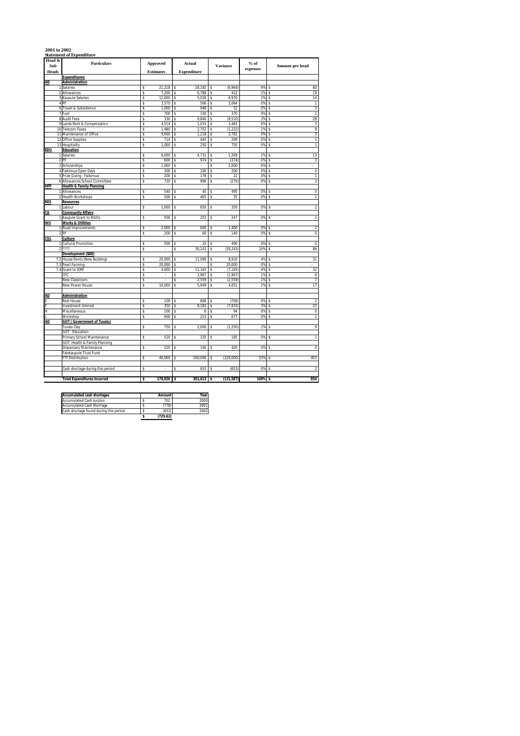**2001 to 2002**

**Statement of Expenditure**

| Head & Sub Heads | | Particulars | Approved Estimates | Actual Expenditure | Variance | % of expenses | Amount per head |
|---|---|---|---|---|---|---|---|
| | | **Expenditures:** | | | | | |
| **AD** | | **Administration** | | | | | |
| | 1 | Salaries | $ 21,218 | $ 28,182 | $ (6,964) | 9% | $ 80 |
| | 2 | Allowances | $ 7,200 | $ 6,788 | $ 412 | 2% | $ 19 |
| | 3 | Kaupule Salaries | $ 12,000 | $ 5,030 | $ 6,970 | 2% | $ 14 |
| | 4 | PF | $ 3,570 | $ 506 | $ 3,064 | 0% | $ 1 |
| | 6 | Travel & Subsistence | $ 1,000 | $ 948 | $ 52 | 0% | $ 3 |
| | 7 | Fuel | $ 700 | $ 330 | $ 370 | 0% | $ 1 |
| | 8 | Audit Fees | $ 330 | $ 9,840 | $ (9,510) | 3% | $ 28 |
| | 9 | Lands Rent & Compensation | $ 4,514 | $ 1,031 | $ 3,483 | 0% | $ 3 |
| | 10 | Telecom Faxes | $ 1,480 | $ 2,702 | $ (1,222) | 1% | $ 8 |
| | 11 | Maintenance of Office | $ 5,000 | $ 1,218 | $ 3,782 | 0% | $ 3 |
| | 12 | Office Supplies | $ 714 | $ 445 | $ 269 | 0% | $ 1 |
| | 13 | Hospitality | $ 1,000 | $ 250 | $ 750 | 0% | $ 1 |
| **EDU** | | **Education** | | | | | |
| | 1 | Salaries | $ 6,000 | $ 4,731 | $ 1,269 | 2% | $ 13 |
| | 2 | PF | $ 600 | $ 974 | $ (374) | 0% | $ 3 |
| | 3 | Scholarships | $ 1,000 | $ - | $ 1,000 | 0% | $ - |
| | 4 | Faikimua Open Days | $ 300 | $ 100 | $ 200 | 0% | $ 0 |
| | 5 | Prize Giving - Faikimua | $ 200 | $ 178 | $ 22 | 0% | $ 1 |
| | 6 | Allowances School Committee | $ 720 | $ 996 | $ (276) | 0% | $ 3 |
| **HFP** | | **Health & Family Planning** | | | | | |
| | 1 | Allowances | $ 540 | $ 45 | $ 495 | 0% | $ 0 |
| | 2 | Health Workshops | $ 500 | $ 465 | $ 35 | 0% | $ 1 |
| **RES** | | **Resources** | | | | | |
| | 1 | Labour | $ 1,000 | $ 650 | $ 350 | 0% | $ 2 |
| **CA** | | **Community Affairs** | | | | | |
| | 1 | Kaupule Grant to NGOs | $ 500 | $ 253 | $ 247 | 0% | $ 1 |
| **WU** | | **Works & Utilities** | | | | | |
| | 1 | Road Improvements | $ 2,000 | $ 600 | $ 1,400 | 0% | $ 2 |
| | 2 | PF | $ 200 | $ 60 | $ 140 | 0% | $ 0 |
| **CUL** | | **Culture** | | | | | |
| | 1 | Cultural Promotion | $ 500 | $ 10 | $ 490 | 0% | $ 0 |
| | 2 | ???? | $ - | $ 30,243 | $ (30,243) | 10% | $ 86 |
| | | **Development (SDE)** | | | | | |
| | 7.2 | House Rents (New Building) | $ 20,000 | $ 11,090 | $ 8,910 | 4% | $ 31 |
| | 7.3 | Pearl Farming | $ 20,000 | $ - | $ 20,000 | 0% | $ - |
| | 7.4 | Grant to IDRF | $ 4,000 | $ 11,165 | $ (7,165) | 4% | $ 32 |
| | | CFC | $ - | $ 1,967 | $ (1,967) | 1% | $ 6 |
| | | New Classroom | $ - | $ 2,559 | $ (2,559) | 1% | $ 7 |
| | | New Power House | $ 10,000 | $ 5,949 | $ 4,051 | 2% | $ 17 |
| **AD** | | **Administration** | | | | | |
| E | | Rest House | $ 100 | $ 806 | $ (706) | 0% | $ 2 |
| F | | Investment Interest | $ 350 | $ 8,183 | $ (7,833) | 3% | $ 23 |
| H | | Miscellaneous | $ 100 | $ 6 | $ 94 | 0% | $ 0 |
| L | | Workshop | $ 900 | $ 223 | $ 677 | 0% | $ 1 |
| **AD** | | **GOT ( Government of Tuvalu)** | | | | | |
| | | Tuvalu Day | $ 750 | $ 2,000 | $ (1,250) | 1% | $ 6 |
| | | GOT : Education | | | | | |
| | | Primary School Maintenance | $ 520 | $ 335 | $ 185 | 0% | $ 1 |
| | | GOT: Health & Family Planning | | | | | |
| | | Dispensary Maintenance | $ 520 | $ 100 | $ 420 | 0% | $ 0 |
| | | Falekaupule Trust Fund | | | | | |
| | | FTF Distribution | $ 40,000 | $ 160,000 | $ (120,000) | 53% | $ 453 |
| | | Cash shortage during this period | $ - | $ 653 | $ (653) | 0% | $ 2 |
| | | **Total Expenditures Incurred** | **$ 170,026** | **$ 301,613** | **$ (131,587)** | **100%** | **$ 854** |

| Accumulated cash shortages | Amount | Year |
|---|---|---|
| Accumulated Cash surplus | $ 702 | 2000 |
| Accumulated Cash Shortage | $ (778) | 2001 |
| Cash shortage found during this period | $ (653) | 2002 |
| | **$ (729.62)** | |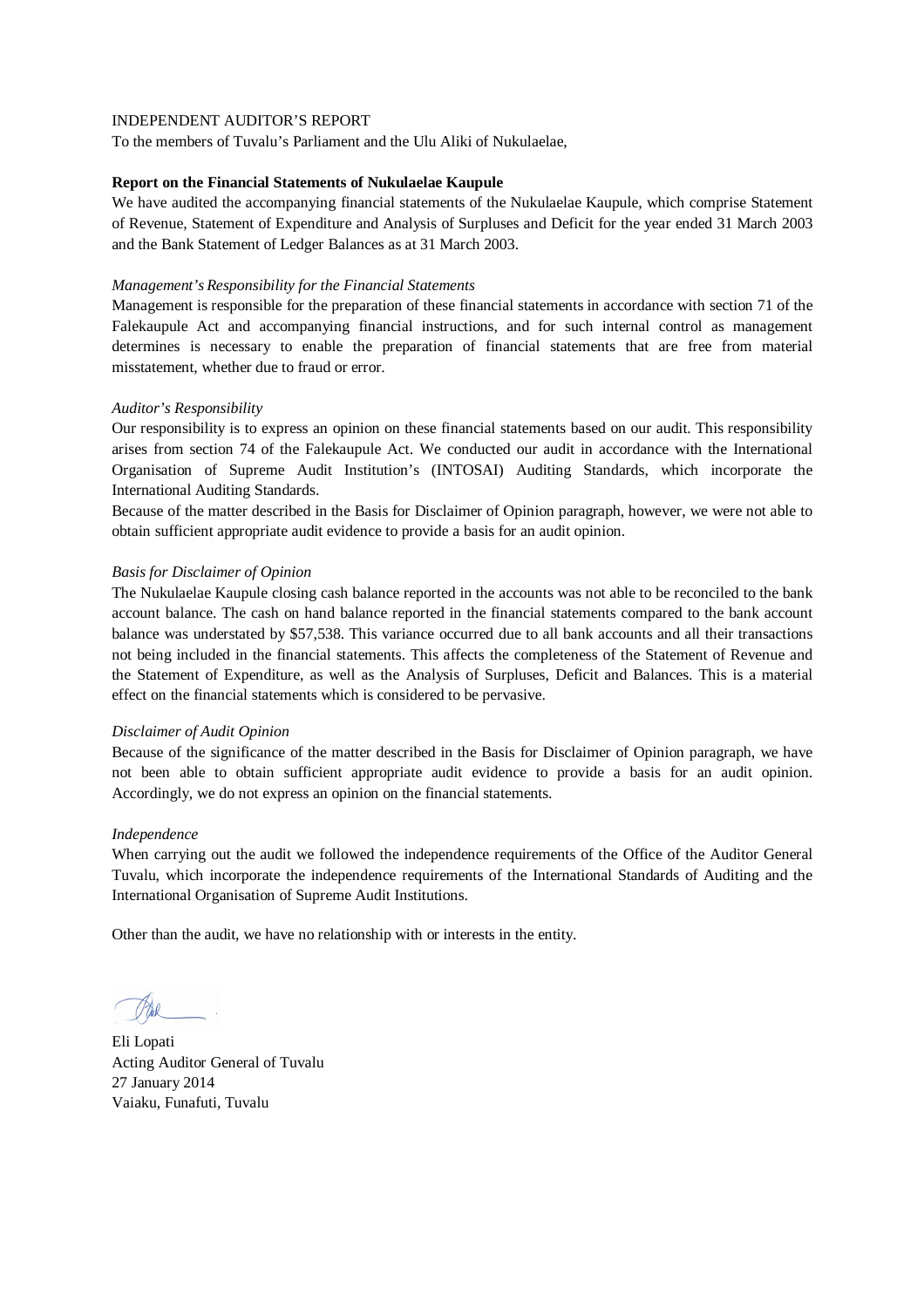INDEPENDENT AUDITOR'S REPORT

To the members of Tuvalu's Parliament and the Ulu Aliki of Nukulaelae,

**Report on the Financial Statements of Nukulaelae Kaupule**

We have audited the accompanying financial statements of the Nukulaelae Kaupule, which comprise Statement of Revenue, Statement of Expenditure and Analysis of Surpluses and Deficit for the year ended 31 March 2003 and the Bank Statement of Ledger Balances as at 31 March 2003.

*Management's Responsibility for the Financial Statements*

Management is responsible for the preparation of these financial statements in accordance with section 71 of the Falekaupule Act and accompanying financial instructions, and for such internal control as management determines is necessary to enable the preparation of financial statements that are free from material misstatement, whether due to fraud or error.

*Auditor's Responsibility*

Our responsibility is to express an opinion on these financial statements based on our audit. This responsibility arises from section 74 of the Falekaupule Act. We conducted our audit in accordance with the International Organisation of Supreme Audit Institution's (INTOSAI) Auditing Standards, which incorporate the International Auditing Standards.

Because of the matter described in the Basis for Disclaimer of Opinion paragraph, however, we were not able to obtain sufficient appropriate audit evidence to provide a basis for an audit opinion.

*Basis for Disclaimer of Opinion*

The Nukulaelae Kaupule closing cash balance reported in the accounts was not able to be reconciled to the bank account balance. The cash on hand balance reported in the financial statements compared to the bank account balance was understated by $57,538. This variance occurred due to all bank accounts and all their transactions not being included in the financial statements. This affects the completeness of the Statement of Revenue and the Statement of Expenditure, as well as the Analysis of Surpluses, Deficit and Balances. This is a material effect on the financial statements which is considered to be pervasive.

*Disclaimer of Audit Opinion*

Because of the significance of the matter described in the Basis for Disclaimer of Opinion paragraph, we have not been able to obtain sufficient appropriate audit evidence to provide a basis for an audit opinion. Accordingly, we do not express an opinion on the financial statements.

*Independence*

When carrying out the audit we followed the independence requirements of the Office of the Auditor General Tuvalu, which incorporate the independence requirements of the International Standards of Auditing and the International Organisation of Supreme Audit Institutions.

Other than the audit, we have no relationship with or interests in the entity.

Eli Lopati
Acting Auditor General of Tuvalu
27 January 2014
Vaiaku, Funafuti, Tuvalu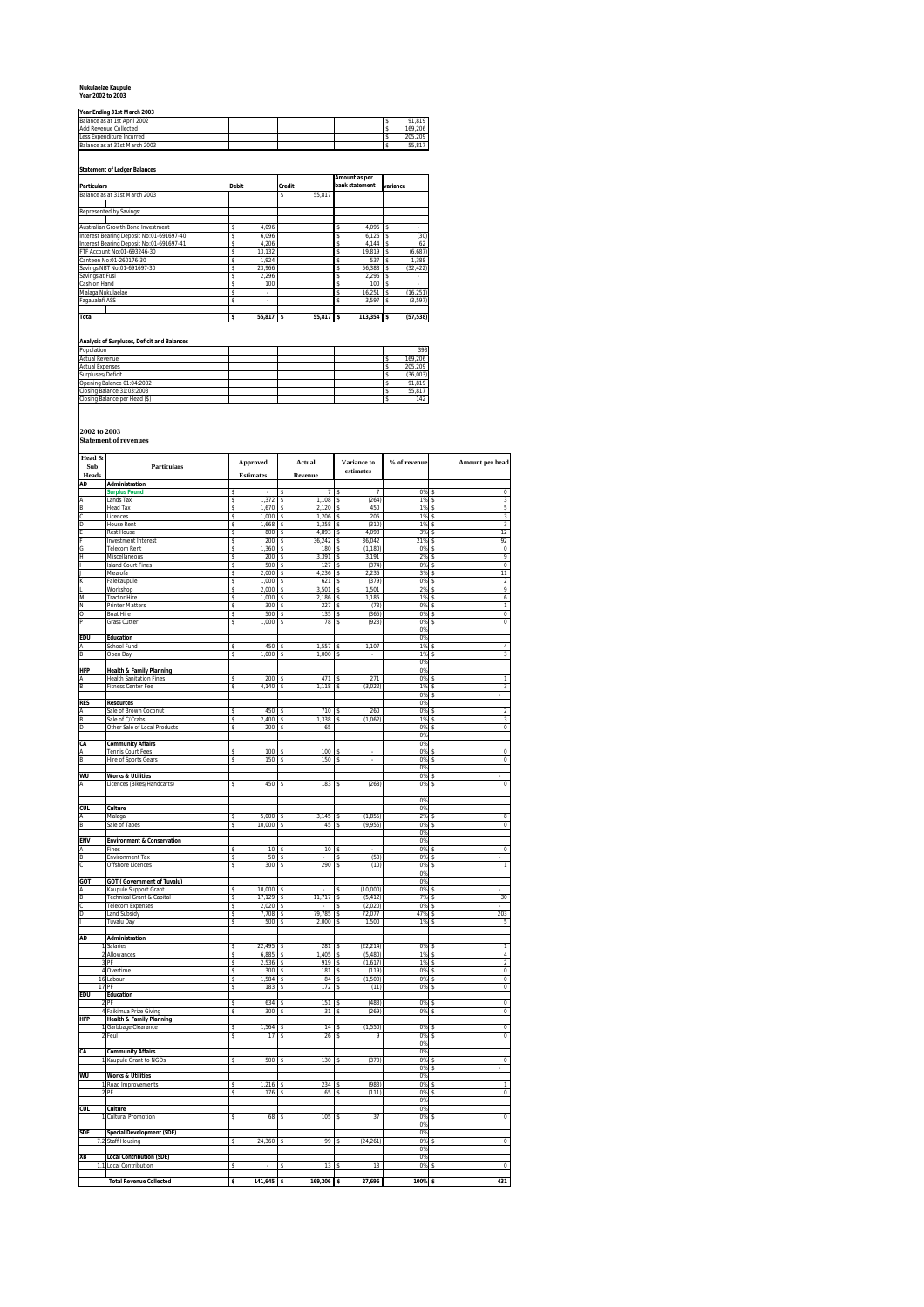**Nukulaelae Kaupule**
**Year 2002 to 2003**

**Year Ending 31st March 2003**

| | |
|---|---|
| Balance as at 1st April 2002 | $ 91,819 |
| Add Revenue Collected | $ 169,206 |
| Less Expenditure Incurred | $ 205,209 |
| Balance as at 31st March 2003 | $ 55,817 |

**Statement of Ledger Balances**

| Particulars | Debit | Credit | Amount as per bank statement | variance |
|---|---|---|---|---|
| Balance as at 31st March 2003 | | $ 55,817 | | |
| | | | | |
| Represented by Savings: | | | | |
| | | | | |
| Australian Growth Bond Investment | $ 4,096 | | $ 4,096 | $ - |
| Interest Bearing Deposit No.:01-691697-40 | $ 6,096 | | $ 6,126 | $ (30) |
| Interest Bearing Deposit No:01-691697-41 | $ 4,206 | | $ 4,144 | $ 62 |
| FTF Account No:01-693246-30 | $ 13,132 | | $ 19,819 | $ (6,687) |
| Canteen No:01-260176-30 | $ 1,924 | | $ 537 | $ 1,388 |
| Savings NBT No:01-691697-30 | $ 23,966 | | $ 56,388 | $ (32,422) |
| Savings at Fusi | $ 2,296 | | $ 2,296 | $ - |
| Cash on Hand | $ 100 | | $ 100 | $ - |
| Malaga Nukulaelae | $ - | | $ 16,251 | $ (16,251) |
| Fagaualafi ASS | $ - | | $ 3,597 | $ (3,597) |
| | | | | |
| **Total** | **$ 55,817** | **$ 55,817** | **$ 113,354** | **$ (57,538)** |

**Analysis of Surpluses, Deficit and Balances**

| | |
|---|---|
| Population | 393 |
| Actual Revenue | $ 169,206 |
| Actual Expenses | $ 205,209 |
| Surpluses/Deficit | $ (36,003) |
| Opening Balance 01:04:2002 | $ 91,819 |
| Closing Balance 31:03:2003 | $ 55,817 |
| Closing Balance per Head ($) | $ 142 |

**2002 to 2003**
**Statement of revenues**

| Head & Sub Heads | Particulars | Approved Estimates | Actual Revenue | Variance to estimates | % of revenue | Amount per head |
|---|---|---|---|---|---|---|
| **AD** | **Administration** | | | | | |
| | Surplus Found | $ - | $ 7 | $ 7 | 0% | $ 0 |
| A | Lands Tax | $ 1,372 | $ 1,108 | $ (264) | 1% | $ 3 |
| B | Head Tax | $ 1,670 | $ 2,120 | $ 450 | 1% | $ 5 |
| C | Licences | $ 1,000 | $ 1,206 | $ 206 | 1% | $ 3 |
| D | House Rent | $ 1,668 | $ 1,358 | $ (310) | 1% | $ 3 |
| E | Rest House | $ 800 | $ 4,893 | $ 4,093 | 3% | $ 12 |
| F | Investment Interest | $ 200 | $ 36,242 | $ 36,042 | 21% | $ 92 |
| G | Telecom Rent | $ 1,360 | $ 180 | $ (1,180) | 0% | $ 0 |
| H | Miscellaneous | $ 200 | $ 3,391 | $ 3,191 | 2% | $ 9 |
| I | Island Court Fines | $ 500 | $ 127 | $ (374) | 0% | $ 0 |
| J | Mealofa | $ 2,000 | $ 4,236 | $ 2,236 | 3% | $ 11 |
| K | Falekaupule | $ 1,000 | $ 621 | $ (379) | 0% | $ 2 |
| L | Workshop | $ 2,000 | $ 3,501 | $ 1,501 | 2% | $ 9 |
| M | Tractor Hire | $ 1,000 | $ 2,186 | $ 1,186 | 1% | $ 6 |
| N | Printer Matters | $ 300 | $ 227 | $ (73) | 0% | $ 1 |
| O | Boat Hire | $ 500 | $ 135 | $ (365) | 0% | $ 0 |
| P | Grass Cutter | $ 1,000 | $ 78 | $ (923) | 0% | $ 0 |
| | | | | | 0% | |
| **EDU** | **Education** | | | | 0% | |
| A | School Fund | $ 450 | $ 1,557 | $ 1,107 | 1% | $ 4 |
| B | Open Day | $ 1,000 | $ 1,000 | $ - | 1% | $ 3 |
| | | | | | 0% | |
| **HFP** | **Health & Family Planning** | | | | 0% | |
| A | Health Sanitation Fines | $ 200 | $ 471 | $ 271 | 0% | $ 1 |
| B | Fitness Center Fee | $ 4,140 | $ 1,118 | $ (3,022) | 1% | $ 3 |
| | | | | | 0% | $ - |
| **RES** | **Resources** | | | | 0% | |
| A | Sale of Brown Coconut | $ 450 | $ 710 | $ 260 | 0% | $ 2 |
| B | Sale of C/Crabs | $ 2,400 | $ 1,338 | $ (1,062) | 1% | $ 3 |
| D | Other Sale of Local Products | $ 200 | $ 65 | | 0% | $ 0 |
| | | | | | 0% | |
| **CA** | **Community Affairs** | | | | 0% | |
| A | Tennis Court Fees | $ 100 | $ 100 | $ - | 0% | $ 0 |
| B | Hire of Sports Gears | $ 150 | $ 150 | $ - | 0% | $ 0 |
| | | | | | 0% | |
| **WU** | **Works & Utilities** | | | | 0% | $ - |
| A | Licences (Bikes/Handcarts) | $ 450 | $ 183 | $ (268) | 0% | $ 0 |
| | | | | | | |
| | | | | | 0% | |
| **CUL** | **Culture** | | | | 0% | |
| A | Malaga | $ 5,000 | $ 3,145 | $ (1,855) | 2% | $ 8 |
| B | Sale of Tapes | $ 10,000 | $ 45 | $ (9,955) | 0% | $ 0 |
| | | | | | 0% | |
| **ENV** | **Environment & Conservation** | | | | 0% | |
| A | Fines | $ 10 | $ 10 | $ - | 0% | $ 0 |
| B | Environment Tax | $ 50 | $ - | $ (50) | 0% | $ - |
| C | Offshore Licences | $ 300 | $ 290 | $ (10) | 0% | $ 1 |
| | | | | | 0% | |
| **GOT** | **GOT ( Government of Tuvalu)** | | | | 0% | |
| A | Kaupule Support Grant | $ 10,000 | $ - | $ (10,000) | 0% | $ - |
| B | Technical Grant & Capital | $ 17,129 | $ 11,717 | $ (5,412) | 7% | $ 30 |
| C | Telecom Expenses | $ 2,020 | $ - | $ (2,020) | 0% | $ - |
| D | Land Subsidy | $ 7,708 | $ 79,785 | $ 72,077 | 47% | $ 203 |
| I | Tuvalu Day | $ 500 | $ 2,000 | $ 1,500 | 1% | $ 5 |
| | | | | | | |
| **AD** | **Administration** | | | | | |
| 1 | Salaries | $ 22,495 | $ 281 | $ (22,214) | 0% | $ 1 |
| 2 | Allowances | $ 6,885 | $ 1,405 | $ (5,480) | 1% | $ 4 |
| 3 | PF | $ 2,536 | $ 919 | $ (1,617) | 1% | $ 2 |
| 4 | Overtime | $ 300 | $ 181 | $ (119) | 0% | $ 0 |
| 16 | Labour | $ 1,584 | $ 84 | $ (1,500) | 0% | $ 0 |
| 17 | PF | $ 183 | $ 172 | $ (11) | 0% | $ 0 |
| **EDU** | **Education** | | | | | |
| 2 | PF | $ 634 | $ 151 | $ (483) | 0% | $ 0 |
| 4 | Faikimua Prize Giving | $ 300 | $ 31 | $ (269) | 0% | $ 0 |
| **HFP** | **Health & Family Planning** | | | | | |
| 1 | Garbbage Clearance | $ 1,564 | $ 14 | $ (1,550) | 0% | $ 0 |
| 2 | Feul | $ 17 | $ 26 | $ 9 | 0% | $ 0 |
| | | | | | 0% | |
| **CA** | **Community Affairs** | | | | 0% | |
| 1 | Kaupule Grant to NGOs | $ 500 | $ 130 | $ (370) | 0% | $ 0 |
| | | | | | 0% | $ - |
| **WU** | **Works & Utilities** | | | | 0% | |
| 1 | Road Improvements | $ 1,216 | $ 234 | $ (983) | 0% | $ 1 |
| 2 | PF | $ 176 | $ 65 | $ (111) | 0% | $ 0 |
| | | | | | 0% | |
| **CUL** | **Culture** | | | | 0% | |
| 1 | Cultural Promotion | $ 68 | $ 105 | $ 37 | 0% | $ 0 |
| | | | | | 0% | |
| **SDE** | **Special Development (SDE)** | | | | 0% | |
| 7.2 | Staff Housing | $ 24,360 | $ 99 | $ (24,261) | 0% | $ 0 |
| | | | | | 0% | |
| **XB** | **Local Contribution (SDE)** | | | | 0% | |
| 1.1 | Local Contribution | $ - | $ 13 | $ 13 | 0% | $ 0 |
| | | | | | | |
| | **Total Revenue Collected** | **$ 141,645** | **$ 169,206** | **$ 27,696** | **100%** | **$ 431** |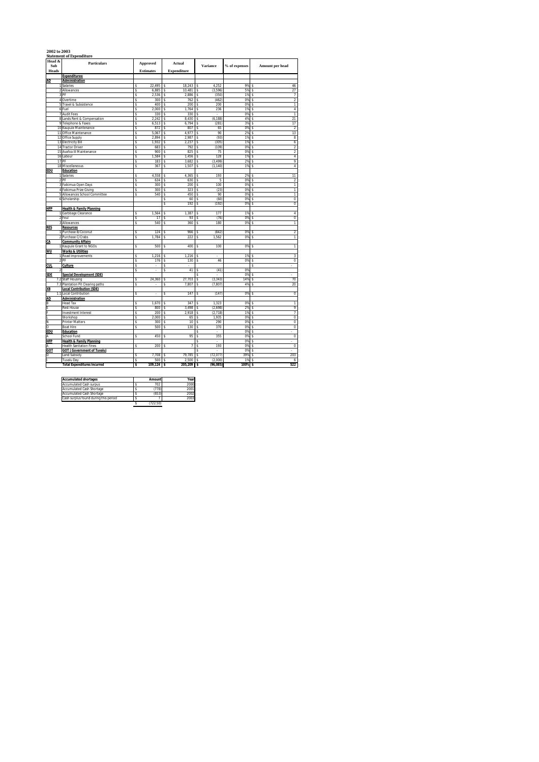**2002 to 2003**

**Statement of Expenditure**

| Head & Sub Heads | Particulars | Approved Estimates | Actual Expenditure | Variance | % of expenses | Amount per head |
|---|---|---|---|---|---|---|
| | **Expenditures:** | | | | | |
| **AD** | **Administration** | | | | | |
| 1 | Salaries | $ 22,495 | $ 18,243 | $ 4,252 | 9% | $ 46 |
| 2 | Allowances | $ 6,885 | $ 10,481 | $ (3,596) | 5% | $ 27 |
| 3 | PF | $ 2,536 | $ 2,886 | $ (350) | 1% | $ 7 |
| 4 | Overtime | $ 300 | $ 762 | $ (462) | 0% | $ 2 |
| 5 | Travel & Subsistence | $ 400 | $ 200 | $ 200 | 0% | $ 1 |
| 6 | Fuel | $ 2,000 | $ 1,764 | $ 236 | 1% | $ 4 |
| 7 | Audit Fees | $ 330 | $ 330 | $ - | 0% | $ 1 |
| 8 | Lands Rent & Compensation | $ 2,242 | $ 8,430 | $ (6,188) | 4% | $ 21 |
| 9 | Telephone & Faxes | $ 6,513 | $ 6,794 | $ (281) | 3% | $ 17 |
| 10 | Kaupule Maintenance | $ 872 | $ 807 | $ 65 | 0% | $ 2 |
| 11 | Office Maintenance | $ 5,067 | $ 4,977 | $ 90 | 2% | $ 13 |
| 12 | Office Supply | $ 2,894 | $ 2,987 | $ (93) | 1% | $ 8 |
| 13 | Electricity Bill | $ 1,932 | $ 2,237 | $ (305) | 1% | $ 6 |
| 14 | Tractor Driver | $ 683 | $ 792 | $ (109) | 0% | $ 2 |
| 15 | Avafoa III Maintenance | $ 900 | $ 825 | $ 75 | 0% | $ 2 |
| 16 | Labour | $ 1,584 | $ 1,456 | $ 128 | 1% | $ 4 |
| 17 | PF | $ 183 | $ 3,682 | $ (3,499) | 2% | $ 9 |
| 18 | Miscellaneous | $ 367 | $ 1,507 | $ (1,140) | 1% | $ 4 |
| **EDU** | **Education** | | | | | |
| 1 | Salaries | $ 4,558 | $ 4,365 | $ 193 | 2% | $ 11 |
| 2 | PF | $ 634 | $ 630 | $ 5 | 0% | $ 2 |
| 3 | Faikimua Open Days | $ 300 | $ 200 | $ 100 | 0% | $ 1 |
| 4 | Faikimua Prize Giving | $ 300 | $ 323 | $ (23) | 0% | $ 1 |
| 5 | Allowances School Committee | $ 540 | $ 450 | $ 90 | 0% | $ 1 |
| 6 | Scholarship | | $ 60 | $ (60) | 0% | $ 0 |
| | | | $ 192 | $ (192) | 0% | $ 0 |
| **HFP** | **Health & Family Planning** | | | | | |
| 1 | Garbbage Clearance | $ 1,564 | $ 1,387 | $ 177 | 1% | $ 4 |
| 2 | Feul | $ 17 | $ 93 | $ (76) | 0% | $ 0 |
| 3 | Allowances | $ 540 | $ 360 | $ 180 | 0% | $ 1 |
| **RES** | **Resources** | | | | | |
| 1 | Purchase B/Coconut | $ 124 | $ 966 | $ (842) | 0% | $ 2 |
| 2 | Purchase C/Crabs | $ 1,784 | $ 222 | $ 1,562 | 0% | $ 1 |
| **CA** | **Community Affairs** | | | | | |
| 1 | Kaupule Grant to NGOs | $ 500 | $ 400 | $ 100 | 0% | $ 1 |
| **WU** | **Works & Utilities** | | | | | |
| 1 | Road Improvements | $ 1,216 | $ 1,216 | $ - | 1% | $ 3 |
| 2 | PF | $ 176 | $ 130 | $ 46 | 0% | $ 0 |
| **CUL** | **Culture** | $ - | $ - | | | $ - |
| 2 | | $ - | $ 41 | $ (41) | 0% | |
| **SDE** | **Special Development (SDE)** | | | $ - | 0% | $ - |
| 7.2 | Staff Housing | $ 24,360 | $ 27,703 | $ (3,343) | 14% | $ 70 |
| 7.3 | Plantation Pit Clearing paths | $ - | $ 7,807 | $ (7,807) | 4% | $ 20 |
| **XB** | **Local Contribution (SDE)** | | | | | |
| 1.1 | Local Contribution | $ - | $ 147 | $ (147) | 0% | $ 0 |
| **AD** | **Administration** | | | | | |
| B | Head Tax | $ 1,670 | $ 347 | $ 1,323 | 0% | $ 1 |
| E | Rest House | $ 800 | $ 3,498 | $ (2,698) | 2% | $ 9 |
| F | Investment Interest | $ 200 | $ 2,918 | $ (2,718) | 1% | $ 7 |
| L | Workshop | $ 2,000 | $ 65 | $ 1,935 | 0% | $ 0 |
| N | Printer Matters | $ 300 | $ 10 | $ 290 | 0% | $ 0 |
| O | Boat Hire | $ 500 | $ 130 | $ 370 | 0% | $ 0 |
| **EDU** | **Education** | | | $ - | 0% | $ - |
| A | School Fund | $ 450 | $ 95 | $ 355 | 0% | $ 0 |
| **HFP** | **Health & Family Planning** | | | $ - | 0% | $ - |
| A | Health Sanitation Fines | $ 200 | $ 7 | $ 193 | 0% | $ 0 |
| **GOT** | **GOT ( Government of Tuvalu)** | | | $ - | 0% | $ - |
| D | Land Subsidy | $ 7,708 | $ 79,785 | $ (72,077) | 39% | $ 203 |
| I | Tuvalu Day | $ 500 | $ 2,500 | $ (2,000) | 1% | $ 6 |
| | **Total Expenditures Incurred** | **$ 109,124** | **$ 205,209** | **$ (96,085)** | **100%** | **$ 522** |

| Accumulated shortages | Amount | Year |
|---|---|---|
| Accumulated Cash surpus | $ 702 | 2000 |
| Accumulated Cash Shortage | $ (778) | 2001 |
| Accumulated Cash Shortage | $ (653) | 2002 |
| Cash surplus found during this period | $ 7 | 2003 |
| | $ (722.50) | |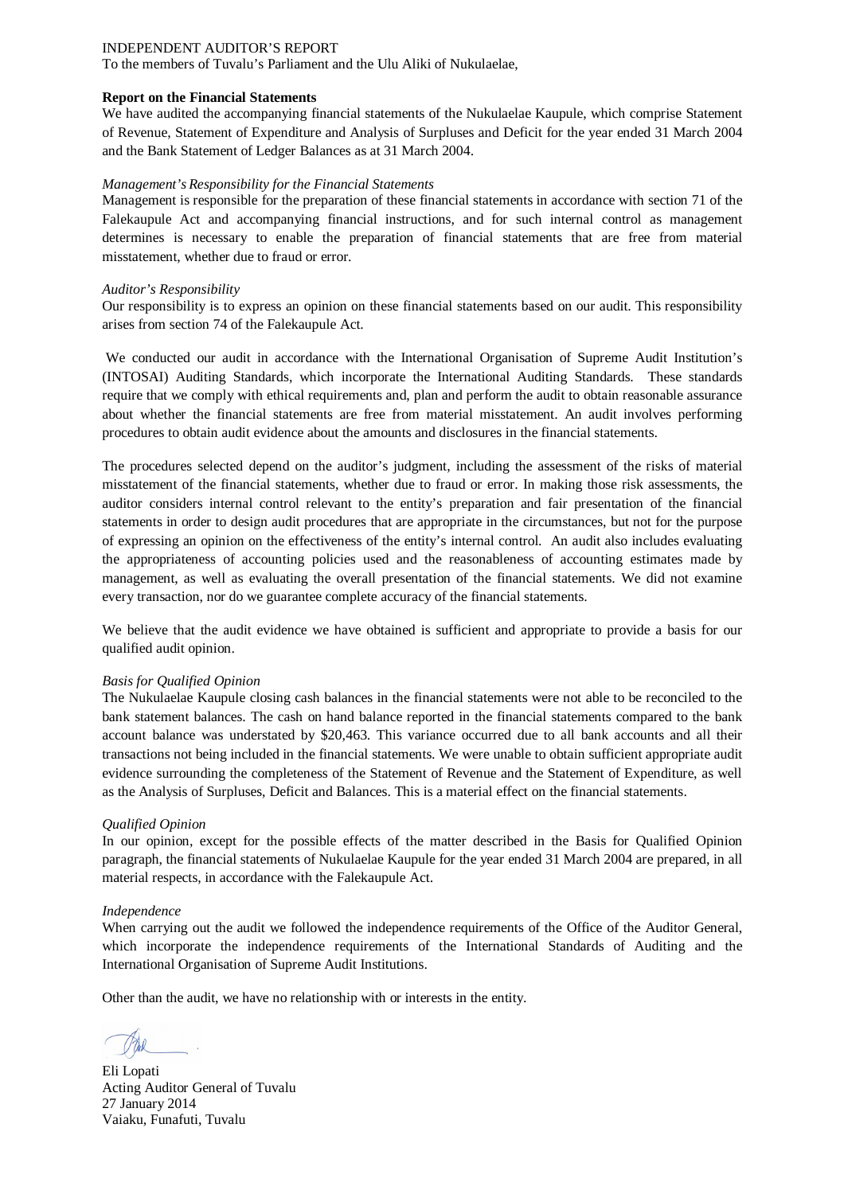INDEPENDENT AUDITOR'S REPORT

To the members of Tuvalu's Parliament and the Ulu Aliki of Nukulaelae,

**Report on the Financial Statements**

We have audited the accompanying financial statements of the Nukulaelae Kaupule, which comprise Statement of Revenue, Statement of Expenditure and Analysis of Surpluses and Deficit for the year ended 31 March 2004 and the Bank Statement of Ledger Balances as at 31 March 2004.

*Management's Responsibility for the Financial Statements*

Management is responsible for the preparation of these financial statements in accordance with section 71 of the Falekaupule Act and accompanying financial instructions, and for such internal control as management determines is necessary to enable the preparation of financial statements that are free from material misstatement, whether due to fraud or error.

*Auditor's Responsibility*

Our responsibility is to express an opinion on these financial statements based on our audit. This responsibility arises from section 74 of the Falekaupule Act.

We conducted our audit in accordance with the International Organisation of Supreme Audit Institution's (INTOSAI) Auditing Standards, which incorporate the International Auditing Standards. These standards require that we comply with ethical requirements and, plan and perform the audit to obtain reasonable assurance about whether the financial statements are free from material misstatement. An audit involves performing procedures to obtain audit evidence about the amounts and disclosures in the financial statements.

The procedures selected depend on the auditor's judgment, including the assessment of the risks of material misstatement of the financial statements, whether due to fraud or error. In making those risk assessments, the auditor considers internal control relevant to the entity's preparation and fair presentation of the financial statements in order to design audit procedures that are appropriate in the circumstances, but not for the purpose of expressing an opinion on the effectiveness of the entity's internal control. An audit also includes evaluating the appropriateness of accounting policies used and the reasonableness of accounting estimates made by management, as well as evaluating the overall presentation of the financial statements. We did not examine every transaction, nor do we guarantee complete accuracy of the financial statements.

We believe that the audit evidence we have obtained is sufficient and appropriate to provide a basis for our qualified audit opinion.

*Basis for Qualified Opinion*

The Nukulaelae Kaupule closing cash balances in the financial statements were not able to be reconciled to the bank statement balances. The cash on hand balance reported in the financial statements compared to the bank account balance was understated by $20,463. This variance occurred due to all bank accounts and all their transactions not being included in the financial statements. We were unable to obtain sufficient appropriate audit evidence surrounding the completeness of the Statement of Revenue and the Statement of Expenditure, as well as the Analysis of Surpluses, Deficit and Balances. This is a material effect on the financial statements.

*Qualified Opinion*

In our opinion, except for the possible effects of the matter described in the Basis for Qualified Opinion paragraph, the financial statements of Nukulaelae Kaupule for the year ended 31 March 2004 are prepared, in all material respects, in accordance with the Falekaupule Act.

*Independence*

When carrying out the audit we followed the independence requirements of the Office of the Auditor General, which incorporate the independence requirements of the International Standards of Auditing and the International Organisation of Supreme Audit Institutions.

Other than the audit, we have no relationship with or interests in the entity.

Eli Lopati
Acting Auditor General of Tuvalu
27 January 2014
Vaiaku, Funafuti, Tuvalu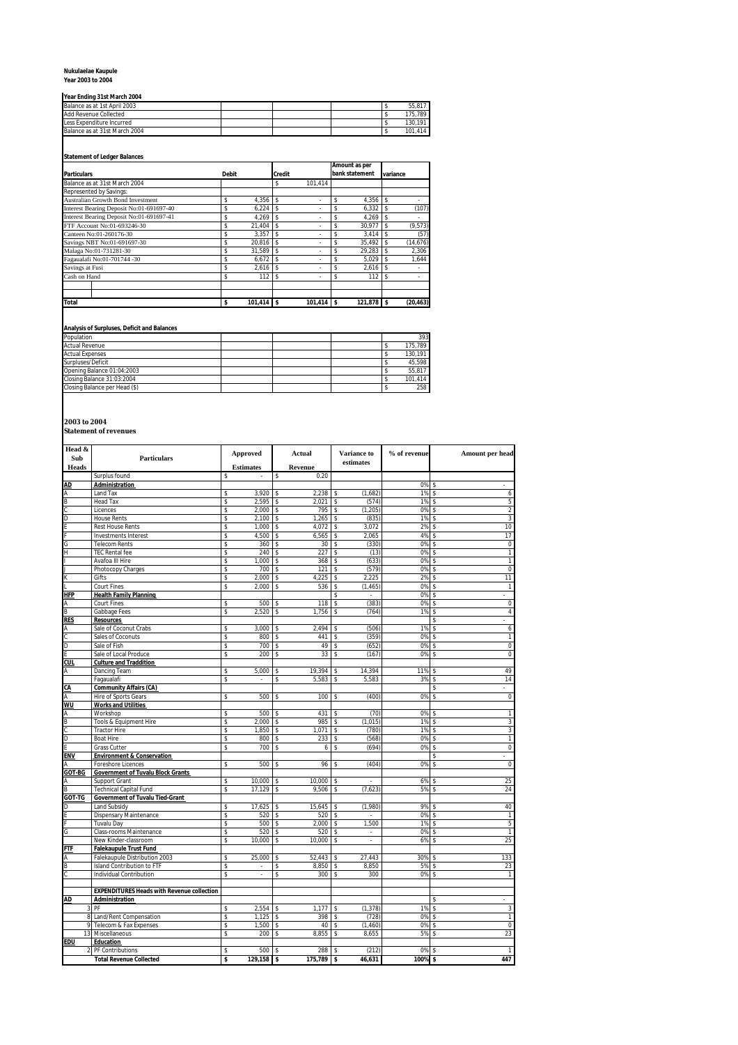**Nukulaelae Kaupule**
**Year 2003 to 2004**

**Year Ending 31st March 2004**

| | |
|---|---|
| Balance as at 1st April 2003 | $ 55,817 |
| Add Revenue Collected | $ 175,789 |
| Less Expenditure Incurred | $ 130,191 |
| Balance as at 31st March 2004 | $ 101,414 |

**Statement of Ledger Balances**

| Particulars | Debit | Credit | Amount as per bank statement | variance |
|---|---|---|---|---|
| Balance as at 31st March 2004 | | $ 101,414 | | |
| Represented by Savings: | | | | |
| Australian Growth Bond Investment | $ 4,356 | $ - | $ 4,356 | $ - |
| Interest Bearing Deposit No:01-691697-40 | $ 6,224 | $ - | $ 6,332 | $ (107) |
| Interest Bearing Deposit No:01-691697-41 | $ 4,269 | $ - | $ 4,269 | $ - |
| FTF Account No:01-693246-30 | $ 21,404 | $ - | $ 30,977 | $ (9,573) |
| Canteen No:01-260176-30 | $ 3,357 | $ - | $ 3,414 | $ (57) |
| Savings NBT No:01-691697-30 | $ 20,816 | $ - | $ 35,492 | $ (14,676) |
| Malaga No:01-731281-30 | $ 31,589 | $ - | $ 29,283 | $ 2,306 |
| Fagaualafi No:01-701744 -30 | $ 6,672 | $ - | $ 5,029 | $ 1,644 |
| Savings at Fusi | $ 2,616 | $ - | $ 2,616 | $ - |
| Cash on Hand | $ 112 | $ - | $ 112 | $ - |
| **Total** | **$ 101,414** | **$ 101,414** | **$ 121,878** | **$ (20,463)** |

**Analysis of Surpluses, Deficit and Balances**

| | |
|---|---|
| Population | 393 |
| Actual Revenue | $ 175,789 |
| Actual Expenses | $ 130,191 |
| Surpluses/Deficit | $ 45,598 |
| Opening Balance 01:04:2003 | $ 55,817 |
| Closing Balance 31:03:2004 | $ 101,414 |
| Closing Balance per Head ($) | $ 258 |

## 2003 to 2004
**Statement of revenues**

| Head & Sub Heads | Particulars | Approved Estimates | Actual Revenue | Variance to estimates | % of revenue | Amount per head |
|---|---|---|---|---|---|---|
| | Surplus found | $ - | $ 0.20 | | | |
| **AD** | **Administration** | | | | 0% | $ - |
| A | Land Tax | $ 3,920 | $ 2,238 | $ (1,682) | 1% | $ 6 |
| B | Head Tax | $ 2,595 | $ 2,021 | $ (574) | 1% | $ 5 |
| C | Licences | $ 2,000 | $ 795 | $ (1,205) | 0% | $ 2 |
| D | House Rents | $ 2,100 | $ 1,265 | $ (835) | 1% | $ 3 |
| E | Rest House Rents | $ 1,000 | $ 4,072 | $ 3,072 | 2% | $ 10 |
| F | Investments Interest | $ 4,500 | $ 6,565 | $ 2,065 | 4% | $ 17 |
| G | Telecom Rents | $ 360 | $ 30 | $ (330) | 0% | $ 0 |
| H | TEC Rental fee | $ 240 | $ 227 | $ (13) | 0% | $ 1 |
| I | Avafoa III Hire | $ 1,000 | $ 368 | $ (633) | 0% | $ 1 |
| J | Photocopy Charges | $ 700 | $ 121 | $ (579) | 0% | $ 0 |
| K | Gifts | $ 2,000 | $ 4,225 | $ 2,225 | 2% | $ 11 |
| L | Court Fines | $ 2,000 | $ 536 | $ (1,465) | 0% | $ 1 |
| **HFP** | **Health Family Planning** | | | $ - | 0% | $ - |
| A | Court Fines | $ 500 | $ 118 | $ (383) | 0% | $ 0 |
| B | Gabbage Fees | $ 2,520 | $ 1,756 | $ (764) | 1% | $ 4 |
| **RES** | **Resources** | | | | | $ - |
| A | Sale of Coconut Crabs | $ 3,000 | $ 2,494 | $ (506) | 1% | $ 6 |
| C | Sales of Coconuts | $ 800 | $ 441 | $ (359) | 0% | $ 1 |
| D | Sale of Fish | $ 700 | $ 49 | $ (652) | 0% | $ 0 |
| E | Sale of Local Produce | $ 200 | $ 33 | $ (167) | 0% | $ 0 |
| **CUL** | **Culture and Traddition** | | | | | |
| A | Dancing Team | $ 5,000 | $ 19,394 | $ 14,394 | 11% | $ 49 |
| | Fagaualafi | $ - | $ 5,583 | $ 5,583 | 3% | $ 14 |
| **CA** | **Community Affairs (CA)** | | | | | $ - |
| A | Hire of Sports Gears | $ 500 | $ 100 | $ (400) | 0% | $ 0 |
| **WU** | **Works and Utilities** | | | | | |
| A | Workshop | $ 500 | $ 431 | $ (70) | 0% | $ 1 |
| B | Tools & Equipment Hire | $ 2,000 | $ 985 | $ (1,015) | 1% | $ 3 |
| C | Tractor Hire | $ 1,850 | $ 1,071 | $ (780) | 1% | $ 3 |
| D | Boat Hire | $ 800 | $ 233 | $ (568) | 0% | $ 1 |
| E | Grass Cutter | $ 700 | $ 6 | $ (694) | 0% | $ 0 |
| **ENV** | **Environment & Conservation** | | | | | $ - |
| A | Foreshore Licences | $ 500 | $ 96 | $ (404) | 0% | $ 0 |
| **GOT-BG** | **Government of Tuvalu Block Grants** | | | | | |
| A | Support Grant | $ 10,000 | $ 10,000 | $ - | 6% | $ 25 |
| B | Technical Capital Fund | $ 17,129 | $ 9,506 | $ (7,623) | 5% | $ 24 |
| **GOT-TG** | **Government of Tuvalu Tied-Grant** | | | | | |
| D | Land Subsidy | $ 17,625 | $ 15,645 | $ (1,980) | 9% | $ 40 |
| E | Dispensary Maintenance | $ 520 | $ 520 | $ - | 0% | $ 1 |
| F | Tuvalu Day | $ 500 | $ 2,000 | $ 1,500 | 1% | $ 5 |
| G | Class-rooms Maintenance | $ 520 | $ 520 | $ - | 0% | $ 1 |
| | New Kinder-classroom | $ 10,000 | $ 10,000 | $ - | 6% | $ 25 |
| **FTF** | **Falekaupule Trust Fund** | | | | | |
| A | Falekaupule Distribution 2003 | $ 25,000 | $ 52,443 | $ 27,443 | 30% | $ 133 |
| B | Island Contribution to FTF | $ - | $ 8,850 | $ 8,850 | 5% | $ 23 |
| C | Individual Contribution | $ - | $ 300 | $ 300 | 0% | $ 1 |
| | | | | | | |
| | **EXPENDITURES Heads with Revenue collection** | | | | | |
| **AD** | **Administration** | | | | | $ - |
| 3 | PF | $ 2,554 | $ 1,177 | $ (1,378) | 1% | $ 3 |
| 8 | Land/Rent Compensation | $ 1,125 | $ 398 | $ (728) | 0% | $ 1 |
| 9 | Telecom & Fax Expenses | $ 1,500 | $ 40 | $ (1,460) | 0% | $ 0 |
| 13 | Miscellaneous | $ 200 | $ 8,855 | $ 8,655 | 5% | $ 23 |
| **EDU** | **Education** | | | | | |
| 2 | PF Contributions | $ 500 | $ 288 | $ (212) | 0% | $ 1 |
| | **Total Revenue Collected** | **$ 129,158** | **$ 175,789** | **$ 46,631** | **100%** | **$ 447** |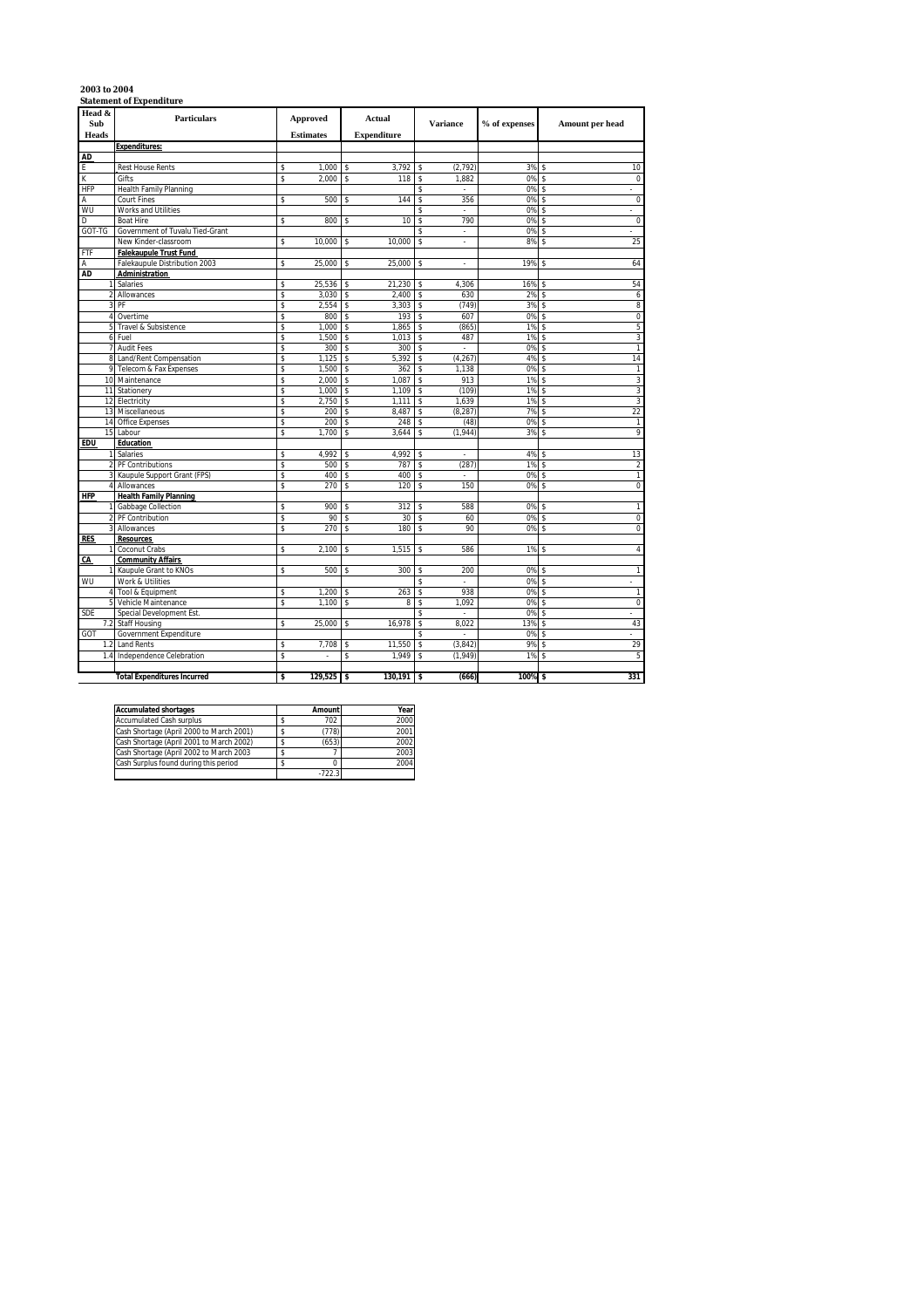**2003 to 2004**

**Statement of Expenditure**

| Head & Sub Heads | Particulars | Approved Estimates | Actual Expenditure | Variance | % of expenses | Amount per head |
|---|---|---|---|---|---|---|
| | **Expenditures:** | | | | | |
| **AD** | | | | | | |
| E | Rest House Rents | $ 1,000 | $ 3,792 | $ (2,792) | 3% | $ 10 |
| K | Gifts | $ 2,000 | $ 118 | $ 1,882 | 0% | $ 0 |
| HFP | Health Family Planning | | | $ - | 0% | $ - |
| A | Court Fines | $ 500 | $ 144 | $ 356 | 0% | $ 0 |
| WU | Works and Utilities | | | $ - | 0% | $ - |
| D | Boat Hire | $ 800 | $ 10 | $ 790 | 0% | $ 0 |
| GOT-TG | Government of Tuvalu Tied-Grant | | | $ - | 0% | $ - |
| | New Kinder-classroom | $ 10,000 | $ 10,000 | $ - | 8% | $ 25 |
| FTF | **Falekaupule Trust Fund** | | | | | |
| A | Falekaupule Distribution 2003 | $ 25,000 | $ 25,000 | $ - | 19% | $ 64 |
| **AD** | **Administration** | | | | | |
| 1 | Salaries | $ 25,536 | $ 21,230 | $ 4,306 | 16% | $ 54 |
| 2 | Allowances | $ 3,030 | $ 2,400 | $ 630 | 2% | $ 6 |
| 3 | PF | $ 2,554 | $ 3,303 | $ (749) | 3% | $ 8 |
| 4 | Overtime | $ 800 | $ 193 | $ 607 | 0% | $ 0 |
| 5 | Travel & Subsistence | $ 1,000 | $ 1,865 | $ (865) | 1% | $ 5 |
| 6 | Fuel | $ 1,500 | $ 1,013 | $ 487 | 1% | $ 3 |
| 7 | Audit Fees | $ 300 | $ 300 | $ - | 0% | $ 1 |
| 8 | Land/Rent Compensation | $ 1,125 | $ 5,392 | $ (4,267) | 4% | $ 14 |
| 9 | Telecom & Fax Expenses | $ 1,500 | $ 362 | $ 1,138 | 0% | $ 1 |
| 10 | Maintenance | $ 2,000 | $ 1,087 | $ 913 | 1% | $ 3 |
| 11 | Stationery | $ 1,000 | $ 1,109 | $ (109) | 1% | $ 3 |
| 12 | Electricity | $ 2,750 | $ 1,111 | $ 1,639 | 1% | $ 3 |
| 13 | Miscellaneous | $ 200 | $ 8,487 | $ (8,287) | 7% | $ 22 |
| 14 | Office Expenses | $ 200 | $ 248 | $ (48) | 0% | $ 1 |
| 15 | Labour | $ 1,700 | $ 3,644 | $ (1,944) | 3% | $ 9 |
| **EDU** | **Education** | | | | | |
| 1 | Salaries | $ 4,992 | $ 4,992 | $ - | 4% | $ 13 |
| 2 | PF Contributions | $ 500 | $ 787 | $ (287) | 1% | $ 2 |
| 3 | Kaupule Support Grant (FPS) | $ 400 | $ 400 | $ - | 0% | $ 1 |
| 4 | Allowances | $ 270 | $ 120 | $ 150 | 0% | $ 0 |
| **HFP** | **Health Family Planning** | | | | | |
| 1 | Gabbage Collection | $ 900 | $ 312 | $ 588 | 0% | $ 1 |
| 2 | PF Contribution | $ 90 | $ 30 | $ 60 | 0% | $ 0 |
| 3 | Allowances | $ 270 | $ 180 | $ 90 | 0% | $ 0 |
| **RES** | **Resources** | | | | | |
| 1 | Coconut Crabs | $ 2,100 | $ 1,515 | $ 586 | 1% | $ 4 |
| **CA** | **Community Affairs** | | | | | |
| 1 | Kaupule Grant to KNOs | $ 500 | $ 300 | $ 200 | 0% | $ 1 |
| WU | Work & Utilities | | | $ - | 0% | $ - |
| 4 | Tool & Equipment | $ 1,200 | $ 263 | $ 938 | 0% | $ 1 |
| 5 | Vehicle Maintenance | $ 1,100 | $ 8 | $ 1,092 | 0% | $ 0 |
| SDE | Special Development Est. | | | $ - | 0% | $ - |
| 7.2 | Staff Housing | $ 25,000 | $ 16,978 | $ 8,022 | 13% | $ 43 |
| GOT | Government Expenditure | | | $ - | 0% | $ - |
| 1.2 | Land Rents | $ 7,708 | $ 11,550 | $ (3,842) | 9% | $ 29 |
| 1.4 | Independence Celebration | $ - | $ 1,949 | $ (1,949) | 1% | $ 5 |
| | **Total Expenditures Incurred** | **$ 129,525** | **$ 130,191** | **$ (666)** | **100%** | **$ 331** |

| Accumulated shortages | Amount | Year |
|---|---|---|
| Accumulated Cash surplus | $ 702 | 2000 |
| Cash Shortage (April 2000 to March 2001) | $ (778) | 2001 |
| Cash Shortage (April 2001 to March 2002) | $ (653) | 2002 |
| Cash Shortage (April 2002 to March 2003 | $ 7 | 2003 |
| Cash Surplus found during this period | $ 0 | 2004 |
| | -722.3 | |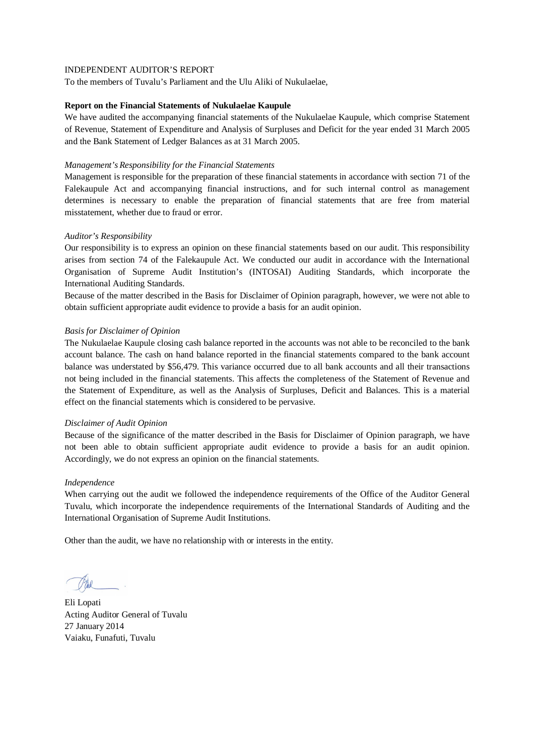INDEPENDENT AUDITOR'S REPORT

To the members of Tuvalu's Parliament and the Ulu Aliki of Nukulaelae,

**Report on the Financial Statements of Nukulaelae Kaupule**

We have audited the accompanying financial statements of the Nukulaelae Kaupule, which comprise Statement of Revenue, Statement of Expenditure and Analysis of Surpluses and Deficit for the year ended 31 March 2005 and the Bank Statement of Ledger Balances as at 31 March 2005.

*Management's Responsibility for the Financial Statements*

Management is responsible for the preparation of these financial statements in accordance with section 71 of the Falekaupule Act and accompanying financial instructions, and for such internal control as management determines is necessary to enable the preparation of financial statements that are free from material misstatement, whether due to fraud or error.

*Auditor's Responsibility*

Our responsibility is to express an opinion on these financial statements based on our audit. This responsibility arises from section 74 of the Falekaupule Act. We conducted our audit in accordance with the International Organisation of Supreme Audit Institution's (INTOSAI) Auditing Standards, which incorporate the International Auditing Standards.

Because of the matter described in the Basis for Disclaimer of Opinion paragraph, however, we were not able to obtain sufficient appropriate audit evidence to provide a basis for an audit opinion.

*Basis for Disclaimer of Opinion*

The Nukulaelae Kaupule closing cash balance reported in the accounts was not able to be reconciled to the bank account balance. The cash on hand balance reported in the financial statements compared to the bank account balance was understated by $56,479. This variance occurred due to all bank accounts and all their transactions not being included in the financial statements. This affects the completeness of the Statement of Revenue and the Statement of Expenditure, as well as the Analysis of Surpluses, Deficit and Balances. This is a material effect on the financial statements which is considered to be pervasive.

*Disclaimer of Audit Opinion*

Because of the significance of the matter described in the Basis for Disclaimer of Opinion paragraph, we have not been able to obtain sufficient appropriate audit evidence to provide a basis for an audit opinion. Accordingly, we do not express an opinion on the financial statements.

*Independence*

When carrying out the audit we followed the independence requirements of the Office of the Auditor General Tuvalu, which incorporate the independence requirements of the International Standards of Auditing and the International Organisation of Supreme Audit Institutions.

Other than the audit, we have no relationship with or interests in the entity.

Eli Lopati
Acting Auditor General of Tuvalu
27 January 2014
Vaiaku, Funafuti, Tuvalu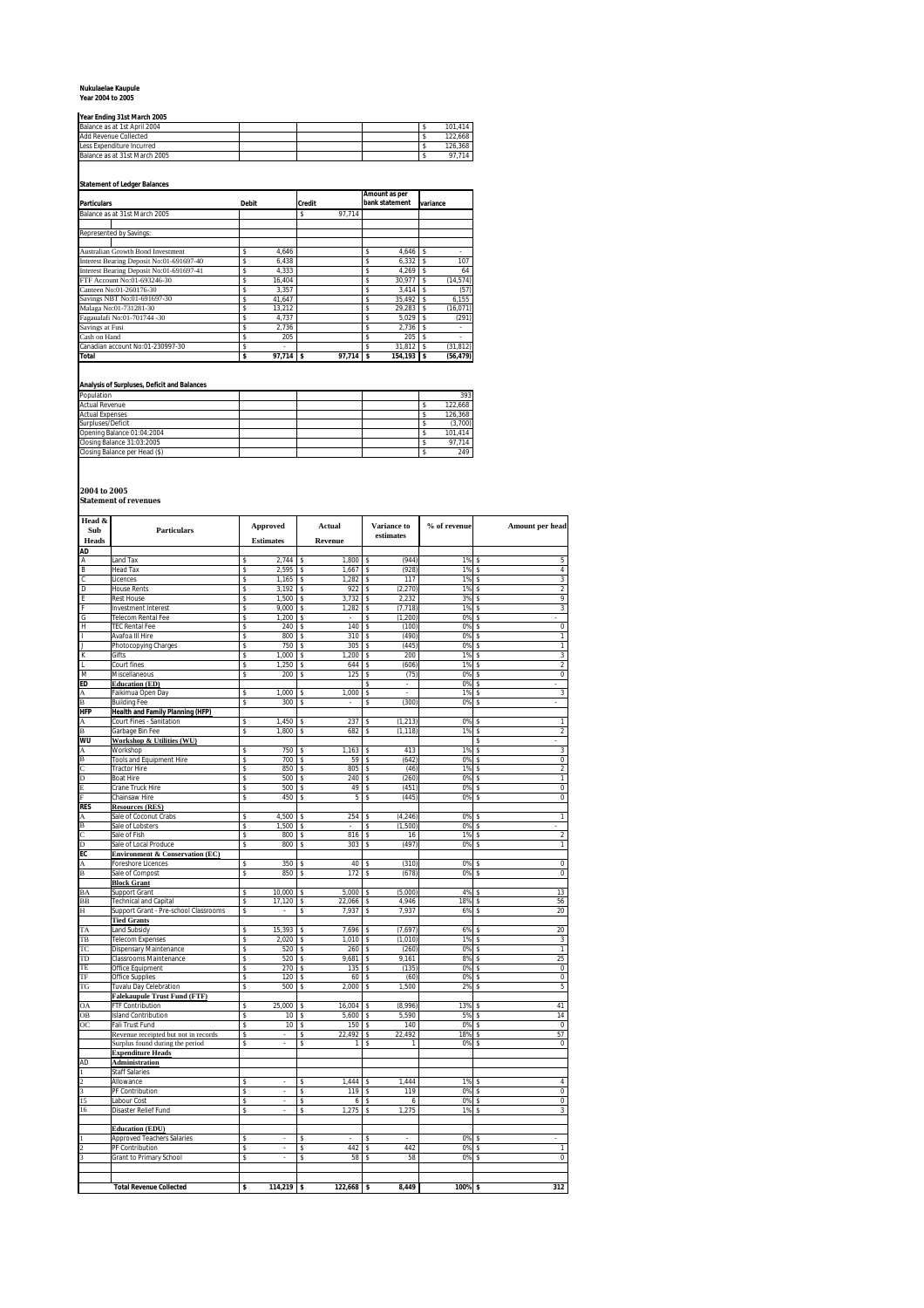**Nukulaelae Kaupule**
**Year 2004 to 2005**

**Year Ending 31st March 2005**

| | |
|---|---|
| Balance as at 1st April 2004 | $ 101,414 |
| Add Revenue Collected | $ 122,668 |
| Less Expenditure Incurred | $ 126,368 |
| Balance as at 31st March 2005 | $ 97,714 |

**Statement of Ledger Balances**

| Particulars | Debit | Credit | Amount as per bank statement | variance |
|---|---|---|---|---|
| Balance as at 31st March 2005 | | $ 97,714 | | |
| | | | | |
| Represented by Savings: | | | | |
| | | | | |
| Australian Growth Bond Investment | $ 4,646 | | $ 4,646 | $ - |
| Interest Bearing Deposit No:01-691697-40 | $ 6,438 | | $ 6,332 | $ 107 |
| Interest Bearing Deposit No:01-691697-41 | $ 4,333 | | $ 4,269 | $ 64 |
| FTF Account No:01-693246-30 | $ 16,404 | | $ 30,977 | $ (14,574) |
| Canteen No:01-260176-30 | $ 3,357 | | $ 3,414 | $ (57) |
| Savings NBT No:01-691697-30 | $ 41,647 | | $ 35,492 | $ 6,155 |
| Malaga No:01-731281-30 | $ 13,212 | | $ 29,283 | $ (16,071) |
| Fagaualafi No:01-701744 -30 | $ 4,737 | | $ 5,029 | $ (291) |
| Savings at Fusi | $ 2,736 | | $ 2,736 | $ - |
| Cash on Hand | $ 205 | | $ 205 | $ - |
| Canadian account No:01-230997-30 | $ - | | $ 31,812 | $ (31,812) |
| **Total** | **$ 97,714** | **$ 97,714** | **$ 154,193** | **$ (56,479)** |

**Analysis of Surpluses, Deficit and Balances**

| | |
|---|---|
| Population | 393 |
| Actual Revenue | $ 122,668 |
| Actual Expenses | $ 126,368 |
| Surpluses/Deficit | $ (3,700) |
| Opening Balance 01:04:2004 | $ 101,414 |
| Closing Balance 31:03:2005 | $ 97,714 |
| Closing Balance per Head ($) | $ 249 |

**2004 to 2005**
**Statement of revenues**

| Head & Sub Heads | Particulars | Approved Estimates | Actual Revenue | Variance to estimates | % of revenue | Amount per head |
|---|---|---|---|---|---|---|
| **AD** | | | | | | |
| A | Land Tax | $ 2,744 | $ 1,800 | $ (944) | 1% | $ 5 |
| B | Head Tax | $ 2,595 | $ 1,667 | $ (928) | 1% | $ 4 |
| C | Licences | $ 1,165 | $ 1,282 | $ 117 | 1% | $ 3 |
| D | House Rents | $ 3,192 | $ 922 | $ (2,270) | 1% | $ 2 |
| E | Rest House | $ 1,500 | $ 3,732 | $ 2,232 | 3% | $ 9 |
| F | Investment Interest | $ 9,000 | $ 1,282 | $ (7,718) | 1% | $ 3 |
| G | Telecom Rental Fee | $ 1,200 | $ - | $ (1,200) | 0% | $ - |
| H | TEC Rental Fee | $ 240 | $ 140 | $ (100) | 0% | $ 0 |
| I | Avafoa III Hire | $ 800 | $ 310 | $ (490) | 0% | $ 1 |
| J | Photocopying Charges | $ 750 | $ 305 | $ (445) | 0% | $ 1 |
| K | Gifts | $ 1,000 | $ 1,200 | $ 200 | 1% | $ 3 |
| L | Court fines | $ 1,250 | $ 644 | $ (606) | 1% | $ 2 |
| M | Miscellaneous | $ 200 | $ 125 | $ (75) | 0% | $ 0 |
| **ED** | **Education (ED)** | | | $ - | 0% | $ - |
| A | Fakimua Open Day | $ 1,000 | $ 1,000 | $ - | 1% | $ 3 |
| B | Building Fee | $ 300 | $ - | $ (300) | 0% | $ - |
| **HFP** | **Health and Family Planning (HFP)** | | | | | |
| A | Court Fines - Sanitation | $ 1,450 | $ 237 | $ (1,213) | 0% | $ 1 |
| B | Garbage Bin Fee | $ 1,800 | $ 682 | $ (1,118) | 1% | $ 2 |
| **WU** | **Workshop & Utilities (WU)** | | | | | $ - |
| A | Workshop | $ 750 | $ 1,163 | $ 413 | 1% | $ 3 |
| B | Tools and Equipment Hire | $ 700 | $ 59 | $ (642) | 0% | $ 0 |
| C | Tractor Hire | $ 850 | $ 805 | $ (46) | 1% | $ 2 |
| D | Boat Hire | $ 500 | $ 240 | $ (260) | 0% | $ 1 |
| E | Crane Truck Hire | $ 500 | $ 49 | $ (451) | 0% | $ 0 |
| F | Chainsaw Hire | $ 450 | $ 5 | $ (445) | 0% | $ 0 |
| **RES** | **Resources (RES)** | | | | | |
| A | Sale of Coconut Crabs | $ 4,500 | $ 254 | $ (4,246) | 0% | $ 1 |
| B | Sale of Lobsters | $ 1,500 | $ - | $ (1,500) | 0% | $ - |
| C | Sale of Fish | $ 800 | $ 816 | $ 16 | 1% | $ 2 |
| D | Sale of Local Produce | $ 800 | $ 303 | $ (497) | 0% | $ 1 |
| **EC** | **Environment & Conservation (EC)** | | | | | |
| A | Foreshore Licences | $ 350 | $ 40 | $ (310) | 0% | $ 0 |
| B | Sale of Compost | $ 850 | $ 172 | $ (678) | 0% | $ 0 |
| | **Block Grant** | | | | | |
| BA | Support Grant | $ 10,000 | $ 5,000 | $ (5,000) | 4% | $ 13 |
| BB | Technical and Capital | $ 17,120 | $ 22,066 | $ 4,946 | 18% | $ 56 |
| H | Support Grant - Pre-school Classrooms | $ - | $ 7,937 | $ 7,937 | 6% | $ 20 |
| | **Tied Grants** | | | | | |
| TA | Land Subsidy | $ 15,393 | $ 7,696 | $ (7,697) | 6% | $ 20 |
| TB | Telecom Expenses | $ 2,020 | $ 1,010 | $ (1,010) | 1% | $ 3 |
| TC | Dispensary Maintenance | $ 520 | $ 260 | $ (260) | 0% | $ 1 |
| TD | Classrooms Maintenance | $ 520 | $ 9,681 | $ 9,161 | 8% | $ 25 |
| TE | Office Equipment | $ 270 | $ 135 | $ (135) | 0% | $ 0 |
| TF | Office Supplies | $ 120 | $ 60 | $ (60) | 0% | $ 0 |
| TG | Tuvalu Day Celebration | $ 500 | $ 2,000 | $ 1,500 | 2% | $ 5 |
| | **Falekaupule Trust Fund (FTF)** | | | | | |
| OA | FTF Contribution | $ 25,000 | $ 16,004 | $ (8,996) | 13% | $ 41 |
| OB | Island Contribution | $ 10 | $ 5,600 | $ 5,590 | 5% | $ 14 |
| OC | Fali Trust Fund | $ 10 | $ 150 | $ 140 | 0% | $ 0 |
| | Revenue receipted but not in records | $ - | $ 22,492 | $ 22,492 | 18% | $ 57 |
| | Surplus found during the period | $ - | $ 1 | $ 1 | 0% | $ 0 |
| | **Expenditure Heads** | | | | | |
| AD | **Administration** | | | | | |
| 1 | Staff Salaries | | | | | |
| 2 | Allowance | $ - | $ 1,444 | $ 1,444 | 1% | $ 4 |
| 3 | PF Contribution | $ - | $ 119 | $ 119 | 0% | $ 0 |
| 15 | Labour Cost | $ - | $ 6 | $ 6 | 0% | $ 0 |
| 16 | Disaster Relief Fund | $ - | $ 1,275 | $ 1,275 | 1% | $ 3 |
| | | | | | | |
| | **Education (EDU)** | | | | | |
| 1 | Approved Teachers Salaries | $ - | $ - | $ - | 0% | $ - |
| 2 | PF Contribution | $ - | $ 442 | $ 442 | 0% | $ 1 |
| 3 | Grant to Primary School | $ - | $ 58 | $ 58 | 0% | $ 0 |
| | | | | | | |
| | | | | | | |
| | **Total Revenue Collected** | **$ 114,219** | **$ 122,668** | **$ 8,449** | **100%** | **$ 312** |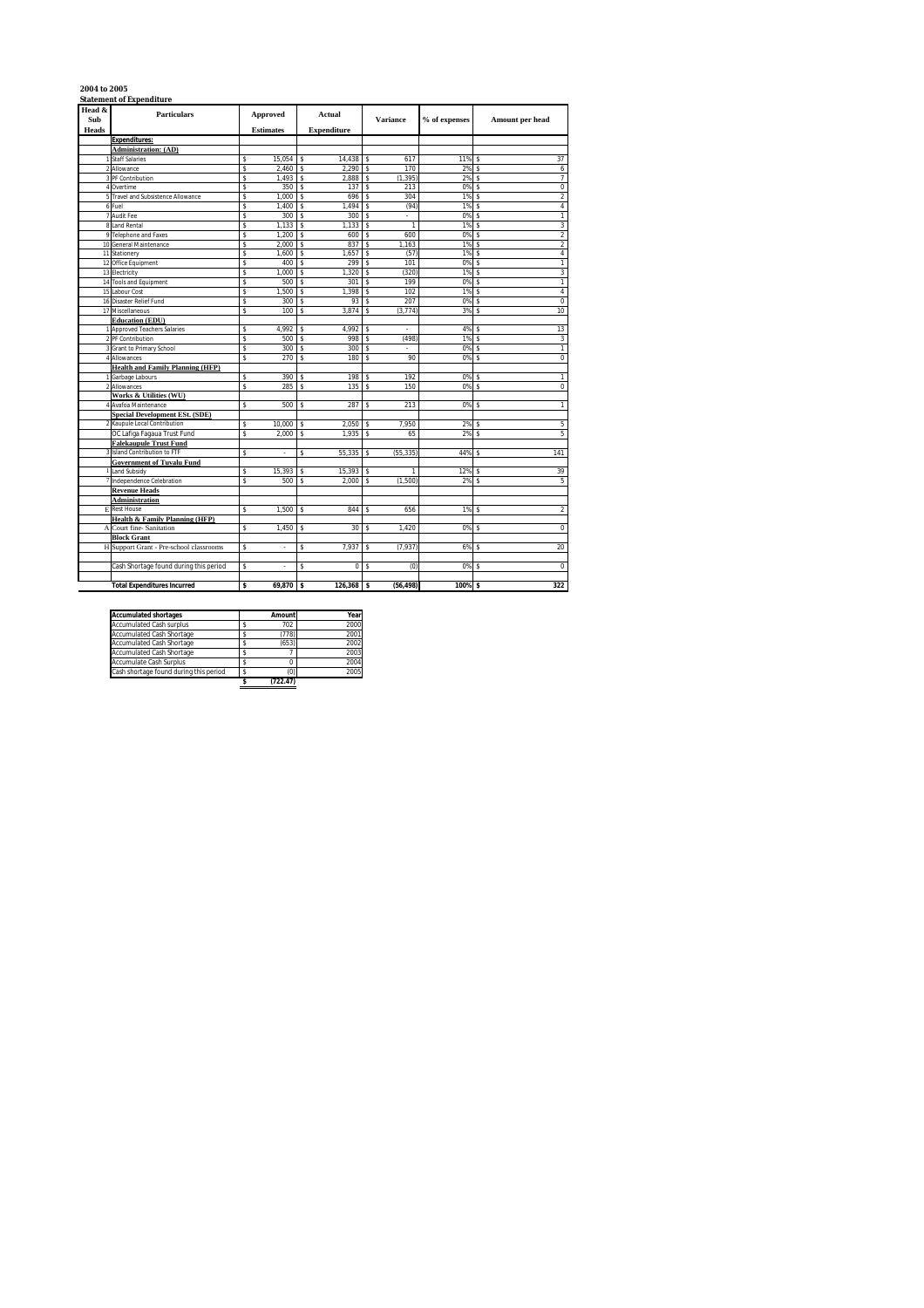**2004 to 2005**

**Statement of Expenditure**

| Head & Sub Heads | Particulars | Approved Estimates | Actual Expenditure | Variance | % of expenses | Amount per head |
|---|---|---|---|---|---|---|
| | **Expenditures:** | | | | | |
| | **Administration: (AD)** | | | | | |
| 1 | Staff Salaries | $ 15,054 | $ 14,438 | $ 617 | 11% | $ 37 |
| 2 | Allowance | $ 2,460 | $ 2,290 | $ 170 | 2% | $ 6 |
| 3 | PF Contribution | $ 1,493 | $ 2,888 | $ (1,395) | 2% | $ 7 |
| 4 | Overtime | $ 350 | $ 137 | $ 213 | 0% | $ 0 |
| 5 | Travel and Subsistence Allowance | $ 1,000 | $ 696 | $ 304 | 1% | $ 2 |
| 6 | Fuel | $ 1,400 | $ 1,494 | $ (94) | 1% | $ 4 |
| 7 | Audit Fee | $ 300 | $ 300 | $ - | 0% | $ 1 |
| 8 | Land Rental | $ 1,133 | $ 1,133 | $ 1 | 1% | $ 3 |
| 9 | Telephone and Faxes | $ 1,200 | $ 600 | $ 600 | 0% | $ 2 |
| 10 | General Maintenance | $ 2,000 | $ 837 | $ 1,163 | 1% | $ 2 |
| 11 | Stationery | $ 1,600 | $ 1,657 | $ (57) | 1% | $ 4 |
| 12 | Office Equipment | $ 400 | $ 299 | $ 101 | 0% | $ 1 |
| 13 | Electricity | $ 1,000 | $ 1,320 | $ (320) | 1% | $ 3 |
| 14 | Tools and Equipment | $ 500 | $ 301 | $ 199 | 0% | $ 1 |
| 15 | Labour Cost | $ 1,500 | $ 1,398 | $ 102 | 1% | $ 4 |
| 16 | Disaster Relief Fund | $ 300 | $ 93 | $ 207 | 0% | $ 0 |
| 17 | Miscellaneous | $ 100 | $ 3,874 | $ (3,774) | 3% | $ 10 |
| | **Education (EDU)** | | | | | |
| 1 | Approved Teachers Salaries | $ 4,992 | $ 4,992 | $ - | 4% | $ 13 |
| 2 | PF Contribution | $ 500 | $ 998 | $ (498) | 1% | $ 3 |
| 3 | Grant to Primary School | $ 300 | $ 300 | $ - | 0% | $ 1 |
| 4 | Allowances | $ 270 | $ 180 | $ 90 | 0% | $ 0 |
| | **Health and Family Planning (HFP)** | | | | | |
| 1 | Garbage Labours | $ 390 | $ 198 | $ 192 | 0% | $ 1 |
| 2 | Allowances | $ 285 | $ 135 | $ 150 | 0% | $ 0 |
| | **Works & Utilities (WU)** | | | | | |
| 4 | Avafoa Maintenance | $ 500 | $ 287 | $ 213 | 0% | $ 1 |
| | **Special Development ESt. (SDE)** | | | | | |
| 2 | Kaupule Local Contribution | $ 10,000 | $ 2,050 | $ 7,950 | 2% | $ 5 |
| | OC Lafiga Fagaua Trust Fund | $ 2,000 | $ 1,935 | $ 65 | 2% | $ 5 |
| | **Falekaupule Trust Fund** | | | | | |
| 3 | Island Contribution to FTF | $ - | $ 55,335 | $ (55,335) | 44% | $ 141 |
| | **Government of Tuvalu Fund** | | | | | |
| 1 | Land Subsidy | $ 15,393 | $ 15,393 | $ 1 | 12% | $ 39 |
| 7 | Independence Celebration | $ 500 | $ 2,000 | $ (1,500) | 2% | $ 5 |
| | **Revenue Heads** | | | | | |
| | **Administration** | | | | | |
| E | Rest House | $ 1,500 | $ 844 | $ 656 | 1% | $ 2 |
| | **Health & Family Planning (HFP)** | | | | | |
| A | Court fine- Sanitation | $ 1,450 | $ 30 | $ 1,420 | 0% | $ 0 |
| | **Block Grant** | | | | | |
| H | Support Grant - Pre-school classrooms | $ - | $ 7,937 | $ (7,937) | 6% | $ 20 |
| | | | | | | |
| | Cash Shortage found during this period | $ - | $ 0 | $ (0) | 0% | $ 0 |
| | | | | | | |
| | **Total Expenditures Incurred** | **$ 69,870** | **$ 126,368** | **$ (56,498)** | **100%** | **$ 322** |

| Accumulated shortages | Amount | Year |
|---|---|---|
| Accumulated Cash surplus | $ 702 | 2000 |
| Accumulated Cash Shortage | $ (778) | 2001 |
| Accumulated Cash Shortage | $ (653) | 2002 |
| Accumulated Cash Shortage | $ 7 | 2003 |
| Accumulate Cash Surplus | $ 0 | 2004 |
| Cash shortage found during this period | $ (0) | 2005 |
| | **$ (722.47)** | |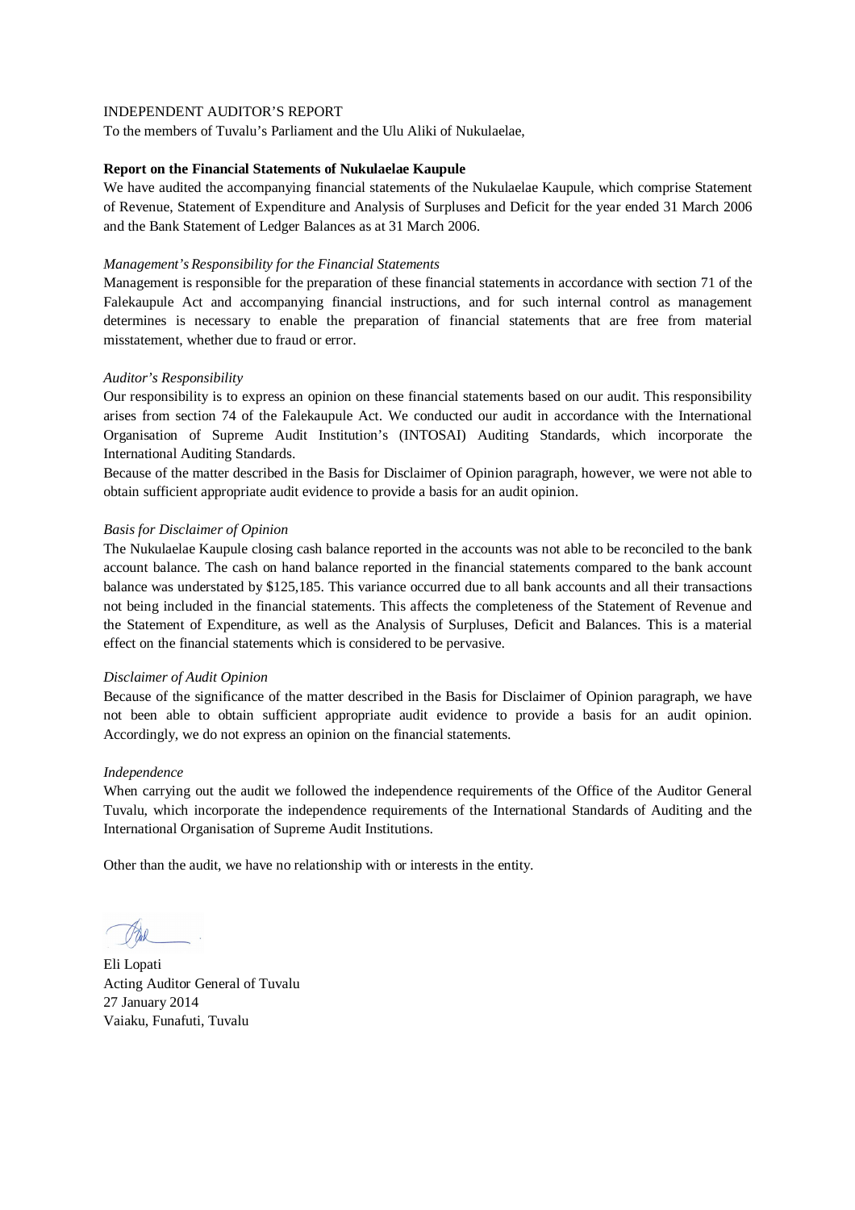INDEPENDENT AUDITOR'S REPORT

To the members of Tuvalu's Parliament and the Ulu Aliki of Nukulaelae,

**Report on the Financial Statements of Nukulaelae Kaupule**

We have audited the accompanying financial statements of the Nukulaelae Kaupule, which comprise Statement of Revenue, Statement of Expenditure and Analysis of Surpluses and Deficit for the year ended 31 March 2006 and the Bank Statement of Ledger Balances as at 31 March 2006.

*Management's Responsibility for the Financial Statements*

Management is responsible for the preparation of these financial statements in accordance with section 71 of the Falekaupule Act and accompanying financial instructions, and for such internal control as management determines is necessary to enable the preparation of financial statements that are free from material misstatement, whether due to fraud or error.

*Auditor's Responsibility*

Our responsibility is to express an opinion on these financial statements based on our audit. This responsibility arises from section 74 of the Falekaupule Act. We conducted our audit in accordance with the International Organisation of Supreme Audit Institution's (INTOSAI) Auditing Standards, which incorporate the International Auditing Standards.

Because of the matter described in the Basis for Disclaimer of Opinion paragraph, however, we were not able to obtain sufficient appropriate audit evidence to provide a basis for an audit opinion.

*Basis for Disclaimer of Opinion*

The Nukulaelae Kaupule closing cash balance reported in the accounts was not able to be reconciled to the bank account balance. The cash on hand balance reported in the financial statements compared to the bank account balance was understated by $125,185. This variance occurred due to all bank accounts and all their transactions not being included in the financial statements. This affects the completeness of the Statement of Revenue and the Statement of Expenditure, as well as the Analysis of Surpluses, Deficit and Balances. This is a material effect on the financial statements which is considered to be pervasive.

*Disclaimer of Audit Opinion*

Because of the significance of the matter described in the Basis for Disclaimer of Opinion paragraph, we have not been able to obtain sufficient appropriate audit evidence to provide a basis for an audit opinion. Accordingly, we do not express an opinion on the financial statements.

*Independence*

When carrying out the audit we followed the independence requirements of the Office of the Auditor General Tuvalu, which incorporate the independence requirements of the International Standards of Auditing and the International Organisation of Supreme Audit Institutions.

Other than the audit, we have no relationship with or interests in the entity.

Eli Lopati
Acting Auditor General of Tuvalu
27 January 2014
Vaiaku, Funafuti, Tuvalu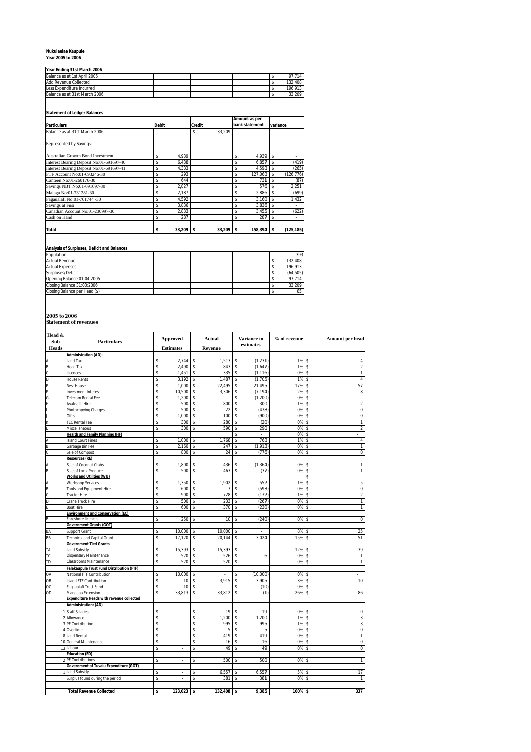**Nukulaelae Kaupule**
**Year 2005 to 2006**

**Year Ending 31st March 2006**

| | | | | |
|---|---|---|---|---|
| Balance as at 1st April 2005 | | | | $ 97,714 |
| Add Revenue Collected | | | | $ 132,408 |
| Less Expenditure Incurred | | | | $ 196,913 |
| Balance as at 31st March 2006 | | | | $ 33,209 |

**Statement of Ledger Balances**

| Particulars | Debit | Credit | Amount as per bank statement | variance |
|---|---|---|---|---|
| Balance as at 31st March 2006 | | $ 33,209 | | |
| | | | | |
| Represented by Savings: | | | | |
| | | | | |
| Australian Growth Bond Investment | $ 4,939 | | $ 4,939 | $ - |
| Interest Bearing Deposit No:01-691697-40 | $ 6,438 | | $ 6,857 | $ (419) |
| Interest Bearing Deposit No:01-691697-41 | $ 4,333 | | $ 4,598 | $ (265) |
| FTF Account No:01-693246-30 | $ 293 | | $ 127,068 | $ (126,776) |
| Canteen No:01-260176-30 | $ 644 | | $ 731 | $ (87) |
| Savings NBT No:01-691697-30 | $ 2,827 | | $ 576 | $ 2,251 |
| Malaga No:01-731281-30 | $ 2,187 | | $ 2,886 | $ (699) |
| Fagaualafi No:01-701744 -30 | $ 4,592 | | $ 3,160 | $ 1,432 |
| Savings at Fusi | $ 3,836 | | $ 3,836 | $ - |
| Canadian Account No:01-230997-30 | $ 2,833 | | $ 3,455 | $ (622) |
| Cash on Hand | $ 287 | | $ 287 | $ - |
| | | | | |
| **Total** | **$ 33,209** | **$ 33,209** | **$ 158,394** | **$ (125,185)** |

**Analysis of Surpluses, Deficit and Balances**

| | | | | |
|---|---|---|---|---|
| Population | | | | 393 |
| Actual Revenue | | | | $ 132,408 |
| Actual Expenses | | | | $ 196,913 |
| Surpluses/Deficit | | | | $ (64,505) |
| Opening Balance 01:04:2005 | | | | $ 97,714 |
| Closing Balance 31:03:2006 | | | | $ 33,209 |
| Closing Balance per Head ($) | | | | $ 85 |

**2005 to 2006**
**Statement of revenues**

| Head & Sub Heads | Particulars | Approved Estimates | Actual Revenue | Variance to estimates | % of revenue | Amount per head |
|---|---|---|---|---|---|---|
| | **Administration (AD):** | | | | | |
| A | Land Tax | $ 2,744 | $ 1,513 | $ (1,231) | 1% | $ 4 |
| B | Head Tax | $ 2,490 | $ 843 | $ (1,647) | 1% | $ 2 |
| C | Licences | $ 1,451 | $ 335 | $ (1,116) | 0% | $ 1 |
| D | House Rents | $ 3,192 | $ 1,487 | $ (1,705) | 1% | $ 4 |
| E | Rest House | $ 1,000 | $ 22,495 | $ 21,495 | 17% | $ 57 |
| F | Investment Interest | $ 10,500 | $ 3,306 | $ (7,194) | 2% | $ 8 |
| G | Telecom Rental Fee | $ 1,200 | $ - | $ (1,200) | 0% | $ - |
| H | Avafoa III Hire | $ 500 | $ 800 | $ 300 | 1% | $ 2 |
| I | Photocopying Charges | $ 500 | $ 22 | $ (478) | 0% | $ 0 |
| J | Gifts | $ 1,000 | $ 100 | $ (900) | 0% | $ 0 |
| K | TEC Rental Fee | $ 300 | $ 280 | $ (20) | 0% | $ 1 |
| L | Miscellaneous | $ 300 | $ 590 | $ 290 | 0% | $ 2 |
| | **Health and Family Planning (HF)** | | | $ - | 0% | $ - |
| A | Island Court Fines | $ 1,000 | $ 1,768 | $ 768 | 1% | $ 4 |
| B | Garbage Bin Fee | $ 2,160 | $ 247 | $ (1,913) | 0% | $ 1 |
| C | Sale of Compost | $ 800 | $ 24 | $ (776) | 0% | $ 0 |
| | **Resources (RE)** | | | | | |
| A | Sale of Coconut Crabs | $ 1,800 | $ 436 | $ (1,364) | 0% | $ 1 |
| B | Sale of Local Produce | $ 500 | $ 463 | $ (37) | 0% | $ 1 |
| | **Works and Utilities (WU)** | | | | | $ - |
| A | Workshop Services | $ 1,350 | $ 1,902 | $ 552 | 1% | $ 5 |
| B | Tools and Equipment Hire | $ 600 | $ 7 | $ (593) | 0% | $ 0 |
| C | Tractor Hire | $ 900 | $ 728 | $ (172) | 1% | $ 2 |
| D | Crane Truck Hire | $ 500 | $ 233 | $ (267) | 0% | $ 1 |
| E | Boat Hire | $ 600 | $ 370 | $ (230) | 0% | $ 1 |
| | **Environment and Conservation (EC)** | | | | | |
| B | Foreshore licences | $ 250 | $ 10 | $ (240) | 0% | $ 0 |
| | **Government Grants (GOT)** | | | | | |
| BA | Support Grant | $ 10,000 | $ 10,000 | $ - | 8% | $ 25 |
| BB | Technical and Capital Grant | $ 17,120 | $ 20,144 | $ 3,024 | 15% | $ 51 |
| | **Government Tied Grants** | | | | | |
| TA | Land Subsidy | $ 15,393 | $ 15,393 | $ - | 12% | $ 39 |
| TC | Dispensary Maintenance | $ 520 | $ 526 | $ 6 | 0% | $ 1 |
| TD | Classrooms Maintenance | $ 520 | $ 520 | $ - | 0% | $ 1 |
| | **Falekaupule Trust Fund Distribution (FTF)** | | | | | |
| OA | National FTF Contribution | $ 10,000 | $ - | $ (10,000) | 0% | $ - |
| OB | Island FTF Contribution | $ 10 | $ 3,915 | $ 3,905 | 3% | $ 10 |
| OC | Fagaualafi Trust Fund | $ 10 | $ - | $ (10) | 0% | $ - |
| OD | Maneapa Extension | $ 33,813 | $ 33,812 | $ (1) | 26% | $ 86 |
| | **Expenditure Heads with revenue collected** | | | | | |
| | **Administration: (AD)** | | | | | |
| 1 | Staff Salaries | $ - | $ 19 | $ 19 | 0% | $ 0 |
| 2 | Allowance | $ - | $ 1,200 | $ 1,200 | 1% | $ 3 |
| 3 | PF Contribution | $ - | $ 995 | $ 995 | 1% | $ 3 |
| 4 | Overtime | $ - | $ 5 | $ 5 | 0% | $ 0 |
| 8 | Land Rental | $ - | $ 419 | $ 419 | 0% | $ 1 |
| 10 | General Maintenance | $ - | $ 16 | $ 16 | 0% | $ 0 |
| 13 | Labour | $ - | $ 49 | $ 49 | 0% | $ 0 |
| | **Education (ED)** | | | | | |
| 2 | PF Contributions | $ - | $ 500 | $ 500 | 0% | $ 1 |
| | **Government of Tuvalu Expenditure (GOT)** | | | | | |
| 1 | Land Subsidy | $ - | $ 6,557 | $ 6,557 | 5% | $ 17 |
| | Surplus found during the period | $ - | $ 381 | $ 381 | 0% | $ 1 |
| | | | | | | |
| | **Total Revenue Collected** | **$ 123,023** | **$ 132,408** | **$ 9,385** | **100%** | **$ 337** |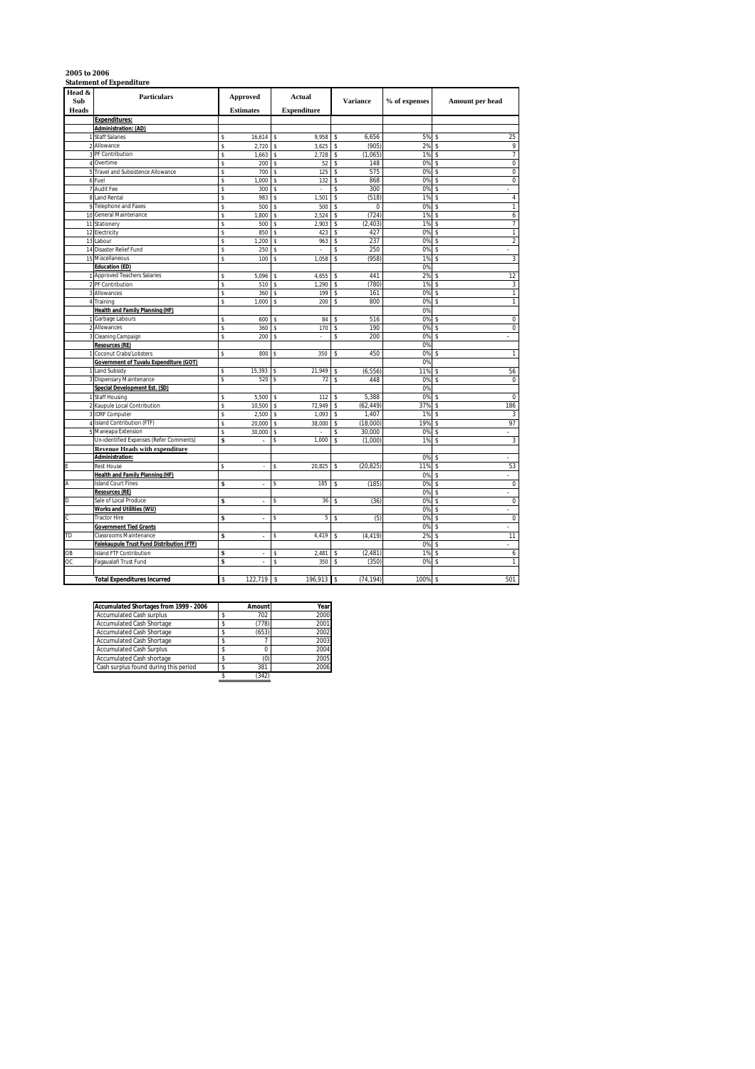**2005 to 2006**

**Statement of Expenditure**

| Head & Sub Heads | Particulars | Approved Estimates | Actual Expenditure | Variance | % of expenses | Amount per head |
|---|---|---|---|---|---|---|
| | **Expenditures:** | | | | | |
| | **Administration: (AD)** | | | | | |
| 1 | Staff Salaries | $ 16,614 | $ 9,958 | $ 6,656 | 5% | $ 25 |
| 2 | Allowance | $ 2,720 | $ 3,625 | $ (905) | 2% | $ 9 |
| 3 | PF Contribution | $ 1,663 | $ 2,728 | $ (1,065) | 1% | $ 7 |
| 4 | Overtime | $ 200 | $ 52 | $ 148 | 0% | $ 0 |
| 5 | Travel and Subsistence Allowance | $ 700 | $ 125 | $ 575 | 0% | $ 0 |
| 6 | Fuel | $ 1,000 | $ 132 | $ 868 | 0% | $ 0 |
| 7 | Audit Fee | $ 300 | $ - | $ 300 | 0% | $ - |
| 8 | Land Rental | $ 983 | $ 1,501 | $ (518) | 1% | $ 4 |
| 9 | Telephone and Faxes | $ 500 | $ 500 | $ 0 | 0% | $ 1 |
| 10 | General Maintenance | $ 1,800 | $ 2,524 | $ (724) | 1% | $ 6 |
| 11 | Stationery | $ 500 | $ 2,903 | $ (2,403) | 1% | $ 7 |
| 12 | Electricity | $ 850 | $ 423 | $ 427 | 0% | $ 1 |
| 13 | Labour | $ 1,200 | $ 963 | $ 237 | 0% | $ 2 |
| 14 | Disaster Relief Fund | $ 250 | $ - | $ 250 | 0% | $ - |
| 15 | Miscellaneous | $ 100 | $ 1,058 | $ (958) | 1% | $ 3 |
| | **Education (ED)** | | | | 0% | |
| 1 | Approved Teachers Salaries | $ 5,096 | $ 4,655 | $ 441 | 2% | $ 12 |
| 2 | PF Contribution | $ 510 | $ 1,290 | $ (780) | 1% | $ 3 |
| 3 | Allowances | $ 360 | $ 199 | $ 161 | 0% | $ 1 |
| 4 | Training | $ 1,000 | $ 200 | $ 800 | 0% | $ 1 |
| | **Health and Family Planning (HF)** | | | | 0% | |
| 1 | Garbage Labours | $ 600 | $ 84 | $ 516 | 0% | $ 0 |
| 2 | Allowances | $ 360 | $ 170 | $ 190 | 0% | $ 0 |
| 3 | Cleaning Campaign | $ 200 | $ - | $ 200 | 0% | $ - |
| | **Resources (RE)** | | | | 0% | |
| 1 | Coconut Crabs/Lobsters | $ 800 | $ 350 | $ 450 | 0% | $ 1 |
| | **Government of Tuvalu Expenditure (GOT)** | | | | 0% | |
| 1 | Land Subsidy | $ 15,393 | $ 21,949 | $ (6,556) | 11% | $ 56 |
| 3 | Dispensary Maintenance | $ 520 | $ 72 | $ 448 | 0% | $ 0 |
| | **Special Development Est. (SD)** | | | | 0% | |
| 1 | Staff Housing | $ 5,500 | $ 112 | $ 5,388 | 0% | $ 0 |
| 2 | Kaupule Local Contribution | $ 10,500 | $ 72,949 | $ (62,449) | 37% | $ 186 |
| 3 | IDRF Computer | $ 2,500 | $ 1,093 | $ 1,407 | 1% | $ 3 |
| 4 | Island Contribution (FTF) | $ 20,000 | $ 38,000 | $ (18,000) | 19% | $ 97 |
| 5 | Maneapa Extension | $ 30,000 | $ - | $ 30,000 | 0% | $ - |
| | Un-identified Expenses (Refer Comments) | $ - | $ 1,000 | $ (1,000) | 1% | $ 3 |
| | **Revenue Heads with expenditure** | | | | | |
| | **Administration:** | | | | 0% | $ - |
| E | Rest House | $ - | $ 20,825 | $ (20,825) | 11% | $ 53 |
| | **Health and Family Planning (HF)** | | | | 0% | $ - |
| A | Island Court Fines | $ - | $ 185 | $ (185) | 0% | $ 0 |
| | **Resources (RE)** | | | | 0% | $ - |
| D | Sale of Local Produce | $ - | $ 36 | $ (36) | 0% | $ 0 |
| | **Works and Utilities (WU)** | | | | 0% | $ - |
| C | Tractor Hire | $ - | $ 5 | $ (5) | 0% | $ 0 |
| | **Government Tied Grants** | | | | 0% | $ - |
| TD | Classrooms Maintenance | $ - | $ 4,419 | $ (4,419) | 2% | $ 11 |
| | **Falekaupule Trust Fund Distribution (FTF)** | | | | 0% | $ - |
| OB | Island FTF Contribution | $ - | $ 2,481 | $ (2,481) | 1% | $ 6 |
| OC | Fagaualafi Trust Fund | $ - | $ 350 | $ (350) | 0% | $ 1 |
| | **Total Expenditures Incurred** | $ 122,719 | $ 196,913 | $ (74,194) | 100% | $ 501 |

| Accumulated Shortages from 1999 - 2006 | Amount | Year |
|---|---|---|
| Accumulated Cash surplus | $ 702 | 2000 |
| Accumulated Cash Shortage | $ (778) | 2001 |
| Accumulated Cash Shortage | $ (653) | 2002 |
| Accumulated Cash Shortage | $ 7 | 2003 |
| Accumulated Cash Surplus | $ 0 | 2004 |
| Accumulated Cash shortage | $ (0) | 2005 |
| Cash surplus found during this period | $ 381 | 2006 |
| | $ (342) | |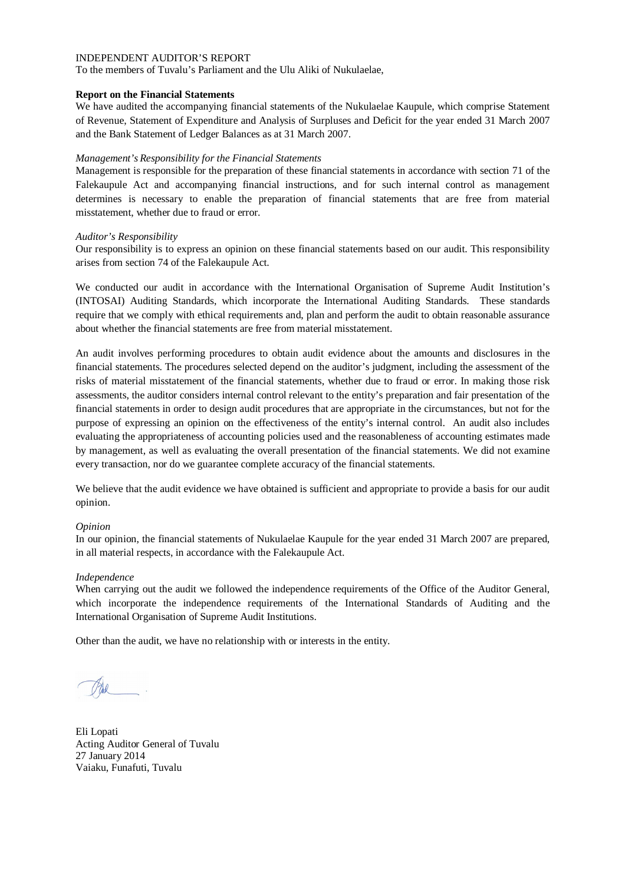INDEPENDENT AUDITOR'S REPORT

To the members of Tuvalu's Parliament and the Ulu Aliki of Nukulaelae,

**Report on the Financial Statements**

We have audited the accompanying financial statements of the Nukulaelae Kaupule, which comprise Statement of Revenue, Statement of Expenditure and Analysis of Surpluses and Deficit for the year ended 31 March 2007 and the Bank Statement of Ledger Balances as at 31 March 2007.

*Management's Responsibility for the Financial Statements*

Management is responsible for the preparation of these financial statements in accordance with section 71 of the Falekaupule Act and accompanying financial instructions, and for such internal control as management determines is necessary to enable the preparation of financial statements that are free from material misstatement, whether due to fraud or error.

*Auditor's Responsibility*

Our responsibility is to express an opinion on these financial statements based on our audit. This responsibility arises from section 74 of the Falekaupule Act.

We conducted our audit in accordance with the International Organisation of Supreme Audit Institution's (INTOSAI) Auditing Standards, which incorporate the International Auditing Standards. These standards require that we comply with ethical requirements and, plan and perform the audit to obtain reasonable assurance about whether the financial statements are free from material misstatement.

An audit involves performing procedures to obtain audit evidence about the amounts and disclosures in the financial statements. The procedures selected depend on the auditor's judgment, including the assessment of the risks of material misstatement of the financial statements, whether due to fraud or error. In making those risk assessments, the auditor considers internal control relevant to the entity's preparation and fair presentation of the financial statements in order to design audit procedures that are appropriate in the circumstances, but not for the purpose of expressing an opinion on the effectiveness of the entity's internal control. An audit also includes evaluating the appropriateness of accounting policies used and the reasonableness of accounting estimates made by management, as well as evaluating the overall presentation of the financial statements. We did not examine every transaction, nor do we guarantee complete accuracy of the financial statements.

We believe that the audit evidence we have obtained is sufficient and appropriate to provide a basis for our audit opinion.

*Opinion*

In our opinion, the financial statements of Nukulaelae Kaupule for the year ended 31 March 2007 are prepared, in all material respects, in accordance with the Falekaupule Act.

*Independence*

When carrying out the audit we followed the independence requirements of the Office of the Auditor General, which incorporate the independence requirements of the International Standards of Auditing and the International Organisation of Supreme Audit Institutions.

Other than the audit, we have no relationship with or interests in the entity.

Eli Lopati
Acting Auditor General of Tuvalu
27 January 2014
Vaiaku, Funafuti, Tuvalu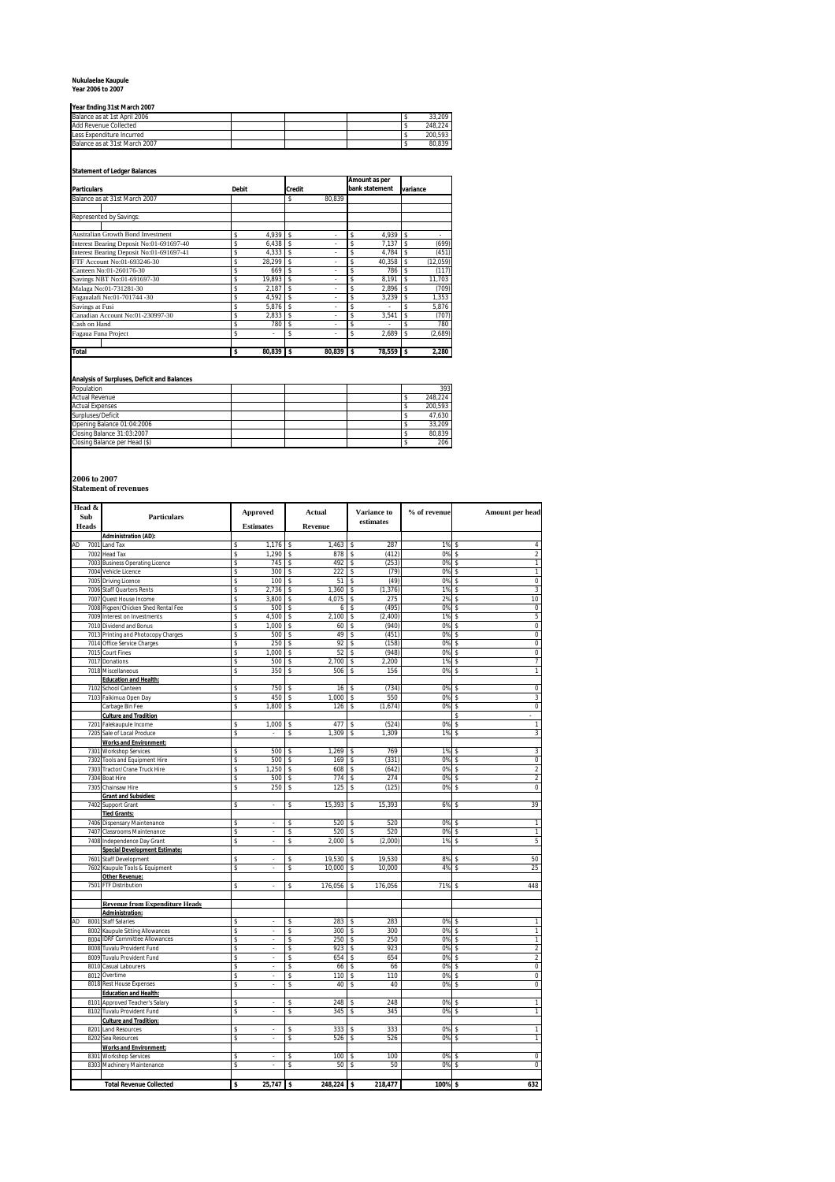**Nukulaelae Kaupule**
**Year 2006 to 2007**

**Year Ending 31st March 2007**

| | |
|---|---|
| Balance as at 1st April 2006 | $ 33,209 |
| Add Revenue Collected | $ 248,224 |
| Less Expenditure Incurred | $ 200,593 |
| Balance as at 31st March 2007 | $ 80,839 |

**Statement of Ledger Balances**

| Particulars | Debit | Credit | Amount as per bank statement | variance |
|---|---|---|---|---|
| Balance as at 31st March 2007 | | $ 80,839 | | |
| | | | | |
| Represented by Savings: | | | | |
| | | | | |
| Australian Growth Bond Investment | $ 4,939 | $ - | $ 4,939 | $ - |
| Interest Bearing Deposit No:01-691697-40 | $ 6,438 | $ - | $ 7,137 | $ (699) |
| Interest Bearing Deposit No:01-691697-41 | $ 4,333 | $ - | $ 4,784 | $ (451) |
| FTF Account No:01-693246-30 | $ 28,299 | $ - | $ 40,358 | $ (12,059) |
| Canteen No:01-260176-30 | $ 669 | $ - | $ 786 | $ (117) |
| Savings NBT No:01-691697-30 | $ 19,893 | $ - | $ 8,191 | $ 11,703 |
| Malaga No:01-731281-30 | $ 2,187 | $ - | $ 2,896 | $ (709) |
| Fagaualafi No:01-701744 -30 | $ 4,592 | $ - | $ 3,239 | $ 1,353 |
| Savings at Fusi | $ 5,876 | $ - | $ - | $ 5,876 |
| Canadian Account No:01-230997-30 | $ 2,833 | $ - | $ 3,541 | $ (707) |
| Cash on Hand | $ 780 | $ - | $ - | $ 780 |
| Fagaua Funa Project | $ - | $ - | $ 2,689 | $ (2,689) |
| | | | | |
| **Total** | **$ 80,839** | **$ 80,839** | **$ 78,559** | **$ 2,280** |

**Analysis of Surpluses, Deficit and Balances**

| | |
|---|---|
| Population | 393 |
| Actual Revenue | $ 248,224 |
| Actual Expenses | $ 200,593 |
| Surpluses/Deficit | $ 47,630 |
| Opening Balance 01:04:2006 | $ 33,209 |
| Closing Balance 31:03:2007 | $ 80,839 |
| Closing Balance per Head ($) | $ 206 |

**2006 to 2007**
**Statement of revenues**

| Head & Sub Heads | | Particulars | Approved Estimates | Actual Revenue | Variance to estimates | % of revenue | Amount per head |
|---|---|---|---|---|---|---|---|
| | | **Administration (AD):** | | | | | |
| AD | 7001 | Land Tax | $ 1,176 | $ 1,463 | $ 287 | 1% | $ 4 |
| | 7002 | Head Tax | $ 1,290 | $ 878 | $ (412) | 0% | $ 2 |
| | 7003 | Business Operating Licence | $ 745 | $ 492 | $ (253) | 0% | $ 1 |
| | 7004 | Vehicle Licence | $ 300 | $ 222 | $ (79) | 0% | $ 1 |
| | 7005 | Driving Licence | $ 100 | $ 51 | $ (49) | 0% | $ 0 |
| | 7006 | Staff Quarters Rents | $ 2,736 | $ 1,360 | $ (1,376) | 1% | $ 3 |
| | 7007 | Quest House Income | $ 3,800 | $ 4,075 | $ 275 | 2% | $ 10 |
| | 7008 | Pigpen/Chicken Shed Rental Fee | $ 500 | $ 6 | $ (495) | 0% | $ 0 |
| | 7009 | Interest on Investments | $ 4,500 | $ 2,100 | $ (2,400) | 1% | $ 5 |
| | 7010 | Dividend and Bonus | $ 1,000 | $ 60 | $ (940) | 0% | $ 0 |
| | 7013 | Printing and Photocopy Charges | $ 500 | $ 49 | $ (451) | 0% | $ 0 |
| | 7014 | Office Service Charges | $ 250 | $ 92 | $ (158) | 0% | $ 0 |
| | 7015 | Court Fines | $ 1,000 | $ 52 | $ (948) | 0% | $ 0 |
| | 7017 | Donations | $ 500 | $ 2,700 | $ 2,200 | 1% | $ 7 |
| | 7018 | Miscellaneous | $ 350 | $ 506 | $ 156 | 0% | $ 1 |
| | | **Education and Health:** | | | | | |
| | 7102 | School Canteen | $ 750 | $ 16 | $ (734) | 0% | $ 0 |
| | 7103 | Faikimua Open Day | $ 450 | $ 1,000 | $ 550 | 0% | $ 3 |
| | | Carbage Bin Fee | $ 1,800 | $ 126 | $ (1,674) | 0% | $ 0 |
| | | **Culture and Tradition** | | | | | $ - |
| | 7201 | Falekaupule Income | $ 1,000 | $ 477 | $ (524) | 0% | $ 1 |
| | 7205 | Sale of Local Produce | $ - | $ 1,309 | $ 1,309 | 1% | $ 3 |
| | | **Works and Environment:** | | | | | |
| | 7301 | Workshop Services | $ 500 | $ 1,269 | $ 769 | 1% | $ 3 |
| | 7302 | Tools and Equipment Hire | $ 500 | $ 169 | $ (331) | 0% | $ 0 |
| | 7303 | Tractor/Crane Truck Hire | $ 1,250 | $ 608 | $ (642) | 0% | $ 2 |
| | 7304 | Boat Hire | $ 500 | $ 774 | $ 274 | 0% | $ 2 |
| | 7305 | Chainsaw Hire | $ 250 | $ 125 | $ (125) | 0% | $ 0 |
| | | **Grant and Subsidies:** | | | | | |
| | 7402 | Support Grant | $ - | $ 15,393 | $ 15,393 | 6% | $ 39 |
| | | **Tied Grants:** | | | | | |
| | 7406 | Dispensary Maintenance | $ - | $ 520 | $ 520 | 0% | $ 1 |
| | 7407 | Classrooms Maintenance | $ - | $ 520 | $ 520 | 0% | $ 1 |
| | 7408 | Independence Day Grant | $ - | $ 2,000 | $ (2,000) | 1% | $ 5 |
| | | **Special Development Estimate:** | | | | | |
| | 7601 | Staff Development | $ - | $ 19,530 | $ 19,530 | 8% | $ 50 |
| | 7602 | Kaupule Tools & Equipment | $ - | $ 10,000 | $ 10,000 | 4% | $ 25 |
| | | **Other Revenue:** | | | | | |
| | 7501 | FTF Distribution | $ - | $ 176,056 | $ 176,056 | 71% | $ 448 |
| | | | | | | | |
| | | **Revenue from Expenditure Heads** | | | | | |
| | | **Administration:** | | | | | |
| AD | 8001 | Staff Salaries | $ - | $ 283 | $ 283 | 0% | $ 1 |
| | 8002 | Kaupule Sitting Allowances | $ - | $ 300 | $ 300 | 0% | $ 1 |
| | 8004 | IDRF Committee Allowances | $ - | $ 250 | $ 250 | 0% | $ 1 |
| | 8008 | Tuvalu Provident Fund | $ - | $ 923 | $ 923 | 0% | $ 2 |
| | 8009 | Tuvalu Provident Fund | $ - | $ 654 | $ 654 | 0% | $ 2 |
| | 8010 | Casual Labourers | $ - | $ 66 | $ 66 | 0% | $ 0 |
| | 8012 | Overtime | $ - | $ 110 | $ 110 | 0% | $ 0 |
| | 8018 | Rest House Expenses | $ - | $ 40 | $ 40 | 0% | $ 0 |
| | | **Education and Health:** | | | | | |
| | 8101 | Approved Teacher's Salary | $ - | $ 248 | $ 248 | 0% | $ 1 |
| | 8102 | Tuvalu Provident Fund | $ - | $ 345 | $ 345 | 0% | $ 1 |
| | | **Culture and Tradition:** | | | | | |
| | 8201 | Land Resources | $ - | $ 333 | $ 333 | 0% | $ 1 |
| | 8202 | Sea Resources | $ - | $ 526 | $ 526 | 0% | $ 1 |
| | | **Works and Environment:** | | | | | |
| | 8301 | Workshop Services | $ - | $ 100 | $ 100 | 0% | $ 0 |
| | 8303 | Machinery Maintenance | $ - | $ 50 | $ 50 | 0% | $ 0 |
| | | | | | | | |
| | | **Total Revenue Collected** | **$ 25,747** | **$ 248,224** | **$ 218,477** | **100%** | **$ 632** |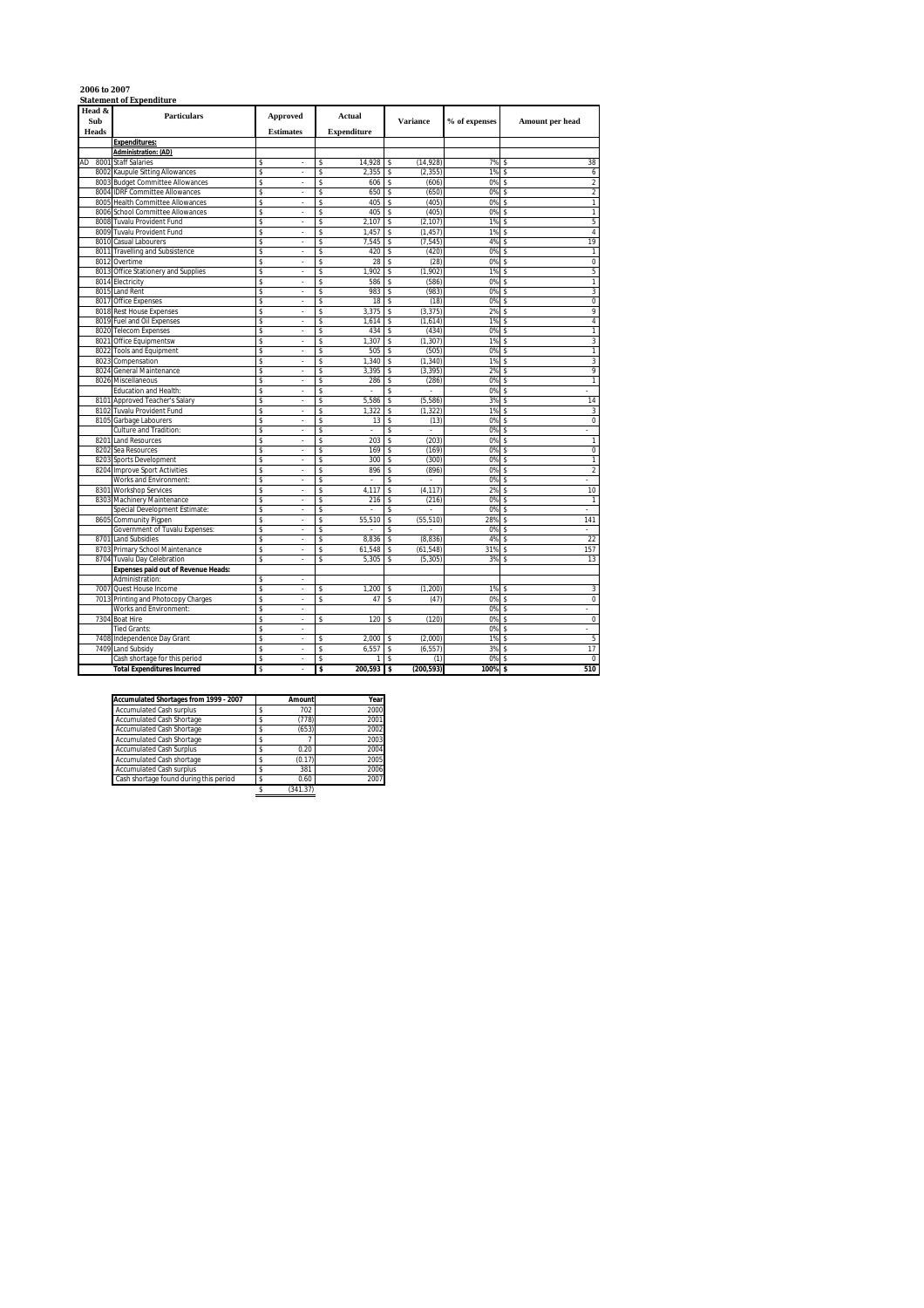**2006 to 2007**

**Statement of Expenditure**

| Head & Sub Heads | | Particulars | Approved Estimates | Actual Expenditure | Variance | % of expenses | Amount per head |
|---|---|---|---|---|---|---|---|
| | | **Expenditures:** | | | | | |
| | | **Administration: (AD)** | | | | | |
| AD | 8001 | Staff Salaries | $ - | $ 14,928 | $ (14,928) | 7% | $ 38 |
| | 8002 | Kaupule Sitting Allowances | $ - | $ 2,355 | $ (2,355) | 1% | $ 6 |
| | 8003 | Budget Committee Allowances | $ - | $ 606 | $ (606) | 0% | $ 2 |
| | 8004 | IDRF Committee Allowances | $ - | $ 650 | $ (650) | 0% | $ 2 |
| | 8005 | Health Committee Allowances | $ - | $ 405 | $ (405) | 0% | $ 1 |
| | 8006 | School Committee Allowances | $ - | $ 405 | $ (405) | 0% | $ 1 |
| | 8008 | Tuvalu Provident Fund | $ - | $ 2,107 | $ (2,107) | 1% | $ 5 |
| | 8009 | Tuvalu Provident Fund | $ - | $ 1,457 | $ (1,457) | 1% | $ 4 |
| | 8010 | Casual Labourers | $ - | $ 7,545 | $ (7,545) | 4% | $ 19 |
| | 8011 | Travelling and Subsistence | $ - | $ 420 | $ (420) | 0% | $ 1 |
| | 8012 | Overtime | $ - | $ 28 | $ (28) | 0% | $ 0 |
| | 8013 | Office Stationery and Supplies | $ - | $ 1,902 | $ (1,902) | 1% | $ 5 |
| | 8014 | Electricity | $ - | $ 586 | $ (586) | 0% | $ 1 |
| | 8015 | Land Rent | $ - | $ 983 | $ (983) | 0% | $ 3 |
| | 8017 | Office Expenses | $ - | $ 18 | $ (18) | 0% | $ 0 |
| | 8018 | Rest House Expenses | $ - | $ 3,375 | $ (3,375) | 2% | $ 9 |
| | 8019 | Fuel and Oil Expenses | $ - | $ 1,614 | $ (1,614) | 1% | $ 4 |
| | 8020 | Telecom Expenses | $ - | $ 434 | $ (434) | 0% | $ 1 |
| | 8021 | Office Equipmentsw | $ - | $ 1,307 | $ (1,307) | 1% | $ 3 |
| | 8022 | Tools and Equipment | $ - | $ 505 | $ (505) | 0% | $ 1 |
| | 8023 | Compensation | $ - | $ 1,340 | $ (1,340) | 1% | $ 3 |
| | 8024 | General Maintenance | $ - | $ 3,395 | $ (3,395) | 2% | $ 9 |
| | 8026 | Miscellaneous | $ - | $ 286 | $ (286) | 0% | $ 1 |
| | | Education and Health: | $ - | $ - | $ - | 0% | $ - |
| | 8101 | Approved Teacher's Salary | $ - | $ 5,586 | $ (5,586) | 3% | $ 14 |
| | 8102 | Tuvalu Provident Fund | $ - | $ 1,322 | $ (1,322) | 1% | $ 3 |
| | 8105 | Garbage Labourers | $ - | $ 13 | $ (13) | 0% | $ 0 |
| | | Culture and Tradition: | $ - | $ - | $ - | 0% | $ - |
| | 8201 | Land Resources | $ - | $ 203 | $ (203) | 0% | $ 1 |
| | 8202 | Sea Resources | $ - | $ 169 | $ (169) | 0% | $ 0 |
| | 8203 | Sports Development | $ - | $ 300 | $ (300) | 0% | $ 1 |
| | 8204 | Improve Sport Activities | $ - | $ 896 | $ (896) | 0% | $ 2 |
| | | Works and Environment: | $ - | $ - | $ - | 0% | $ - |
| | 8301 | Workshop Services | $ - | $ 4,117 | $ (4,117) | 2% | $ 10 |
| | 8303 | Machinery Maintenance | $ - | $ 216 | $ (216) | 0% | $ 1 |
| | | Special Development Estimate: | $ - | $ - | $ - | 0% | $ - |
| | 8605 | Community Pigpen | $ - | $ 55,510 | $ (55,510) | 28% | $ 141 |
| | | Government of Tuvalu Expenses: | $ - | $ - | $ - | 0% | $ - |
| | 8701 | Land Subsidies | $ - | $ 8,836 | $ (8,836) | 4% | $ 22 |
| | 8703 | Primary School Maintenance | $ - | $ 61,548 | $ (61,548) | 31% | $ 157 |
| | 8704 | Tuvalu Day Celebration | $ - | $ 5,305 | $ (5,305) | 3% | $ 13 |
| | | **Expenses paid out of Revenue Heads:** | | | | | |
| | | Administration: | $ - | | | | |
| | 7007 | Quest House Income | $ - | $ 1,200 | $ (1,200) | 1% | $ 3 |
| | 7013 | Printing and Photocopy Charges | $ - | $ 47 | $ (47) | 0% | $ 0 |
| | | Works and Environment: | $ - | | | 0% | $ - |
| | 7304 | Boat Hire | $ - | $ 120 | $ (120) | 0% | $ 0 |
| | | Tied Grants: | $ - | | | 0% | $ - |
| | 7408 | Independence Day Grant | $ - | $ 2,000 | $ (2,000) | 1% | $ 5 |
| | 7409 | Land Subsidy | $ - | $ 6,557 | $ (6,557) | 3% | $ 17 |
| | | Cash shortage for this period | $ - | $ 1 | $ (1) | 0% | $ 0 |
| | | **Total Expenditures Incurred** | **$ -** | **$ 200,593** | **$ (200,593)** | **100%** | **$ 510** |

| Accumulated Shortages from 1999 - 2007 | Amount | Year |
|---|---|---|
| Accumulated Cash surplus | $ 702 | 2000 |
| Accumulated Cash Shortage | $ (778) | 2001 |
| Accumulated Cash Shortage | $ (653) | 2002 |
| Accumulated Cash Shortage | $ 7 | 2003 |
| Accumulated Cash Surplus | $ 0.20 | 2004 |
| Accumulated Cash shortage | $ (0.17) | 2005 |
| Accumulated Cash surplus | $ 381 | 2006 |
| Cash shortage found during this period | $ 0.60 | 2007 |
| | $ (341.37) | |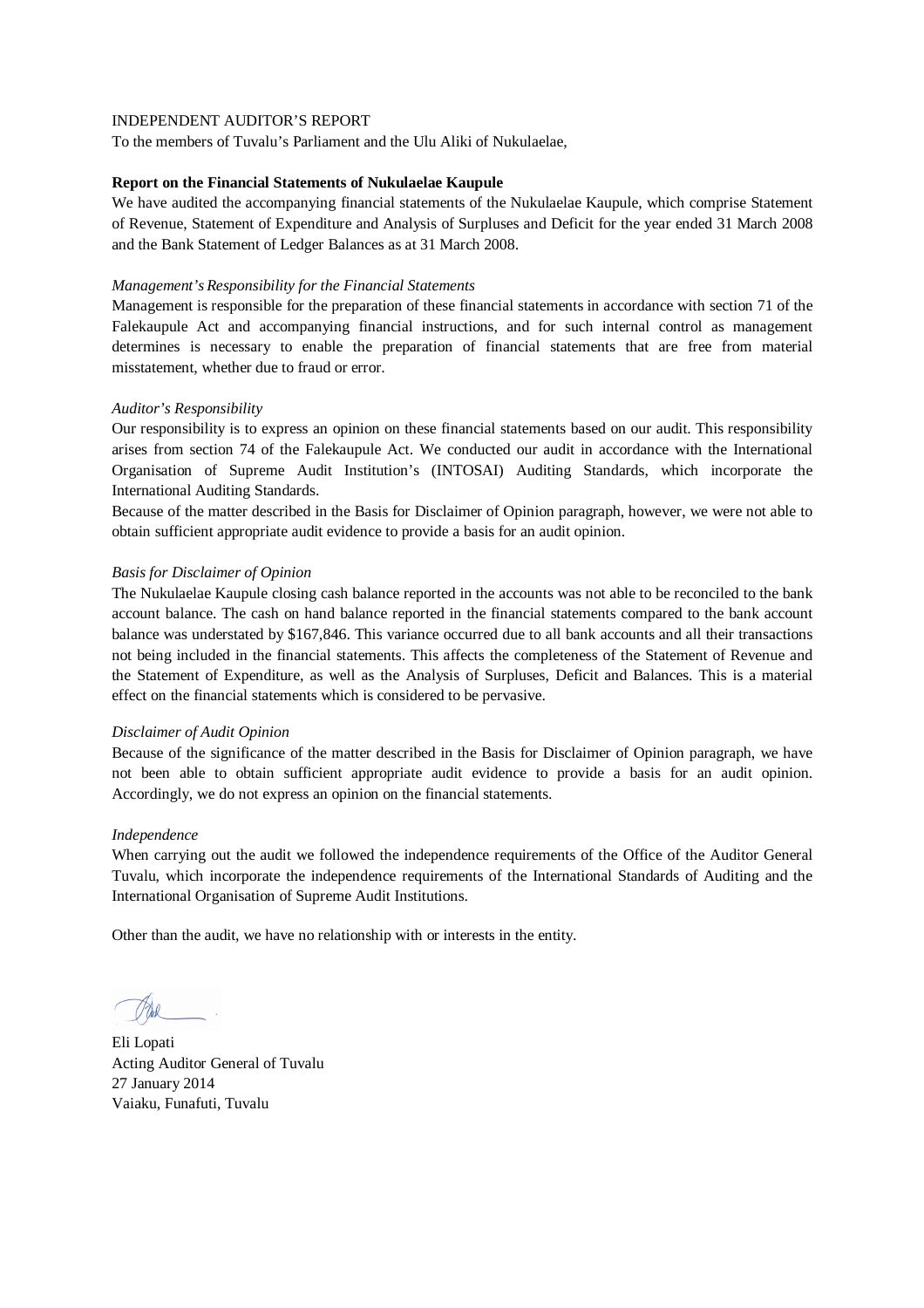INDEPENDENT AUDITOR'S REPORT

To the members of Tuvalu's Parliament and the Ulu Aliki of Nukulaelae,

**Report on the Financial Statements of Nukulaelae Kaupule**

We have audited the accompanying financial statements of the Nukulaelae Kaupule, which comprise Statement of Revenue, Statement of Expenditure and Analysis of Surpluses and Deficit for the year ended 31 March 2008 and the Bank Statement of Ledger Balances as at 31 March 2008.

*Management's Responsibility for the Financial Statements*

Management is responsible for the preparation of these financial statements in accordance with section 71 of the Falekaupule Act and accompanying financial instructions, and for such internal control as management determines is necessary to enable the preparation of financial statements that are free from material misstatement, whether due to fraud or error.

*Auditor's Responsibility*

Our responsibility is to express an opinion on these financial statements based on our audit. This responsibility arises from section 74 of the Falekaupule Act. We conducted our audit in accordance with the International Organisation of Supreme Audit Institution's (INTOSAI) Auditing Standards, which incorporate the International Auditing Standards.

Because of the matter described in the Basis for Disclaimer of Opinion paragraph, however, we were not able to obtain sufficient appropriate audit evidence to provide a basis for an audit opinion.

*Basis for Disclaimer of Opinion*

The Nukulaelae Kaupule closing cash balance reported in the accounts was not able to be reconciled to the bank account balance. The cash on hand balance reported in the financial statements compared to the bank account balance was understated by $167,846. This variance occurred due to all bank accounts and all their transactions not being included in the financial statements. This affects the completeness of the Statement of Revenue and the Statement of Expenditure, as well as the Analysis of Surpluses, Deficit and Balances. This is a material effect on the financial statements which is considered to be pervasive.

*Disclaimer of Audit Opinion*

Because of the significance of the matter described in the Basis for Disclaimer of Opinion paragraph, we have not been able to obtain sufficient appropriate audit evidence to provide a basis for an audit opinion. Accordingly, we do not express an opinion on the financial statements.

*Independence*

When carrying out the audit we followed the independence requirements of the Office of the Auditor General Tuvalu, which incorporate the independence requirements of the International Standards of Auditing and the International Organisation of Supreme Audit Institutions.

Other than the audit, we have no relationship with or interests in the entity.

Eli Lopati  
Acting Auditor General of Tuvalu  
27 January 2014  
Vaiaku, Funafuti, Tuvalu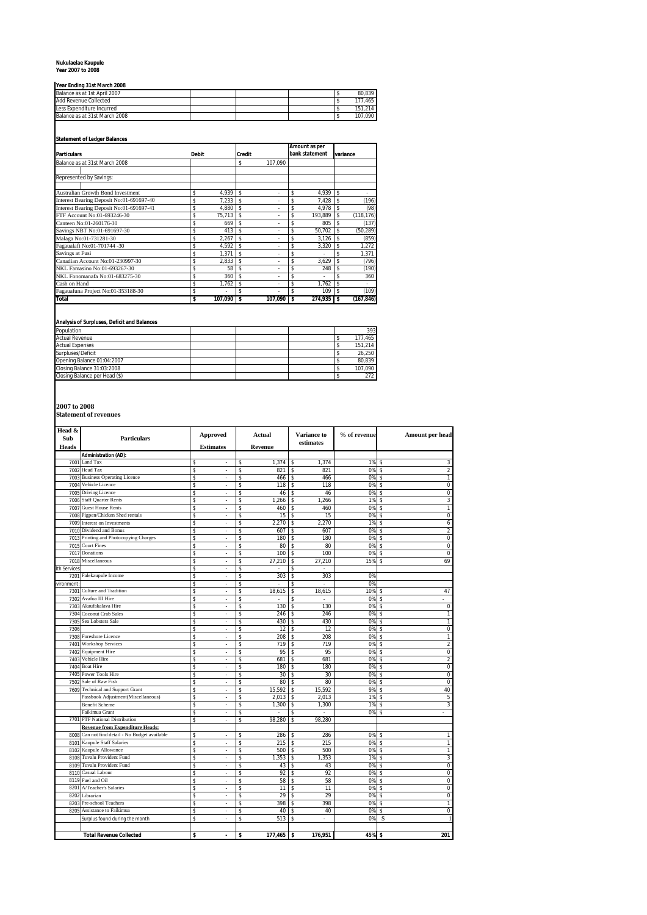**Nukulaelae Kaupule**
**Year 2007 to 2008**

**Year Ending 31st March 2008**

| | |
|---|---|
| Balance as at 1st April 2007 | $ 80,839 |
| Add Revenue Collected | $ 177,465 |
| Less Expenditure Incurred | $ 151,214 |
| Balance as at 31st March 2008 | $ 107,090 |

**Statement of Ledger Balances**

| Particulars | Debit | Credit | Amount as per bank statement | variance |
|---|---|---|---|---|
| Balance as at 31st March 2008 | | $ 107,090 | | |
| | | | | |
| Represented by Savings: | | | | |
| | | | | |
| Australian Growth Bond Investment | $ 4,939 | $ - | $ 4,939 | $ - |
| Interest Bearing Deposit No:01-691697-40 | $ 7,233 | $ - | $ 7,428 | $ (196) |
| Interest Bearing Deposit No:01-691697-41 | $ 4,880 | $ - | $ 4,978 | $ (98) |
| FTF Account No:01-693246-30 | $ 75,713 | $ - | $ 193,889 | $ (118,176) |
| Canteen No:01-260176-30 | $ 669 | $ - | $ 805 | $ (137) |
| Savings NBT No:01-691697-30 | $ 413 | $ - | $ 50,702 | $ (50,289) |
| Malaga No:01-731281-30 | $ 2,267 | $ - | $ 3,126 | $ (859) |
| Fagaualafi No:01-701744 -30 | $ 4,592 | $ - | $ 3,320 | $ 1,272 |
| Savings at Fusi | $ 1,371 | $ - | $ - | $ 1,371 |
| Canadian Account No:01-230997-30 | $ 2,833 | $ - | $ 3,629 | $ (796) |
| NKL Famasino No:01-693267-30 | $ 58 | $ - | $ 248 | $ (190) |
| NKL Fonomanafa No:01-683275-30 | $ 360 | $ - | $ - | $ 360 |
| Cash on Hand | $ 1,762 | $ - | $ 1,762 | $ - |
| Fagauafuna Project No:01-353188-30 | $ - | $ - | $ 109 | $ (109) |
| **Total** | **$ 107,090** | **$ 107,090** | **$ 274,935** | **$ (167,846)** |

**Analysis of Surpluses, Deficit and Balances**

| | |
|---|---|
| Population | 393 |
| Actual Revenue | $ 177,465 |
| Actual Expenses | $ 151,214 |
| Surpluses/Deficit | $ 26,250 |
| Opening Balance 01:04:2007 | $ 80,839 |
| Closing Balance 31:03:2008 | $ 107,090 |
| Closing Balance per Head ($) | $ 272 |

**2007 to 2008**
**Statement of revenues**

| Head & Sub Heads | Particulars | Approved Estimates | Actual Revenue | Variance to estimates | % of revenue | Amount per head |
|---|---|---|---|---|---|---|
| | **Administration (AD):** | | | | | |
| 7001 | Land Tax | $ - | $ 1,374 | $ 1,374 | 1% | $ 3 |
| 7002 | Head Tax | $ - | $ 821 | $ 821 | 0% | $ 2 |
| 7003 | Business Operating Licence | $ - | $ 466 | $ 466 | 0% | $ 1 |
| 7004 | Vehicle Licence | $ - | $ 118 | $ 118 | 0% | $ 0 |
| 7005 | Driving Licence | $ - | $ 46 | $ 46 | 0% | $ 0 |
| 7006 | Staff Quarter Rents | $ - | $ 1,266 | $ 1,266 | 1% | $ 3 |
| 7007 | Guest House Rents | $ - | $ 460 | $ 460 | 0% | $ 1 |
| 7008 | Pigpen/Chicken Shed rentals | $ - | $ 15 | $ 15 | 0% | $ 0 |
| 7009 | Interest on Investments | $ - | $ 2,270 | $ 2,270 | 1% | $ 6 |
| 7010 | Dividend and Bonus | $ - | $ 607 | $ 607 | 0% | $ 2 |
| 7013 | Printing and Photocopying Charges | $ - | $ 180 | $ 180 | 0% | $ 0 |
| 7015 | Court Fines | $ - | $ 80 | $ 80 | 0% | $ 0 |
| 7017 | Donations | $ - | $ 100 | $ 100 | 0% | $ 0 |
| 7018 | Miscellaneous | $ - | $ 27,210 | $ 27,210 | 15% | $ 69 |
| lth Services | | $ - | $ - | $ - | | |
| 7201 | Falekaupule Income | $ - | $ 303 | $ 303 | 0% | |
| vironment: | | $ - | $ - | $ - | 0% | |
| 7301 | Culture and Tradition | $ - | $ 18,615 | $ 18,615 | 10% | $ 47 |
| 7302 | Avafoa III Hire | $ - | $ - | $ - | 0% | $ - |
| 7303 | Akaufakalava Hire | $ - | $ 130 | $ 130 | 0% | $ 0 |
| 7304 | Coconut Crab Sales | $ - | $ 246 | $ 246 | 0% | $ 1 |
| 7305 | Sea Lobsters Sale | $ - | $ 430 | $ 430 | 0% | $ 1 |
| 7306 | | $ - | $ 12 | $ 12 | 0% | $ 0 |
| 7308 | Foreshore Licence | $ - | $ 208 | $ 208 | 0% | $ 1 |
| 7401 | Workshop Services | $ - | $ 719 | $ 719 | 0% | $ 2 |
| 7402 | Equipment Hire | $ - | $ 95 | $ 95 | 0% | $ 0 |
| 7403 | Vehicle Hire | $ - | $ 681 | $ 681 | 0% | $ 2 |
| 7404 | Boat Hire | $ - | $ 180 | $ 180 | 0% | $ 0 |
| 7405 | Power Tools Hire | $ - | $ 30 | $ 30 | 0% | $ 0 |
| 7502 | Sale of Raw Fish | $ - | $ 80 | $ 80 | 0% | $ 0 |
| 7609 | Technical and Support Grant | $ - | $ 15,592 | $ 15,592 | 9% | $ 40 |
| | Passbook Adjustment(Miscellaneous) | $ - | $ 2,013 | $ 2,013 | 1% | $ 5 |
| | Benefit Scheme | $ - | $ 1,300 | $ 1,300 | 1% | $ 3 |
| | Faikimua Grant | $ - | $ - | $ - | 0% | $ - |
| 7701 | FTF National Distribution | $ - | $ 98,280 | $ 98,280 | | |
| | **Revenue from Expenditure Heads:** | | | | | |
| 8008 | Can not find detail - No Budget available | $ - | $ 286 | $ 286 | 0% | $ 1 |
| 8101 | Kaupule Staff Salaries | $ - | $ 215 | $ 215 | 0% | $ 1 |
| 8102 | Kaupule Allowance | $ - | $ 500 | $ 500 | 0% | $ 1 |
| 8108 | Tuvalu Provident Fund | $ - | $ 1,353 | $ 1,353 | 1% | $ 3 |
| 8109 | Tuvalu Provident Fund | $ - | $ 43 | $ 43 | 0% | $ 0 |
| 8110 | Casual Labour | $ - | $ 92 | $ 92 | 0% | $ 0 |
| 8119 | Fuel and Oil | $ - | $ 58 | $ 58 | 0% | $ 0 |
| 8201 | A/Teacher's Salaries | $ - | $ 11 | $ 11 | 0% | $ 0 |
| 8202 | Librarian | $ - | $ 29 | $ 29 | 0% | $ 0 |
| 8203 | Pre-school Teachers | $ - | $ 398 | $ 398 | 0% | $ 1 |
| 8205 | Assistance to Faikimua | $ - | $ 40 | $ 40 | 0% | $ 0 |
| | Surplus found during the month | $ - | $ 513 | $ - | 0% | $ 1 |
| | | | | | | |
| | **Total Revenue Collected** | **$ -** | **$ 177,465** | **$ 176,951** | **45%** | **$ 201** |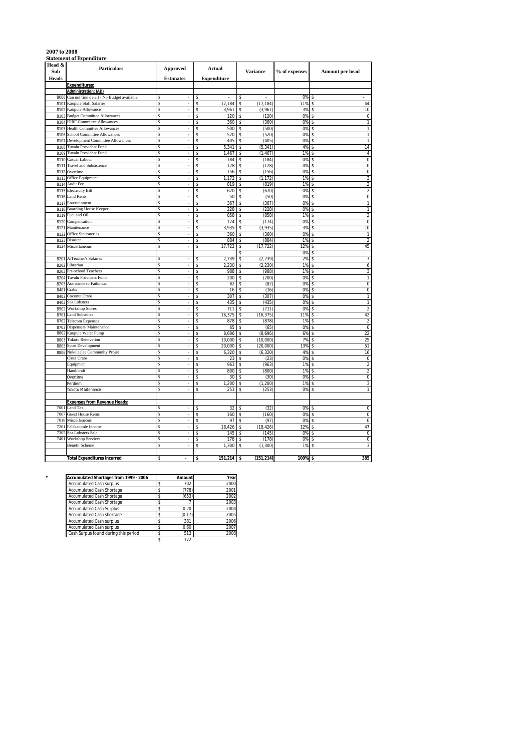**2007 to 2008**
**Statement of Expenditure**

| Head & Sub Heads | Particulars | Approved Estimates | Actual Expenditure | Variance | % of expenses | Amount per head |
|---|---|---|---|---|---|---|
| | **Expenditures:** | | | | | |
| | **Administration: (AD)** | | | | | |
| 8008 | Can not find detail - No Budget available | $ - | $ - | $ - | 0% | $ - |
| 8101 | Kaupule Staff Salaries | $ - | $ 17,184 | $ (17,184) | 11% | $ 44 |
| 8102 | Kaupule Allowance | $ - | $ 3,961 | $ (3,961) | 3% | $ 10 |
| 8103 | Budget Committee Allowances | $ - | $ 120 | $ (120) | 0% | $ 0 |
| 8104 | IDRF Committee Allowances | $ - | $ 360 | $ (360) | 0% | $ 1 |
| 8105 | Health Committee Allowances | $ - | $ 500 | $ (500) | 0% | $ 1 |
| 8106 | School Committee Allowances | $ - | $ 520 | $ (520) | 0% | $ 1 |
| 8107 | Development Committee Allowances | $ - | $ 405 | $ (405) | 0% | $ 1 |
| 8108 | Tuvalu Provident Fund | $ - | $ 5,341 | $ (5,341) | 4% | $ 14 |
| 8109 | Tuvalu Provident Fund | $ - | $ 1,467 | $ (1,467) | 1% | $ 4 |
| 8110 | Casual Labour | $ - | $ 184 | $ (184) | 0% | $ 0 |
| 8111 | Travel and Subsistence | $ - | $ 128 | $ (128) | 0% | $ 0 |
| 8112 | Overtime | $ - | $ 156 | $ (156) | 0% | $ 0 |
| 8113 | Office Equipment | $ - | $ 1,172 | $ (1,172) | 1% | $ 3 |
| 8114 | Audit Fee | $ - | $ 819 | $ (819) | 1% | $ 2 |
| 8115 | Electricity Bill | $ - | $ 670 | $ (670) | 0% | $ 2 |
| 8116 | Land Rents | $ - | $ 50 | $ (50) | 0% | $ 0 |
| 8117 | Entertainment | $ - | $ 367 | $ (367) | 0% | $ 1 |
| 8118 | Boarding House Keeper | $ - | $ 228 | $ (228) | 0% | $ 1 |
| 8119 | Fuel and Oil | $ - | $ 858 | $ (858) | 1% | $ 2 |
| 8120 | Compensation | $ - | $ 174 | $ (174) | 0% | $ 0 |
| 8121 | Manitenance | $ - | $ 3,935 | $ (3,935) | 3% | $ 10 |
| 8122 | Office Stationeries | $ - | $ 360 | $ (360) | 0% | $ 1 |
| 8123 | Disaster | $ - | $ 884 | $ (884) | 1% | $ 2 |
| 8124 | Miscellaneous | $ - | $ 17,722 | $ (17,722) | 12% | $ 45 |
| | | | | $ - | 0% | $ - |
| 8201 | A/Teacher's Salaries | $ - | $ 2,739 | $ (2,739) | 2% | $ 7 |
| 8202 | Librarian | $ - | $ 2,230 | $ (2,230) | 1% | $ 6 |
| 8203 | Pre-school Teachers | $ - | $ 988 | $ (988) | 1% | $ 3 |
| 8204 | Tuvalu Provident Fund | $ - | $ 200 | $ (200) | 0% | $ 1 |
| 8205 | Assistance to Faikimua | $ - | $ 82 | $ (82) | 0% | $ 0 |
| 8401 | Crabs | $ - | $ 16 | $ (16) | 0% | $ 0 |
| 8402 | Coconut Crabs | $ - | $ 307 | $ (307) | 0% | $ 1 |
| 8403 | Sea Lobsters | $ - | $ 435 | $ (435) | 0% | $ 1 |
| 8502 | Workshop Stores | $ - | $ 711 | $ (711) | 0% | $ 2 |
| 8701 | Land Subsidies | $ - | $ 16,375 | $ (16,375) | 11% | $ 42 |
| 8702 | Telecom Expenses | $ - | $ 878 | $ (878) | 1% | $ 2 |
| 8703 | Dispensary Maintenance | $ - | $ 65 | $ (65) | 0% | $ 0 |
| 8802 | Kaupule Water Pump | $ - | $ 8,696 | $ (8,696) | 6% | $ 22 |
| 8803 | Tokotu Renovation | $ - | $ 10,000 | $ (10,000) | 7% | $ 25 |
| 8805 | Sport Development | $ - | $ 20,000 | $ (20,000) | 13% | $ 51 |
| 8806 | Nukulaelae Community Projet | $ - | $ 6,320 | $ (6,320) | 4% | $ 16 |
| | C/nut Crabs | $ - | $ 23 | $ (23) | 0% | $ 0 |
| | Equipment | $ - | $ 963 | $ (963) | 1% | $ 2 |
| | Handicraft | $ - | $ 800 | $ (800) | 1% | $ 2 |
| | Overtime | $ - | $ 30 | $ (30) | 0% | $ 0 |
| | Perdiem | $ - | $ 1,200 | $ (1,200) | 1% | $ 3 |
| | Tokotu Maitenance | $ - | $ 253 | $ (253) | 0% | $ 1 |
| | | | | | | |
| | **Expenses from Revenue Heads:** | | | | | |
| 7001 | Land Tax | $ - | $ 32 | $ (32) | 0% | $ 0 |
| 7007 | Guest House Rents | $ - | $ 160 | $ (160) | 0% | $ 0 |
| 7018 | Miscellaneous | $ - | $ 97 | $ (97) | 0% | $ 0 |
| 7201 | Falekaupule Income | $ - | $ 18,426 | $ (18,426) | 12% | $ 47 |
| 7305 | Sea Lobsters Sale | $ - | $ 145 | $ (145) | 0% | $ 0 |
| 7401 | Workshop Services | $ - | $ 178 | $ (178) | 0% | $ 0 |
| | Benefit Scheme | $ - | $ 1,300 | $ (1,300) | 1% | $ 3 |
| | | | | | | |
| | **Total Expenditures Incurred** | $ - | **$ 151,214** | **$ (151,214)** | **100%** | **$ 385** |

*

| Accumulated Shortages from 1999 - 2006 | Amount | Year |
|---|---|---|
| Accumulated Cash surplus | $ 702 | 2000 |
| Accumulated Cash Shortage | $ (778) | 2001 |
| Accumulated Cash Shortage | $ (653) | 2002 |
| Accumulated Cash Shortage | $ 7 | 2003 |
| Accumulated Cash Surplus | $ 0.20 | 2004 |
| Accumulated Cash shortage | $ (0.17) | 2005 |
| Accumulated Cash surplus | $ 381 | 2006 |
| Accumulated Cash surplus | $ 0.60 | 2007 |
| Cash Surpus found during this period | $ 513 | 2008 |
| | $ 172 | |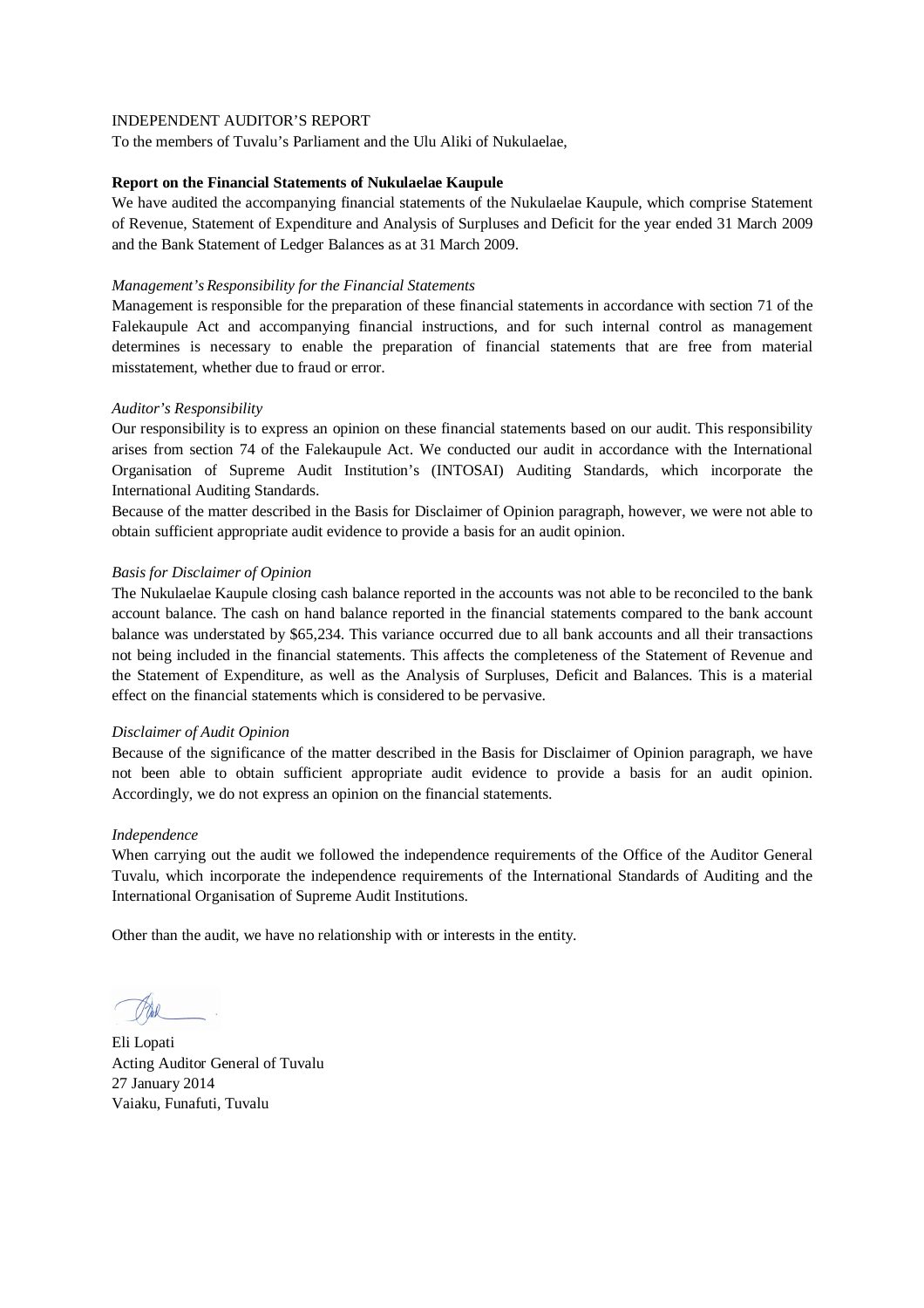INDEPENDENT AUDITOR'S REPORT

To the members of Tuvalu's Parliament and the Ulu Aliki of Nukulaelae,

**Report on the Financial Statements of Nukulaelae Kaupule**

We have audited the accompanying financial statements of the Nukulaelae Kaupule, which comprise Statement of Revenue, Statement of Expenditure and Analysis of Surpluses and Deficit for the year ended 31 March 2009 and the Bank Statement of Ledger Balances as at 31 March 2009.

*Management's Responsibility for the Financial Statements*

Management is responsible for the preparation of these financial statements in accordance with section 71 of the Falekaupule Act and accompanying financial instructions, and for such internal control as management determines is necessary to enable the preparation of financial statements that are free from material misstatement, whether due to fraud or error.

*Auditor's Responsibility*

Our responsibility is to express an opinion on these financial statements based on our audit. This responsibility arises from section 74 of the Falekaupule Act. We conducted our audit in accordance with the International Organisation of Supreme Audit Institution's (INTOSAI) Auditing Standards, which incorporate the International Auditing Standards.

Because of the matter described in the Basis for Disclaimer of Opinion paragraph, however, we were not able to obtain sufficient appropriate audit evidence to provide a basis for an audit opinion.

*Basis for Disclaimer of Opinion*

The Nukulaelae Kaupule closing cash balance reported in the accounts was not able to be reconciled to the bank account balance. The cash on hand balance reported in the financial statements compared to the bank account balance was understated by $65,234. This variance occurred due to all bank accounts and all their transactions not being included in the financial statements. This affects the completeness of the Statement of Revenue and the Statement of Expenditure, as well as the Analysis of Surpluses, Deficit and Balances. This is a material effect on the financial statements which is considered to be pervasive.

*Disclaimer of Audit Opinion*

Because of the significance of the matter described in the Basis for Disclaimer of Opinion paragraph, we have not been able to obtain sufficient appropriate audit evidence to provide a basis for an audit opinion. Accordingly, we do not express an opinion on the financial statements.

*Independence*

When carrying out the audit we followed the independence requirements of the Office of the Auditor General Tuvalu, which incorporate the independence requirements of the International Standards of Auditing and the International Organisation of Supreme Audit Institutions.

Other than the audit, we have no relationship with or interests in the entity.

Eli Lopati
Acting Auditor General of Tuvalu
27 January 2014
Vaiaku, Funafuti, Tuvalu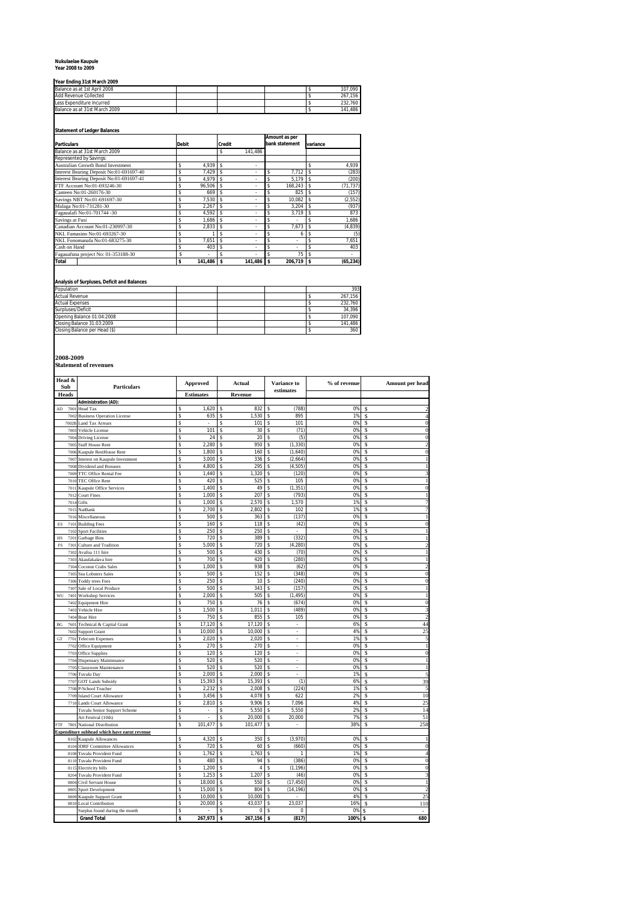**Nukulaelae Kaupule**
**Year 2008 to 2009**

**Year Ending 31st March 2009**

| | |
|---|---|
| Balance as at 1st April 2008 | $ 107,090 |
| Add Revenue Collected | $ 267,156 |
| Less Expenditure Incurred | $ 232,760 |
| Balance as at 31st March 2009 | $ 141,486 |

**Statement of Ledger Balances**

| Particulars | Debit | Credit | Amount as per bank statement | variance |
|---|---|---|---|---|
| Balance as at 31st March 2009 | | $ 141,486 | | |
| Represented by Savings: | | | | |
| Australian Growth Bond Investment | $ 4,939 | $ - | | $ 4,939 |
| Interest Bearing Deposit No:01-691697-40 | $ 7,429 | $ - | $ 7,712 | $ (283) |
| Interest Bearing Deposit No:01-691697-41 | $ 4,979 | $ - | $ 5,179 | $ (200) |
| FTF Account No:01-693246-30 | $ 96,506 | $ - | $ 168,243 | $ (71,737) |
| Canteen No:01-260176-30 | $ 669 | $ - | $ 825 | $ (157) |
| Savings NBT No:01-691697-30 | $ 7,530 | $ - | $ 10,082 | $ (2,552) |
| Malaga No:01-731281-30 | $ 2,267 | $ - | $ 3,204 | $ (937) |
| Fagaualafi No:01-701744 -30 | $ 4,592 | $ - | $ 3,719 | $ 873 |
| Savings at Fusi | $ 1,686 | $ - | $ - | $ 1,686 |
| Canadian Account No:01-230997-30 | $ 2,833 | $ - | $ 7,673 | $ (4,839) |
| NKL Famasino No:01-693267-30 | $ 1 | $ - | $ 6 | $ (5) |
| NKL Fonomanafa No:01-683275-30 | $ 7,651 | $ - | $ - | $ 7,651 |
| Cash on Hand | $ 403 | $ - | $ - | $ 403 |
| Fagauafuna project No: 01-353188-30 | $ - | $ - | $ 75 | $ - |
| **Total** | **$ 141,486** | **$ 141,486** | **$ 206,719** | **$ (65,234)** |

**Analysis of Surpluses, Deficit and Balances**

| | |
|---|---|
| Population | 393 |
| Actual Revenue | $ 267,156 |
| Actual Expenses | $ 232,760 |
| Surpluses/Deficit | $ 34,396 |
| Opening Balance 01:04:2008 | $ 107,090 |
| Closing Balance 31:03:2009 | $ 141,486 |
| Closing Balance per Head ($) | $ 360 |

**2008-2009**
**Statement of revenues**

| Head & Sub Heads | | Particulars | Approved Estimates | Actual Revenue | Variance to estimates | % of revenue | Amount per head |
|---|---|---|---|---|---|---|---|
| | | **Administration (AD):** | | | | | |
| AD | 7001 | Head Tax | $ 1,620 | $ 832 | $ (788) | 0% | $ 2 |
| | 7002 | Business Operation License | $ 635 | $ 1,530 | $ 895 | 1% | $ 4 |
| | 7002B | Land Tax Arrears | $ - | $ 101 | $ 101 | 0% | $ 0 |
| | 7003 | Vehicle License | $ 101 | $ 30 | $ (71) | 0% | $ 0 |
| | 7004 | Driving License | $ 24 | $ 20 | $ (5) | 0% | $ 0 |
| | 7005 | Staff House Rent | $ 2,280 | $ 950 | $ (1,330) | 0% | $ 2 |
| | 7006 | Kaupule RestHouse Rent | $ 1,800 | $ 160 | $ (1,640) | 0% | $ 0 |
| | 7007 | Interest on Kaupule Investment | $ 3,000 | $ 336 | $ (2,664) | 0% | $ 1 |
| | 7008 | Dividend and Bonuses | $ 4,800 | $ 295 | $ (4,505) | 0% | $ 1 |
| | 7009 | TTC Office Rental Fee | $ 1,440 | $ 1,320 | $ (120) | 0% | $ 3 |
| | 7010 | TEC Office Rent | $ 420 | $ 525 | $ 105 | 0% | $ 1 |
| | 7011 | Kaupule Office Services | $ 1,400 | $ 49 | $ (1,351) | 0% | $ 0 |
| | 7012 | Court Fines | $ 1,000 | $ 207 | $ (793) | 0% | $ 1 |
| | 7014 | Gifts | $ 1,000 | $ 2,570 | $ 1,570 | 1% | $ 7 |
| | 7015 | NatBank | $ 2,700 | $ 2,802 | $ 102 | 1% | $ 7 |
| | 7016 | Miscellaneous | $ 500 | $ 363 | $ (137) | 0% | $ 1 |
| ES | 7101 | Building Fees | $ 160 | $ 118 | $ (42) | 0% | $ 0 |
| | 7102 | Sport Facilities | $ 250 | $ 250 | $ - | 0% | $ 1 |
| HS | 7201 | Garbage Bins | $ 720 | $ 389 | $ (332) | 0% | $ 1 |
| FS | 7301 | Culture and Tradition | $ 5,000 | $ 720 | $ (4,280) | 0% | $ 2 |
| | 7302 | Avafoa 111 hire | $ 500 | $ 430 | $ (70) | 0% | $ 1 |
| | 7303 | Akaufakalava hire | $ 700 | $ 420 | $ (280) | 0% | $ 1 |
| | 7304 | Coconut Crabs Sales | $ 1,000 | $ 938 | $ (62) | 0% | $ 2 |
| | 7305 | Sea Lobsters Sales | $ 500 | $ 152 | $ (348) | 0% | $ 0 |
| | 7306 | Toddy trees Fees | $ 250 | $ 10 | $ (240) | 0% | $ 0 |
| | 7307 | Sale of Local Produce | $ 500 | $ 343 | $ (157) | 0% | $ 1 |
| WU | 7401 | Workshop Services | $ 2,000 | $ 505 | $ (1,495) | 0% | $ 1 |
| | 7402 | Equipment Hire | $ 750 | $ 76 | $ (674) | 0% | $ 0 |
| | 7403 | Vehicle Hire | $ 1,500 | $ 1,011 | $ (489) | 0% | $ 3 |
| | 7404 | Boat Hire | $ 750 | $ 855 | $ 105 | 0% | $ 2 |
| BG | 7601 | Technical & Capital Grant | $ 17,120 | $ 17,120 | $ - | 6% | $ 44 |
| | 7602 | Support Grant | $ 10,000 | $ 10,000 | $ - | 4% | $ 25 |
| GT | 7701 | Telecom Expenses | $ 2,020 | $ 2,020 | $ - | 1% | $ 5 |
| | 7702 | Office Equipment | $ 270 | $ 270 | $ - | 0% | $ 1 |
| | 7703 | Office Supplies | $ 120 | $ 120 | $ - | 0% | $ 0 |
| | 7704 | Dispensary Maintenance | $ 520 | $ 520 | $ - | 0% | $ 1 |
| | 7705 | Classroom Maintenance | $ 520 | $ 520 | $ - | 0% | $ 1 |
| | 7706 | Tuvalu Day | $ 2,000 | $ 2,000 | $ - | 1% | $ 5 |
| | 7707 | GOT Lands Subsidy | $ 15,393 | $ 15,393 | $ (1) | 6% | $ 39 |
| | 7708 | P/School Teacher | $ 2,232 | $ 2,008 | $ (224) | 1% | $ 5 |
| | 7709 | Island Court Allowance | $ 3,456 | $ 4,078 | $ 622 | 2% | $ 10 |
| | 7710 | Lands Court Allowance | $ 2,810 | $ 9,906 | $ 7,096 | 4% | $ 25 |
| | | Tuvalu Senior Support Scheme | $ - | $ 5,550 | $ 5,550 | 2% | $ 14 |
| | | Art Festival (10th) | $ - | $ 20,000 | $ 20,000 | 7% | $ 51 |
| FTF | 7801 | National Distribution | $ 101,477 | $ 101,477 | $ - | 38% | $ 258 |
| | | **Expenditure subhead which have earnt revenue** | | | | | |
| | 8102 | Kaupule Allowances | $ 4,320 | $ 350 | $ (3,970) | 0% | $ 1 |
| | 8104 | IDRF Committee Allowances | $ 720 | $ 60 | $ (660) | 0% | $ 0 |
| | 8108 | Tuvalu Provident Fund | $ 1,762 | $ 1,763 | $ 1 | 1% | $ 4 |
| | 8110 | Tuvalu Provident Fund | $ 480 | $ 94 | $ (386) | 0% | $ 0 |
| | 8115 | Electricity bills | $ 1,200 | $ 4 | $ (1,196) | 0% | $ 0 |
| | 8204 | Tuvalu Provident Fund | $ 1,253 | $ 1,207 | $ (46) | 0% | $ 3 |
| | 8804 | Civil Servant House | $ 18,000 | $ 550 | $ (17,450) | 0% | $ 1 |
| | 8805 | Sport Development | $ 15,000 | $ 804 | $ (14,196) | 0% | $ 2 |
| | 8809 | Kaupule Support Grant | $ 10,000 | $ 10,000 | $ - | 4% | $ 25 |
| | 8810 | Local Contribution | $ 20,000 | $ 43,037 | $ 23,037 | 16% | $ 110 |
| | | Surplus found during the month | $ - | $ 0 | $ 0 | 0% | $ - |
| | | **Grand Total** | **$ 267,973** | **$ 267,156** | **$ (817)** | **100%** | **$ 680** |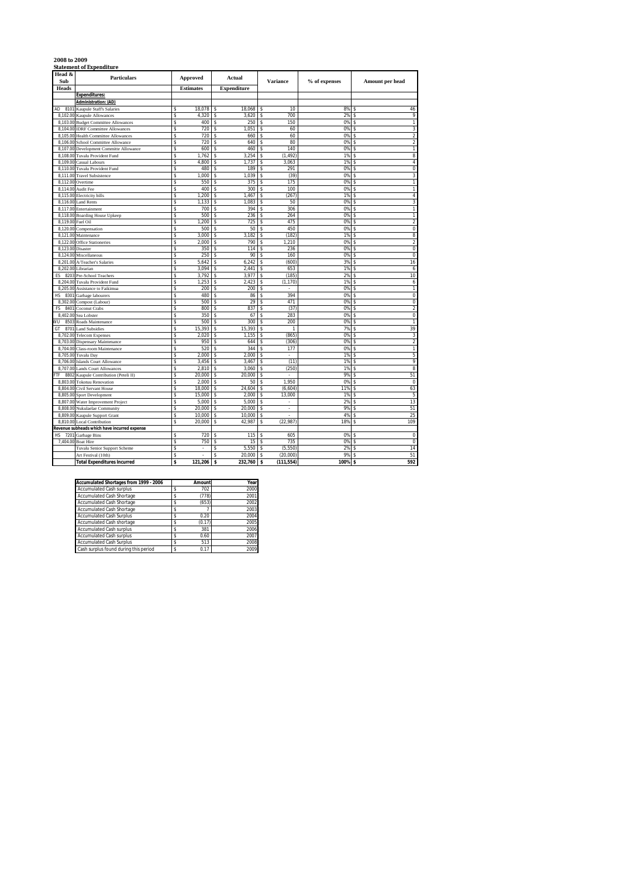**2008 to 2009**

**Statement of Expenditure**

| Head & Sub Heads | Particulars | Approved Estimates | Actual Expenditure | Variance | % of expenses | Amount per head |
|---|---|---|---|---|---|---|
| | **Expenditures:** | | | | | |
| | **Administration: (AD)** | | | | | |
| AD 8101 | Kaupule Staff's Salaries | $ 18,078 | $ 18,068 | $ 10 | 8% | $ 46 |
| 8,102.00 | Kaupule Allowances | $ 4,320 | $ 3,620 | $ 700 | 2% | $ 9 |
| 8,103.00 | Budget Committee Allowances | $ 400 | $ 250 | $ 150 | 0% | $ 1 |
| 8,104.00 | IDRF Committee Allowances | $ 720 | $ 1,051 | $ 60 | 0% | $ 3 |
| 8,105.00 | Health Committee Allowances | $ 720 | $ 660 | $ 60 | 0% | $ 2 |
| 8,106.00 | School Committee Allowance | $ 720 | $ 640 | $ 80 | 0% | $ 2 |
| 8,107.00 | Development Committe Allowance | $ 600 | $ 460 | $ 140 | 0% | $ 1 |
| 8,108.00 | Tuvalu Provident Fund | $ 1,762 | $ 3,254 | $ (1,492) | 1% | $ 8 |
| 8,109.00 | Casual Labours | $ 4,800 | $ 1,737 | $ 3,063 | 1% | $ 4 |
| 8,110.00 | Tuvalu Provident Fund | $ 480 | $ 189 | $ 291 | 0% | $ 0 |
| 8,111.00 | Travel Subsistence | $ 1,000 | $ 1,039 | $ (39) | 0% | $ 3 |
| 8,112.00 | Overtime | $ 550 | $ 375 | $ 175 | 0% | $ 1 |
| 8,114.00 | Audit Fee | $ 400 | $ 300 | $ 100 | 0% | $ 1 |
| 8,115.00 | Electricity bills | $ 1,200 | $ 1,467 | $ (267) | 1% | $ 4 |
| 8,116.00 | Land Rents | $ 1,133 | $ 1,083 | $ 50 | 0% | $ 3 |
| 8,117.00 | Entertainment | $ 700 | $ 394 | $ 306 | 0% | $ 1 |
| 8,118.00 | Boarding House Upkeep | $ 500 | $ 236 | $ 264 | 0% | $ 1 |
| 8,119.00 | Fuel Oil | $ 1,200 | $ 725 | $ 475 | 0% | $ 2 |
| 8,120.00 | Compensation | $ 500 | $ 50 | $ 450 | 0% | $ 0 |
| 8,121.00 | Maintenance | $ 3,000 | $ 3,182 | $ (182) | 1% | $ 8 |
| 8,122.00 | Office Stationeries | $ 2,000 | $ 790 | $ 1,210 | 0% | $ 2 |
| 8,123.00 | Disaster | $ 350 | $ 114 | $ 236 | 0% | $ 0 |
| 8,124.00 | Miscellaneous | $ 250 | $ 90 | $ 160 | 0% | $ 0 |
| 8,201.00 | A/Teacher's Salaries | $ 5,642 | $ 6,242 | $ (600) | 3% | $ 16 |
| 8,202.00 | Librarian | $ 3,094 | $ 2,441 | $ 653 | 1% | $ 6 |
| ES 8203 | Pre-School Teachers | $ 3,792 | $ 3,977 | $ (185) | 2% | $ 10 |
| 8,204.00 | Tuvalu Provident Fund | $ 1,253 | $ 2,423 | $ (1,170) | 1% | $ 6 |
| 8,205.00 | Assistance to Faikimua | $ 200 | $ 200 | $ - | 0% | $ 1 |
| HS 8301 | Garbage labourers | $ 480 | $ 86 | $ 394 | 0% | $ 0 |
| 8,302.00 | Compost (Labour) | $ 500 | $ 29 | $ 471 | 0% | $ 0 |
| FS 8401 | Coconut Crabs | $ 800 | $ 837 | $ (37) | 0% | $ 2 |
| 8,402.00 | Sea Lobster | $ 350 | $ 67 | $ 283 | 0% | $ 0 |
| WU 8503 | Roads Maintenance | $ 500 | $ 300 | $ 200 | 0% | $ 1 |
| GT 8701 | Land Subsidies | $ 15,393 | $ 15,393 | $ 1 | 7% | $ 39 |
| 8,702.00 | Telecom Expenses | $ 2,020 | $ 1,155 | $ (865) | 0% | $ 3 |
| 8,703.00 | Dispensary Maintenance | $ 950 | $ 644 | $ (306) | 0% | $ 2 |
| 8,704.00 | Class-room Maintenance | $ 520 | $ 344 | $ 177 | 0% | $ 1 |
| 8,705.00 | Tuvalu Day | $ 2,000 | $ 2,000 | $ - | 1% | $ 5 |
| 8,706.00 | Islands Court Allowance | $ 3,456 | $ 3,467 | $ (11) | 1% | $ 9 |
| 8,707.00 | Lands Court Allowances | $ 2,810 | $ 3,060 | $ (250) | 1% | $ 8 |
| FTF 8802 | Kaupule Contribution (Peteli II) | $ 20,000 | $ 20,000 | $ - | 9% | $ 51 |
| 8,803.00 | Tokotuu Renovation | $ 2,000 | $ 50 | $ 1,950 | 0% | $ 0 |
| 8,804.00 | Civil Servant House | $ 18,000 | $ 24,604 | $ (6,604) | 11% | $ 63 |
| 8,805.00 | Sport Development | $ 15,000 | $ 2,000 | $ 13,000 | 1% | $ 5 |
| 8,807.00 | Water Improvement Project | $ 5,000 | $ 5,000 | $ - | 2% | $ 13 |
| 8,808.00 | Nukulaelae Community | $ 20,000 | $ 20,000 | $ - | 9% | $ 51 |
| 8,809.00 | Kaupule Support Grant | $ 10,000 | $ 10,000 | $ - | 4% | $ 25 |
| 8,810.00 | Local Contribution | $ 20,000 | $ 42,987 | $ (22,987) | 18% | $ 109 |
| | **Revenue subheads which have incurred expense** | | | | | |
| HS 7201 | Garbage Bins | $ 720 | $ 115 | $ 605 | 0% | $ 0 |
| 7,404.00 | Boat Hire | $ 750 | $ 15 | $ 735 | 0% | $ 0 |
| | Tuvalu Senior Support Scheme | $ - | $ 5,550 | $ (5,550) | 2% | $ 14 |
| | Art Festival (10th) | $ - | $ 20,000 | $ (20,000) | 9% | $ 51 |
| | **Total Expenditures Incurred** | **$ 121,206** | **$ 232,760** | **$ (111,554)** | **100%** | **$ 592** |

| Accumulated Shortages from 1999 - 2006 | Amount | Year |
|---|---|---|
| Accumulated Cash surplus | $ 702 | 2000 |
| Accumulated Cash Shortage | $ (778) | 2001 |
| Accumulated Cash Shortage | $ (653) | 2002 |
| Accumulated Cash Shortage | $ 7 | 2003 |
| Accumulated Cash Surplus | $ 0.20 | 2004 |
| Accumulated Cash shortage | $ (0.17) | 2005 |
| Accumulated Cash surplus | $ 381 | 2006 |
| Accumulated Cash surplus | $ 0.60 | 2007 |
| Accumulated Cash Surplus | $ 513 | 2008 |
| Cash surplus found during this period | $ 0.17 | 2009 |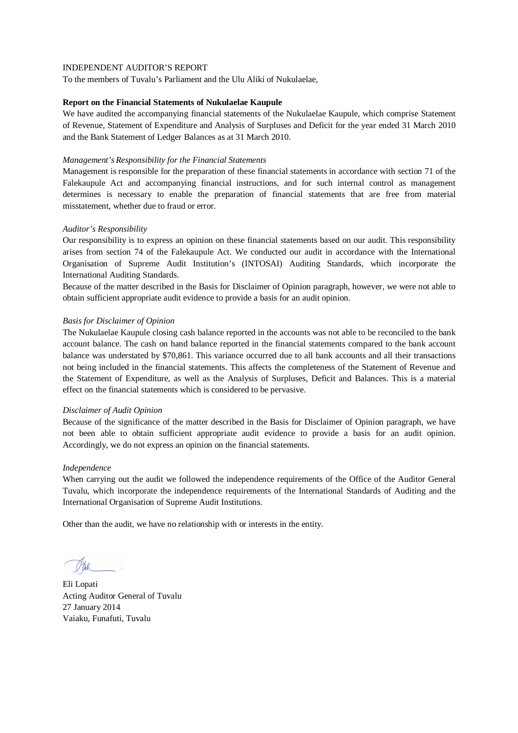INDEPENDENT AUDITOR'S REPORT

To the members of Tuvalu's Parliament and the Ulu Aliki of Nukulaelae,

**Report on the Financial Statements of Nukulaelae Kaupule**

We have audited the accompanying financial statements of the Nukulaelae Kaupule, which comprise Statement of Revenue, Statement of Expenditure and Analysis of Surpluses and Deficit for the year ended 31 March 2010 and the Bank Statement of Ledger Balances as at 31 March 2010.

*Management's Responsibility for the Financial Statements*

Management is responsible for the preparation of these financial statements in accordance with section 71 of the Falekaupule Act and accompanying financial instructions, and for such internal control as management determines is necessary to enable the preparation of financial statements that are free from material misstatement, whether due to fraud or error.

*Auditor's Responsibility*

Our responsibility is to express an opinion on these financial statements based on our audit. This responsibility arises from section 74 of the Falekaupule Act. We conducted our audit in accordance with the International Organisation of Supreme Audit Institution's (INTOSAI) Auditing Standards, which incorporate the International Auditing Standards.

Because of the matter described in the Basis for Disclaimer of Opinion paragraph, however, we were not able to obtain sufficient appropriate audit evidence to provide a basis for an audit opinion.

*Basis for Disclaimer of Opinion*

The Nukulaelae Kaupule closing cash balance reported in the accounts was not able to be reconciled to the bank account balance. The cash on hand balance reported in the financial statements compared to the bank account balance was understated by $70,861. This variance occurred due to all bank accounts and all their transactions not being included in the financial statements. This affects the completeness of the Statement of Revenue and the Statement of Expenditure, as well as the Analysis of Surpluses, Deficit and Balances. This is a material effect on the financial statements which is considered to be pervasive.

*Disclaimer of Audit Opinion*

Because of the significance of the matter described in the Basis for Disclaimer of Opinion paragraph, we have not been able to obtain sufficient appropriate audit evidence to provide a basis for an audit opinion. Accordingly, we do not express an opinion on the financial statements.

*Independence*

When carrying out the audit we followed the independence requirements of the Office of the Auditor General Tuvalu, which incorporate the independence requirements of the International Standards of Auditing and the International Organisation of Supreme Audit Institutions.

Other than the audit, we have no relationship with or interests in the entity.

Eli Lopati
Acting Auditor General of Tuvalu
27 January 2014
Vaiaku, Funafuti, Tuvalu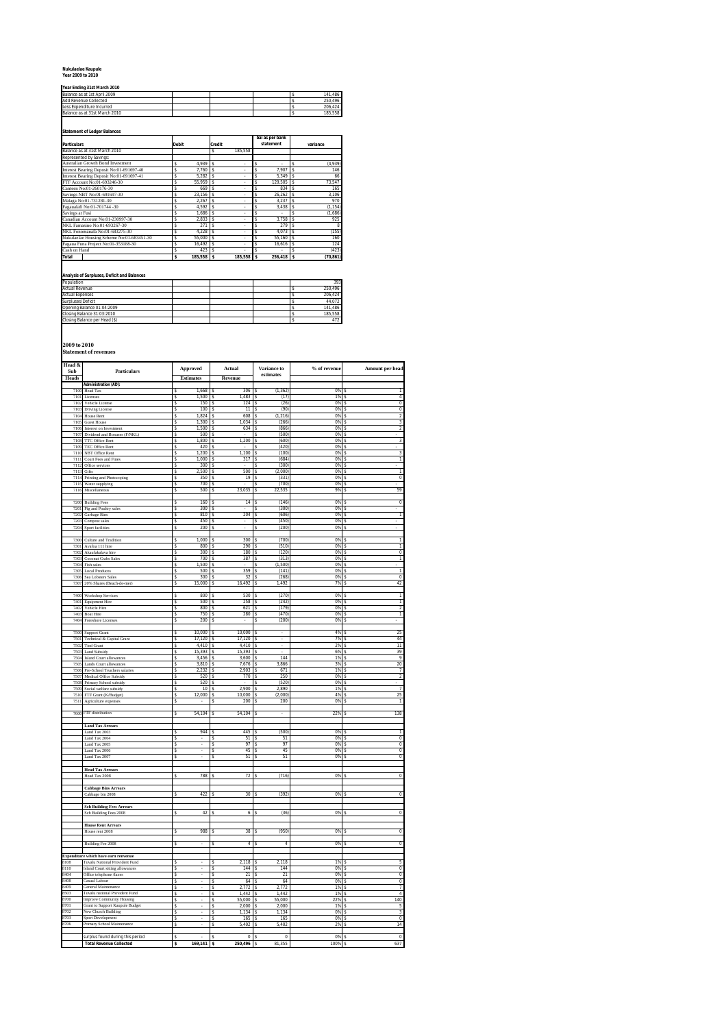**Nukulaelae Kaupule**
**Year 2009 to 2010**

**Year Ending 31st March 2010**

| | | | | |
|---|---|---|---|---|
| Balance as at 1st April 2009 | | | | $ 141,486 |
| Add Revenue Collected | | | | $ 250,496 |
| Less Expenditure Incurred | | | | $ 206,424 |
| Balance as at 31st March 2010 | | | | $ 185,558 |

**Statement of Ledger Balances**

| Particulars | Debit | Credit | bal as per bank statement | variance |
|---|---|---|---|---|
| Balance as at 31st March 2010 | | $ 185,558 | | |
| Represented by Savings: | | | | |
| Australian Growth Bond Investment | $ 4,939 | $ - | $ - | $ (4,939) |
| Interest Bearing Deposit No:01-691697-40 | $ 7,760 | $ - | $ 7,907 | $ 146 |
| Interest Bearing Deposit No:01-691697-41 | $ 5,282 | $ - | $ 5,349 | $ 66 |
| FTF Account No:01-693246-30 | $ 55,959 | $ - | $ 129,505 | $ 73,547 |
| Canteen No:01-260176-30 | $ 669 | $ - | $ 834 | $ 165 |
| Savings NBT No:01-691697-30 | $ 23,156 | $ - | $ 26,262 | $ 3,106 |
| Malaga No:01-731281-30 | $ 2,267 | $ - | $ 3,237 | $ 970 |
| Fagauafafi No:01-701744 -30 | $ 4,592 | $ - | $ 3,438 | $ (1,154) |
| Savings at Fusi | $ 1,686 | $ - | $ - | $ (1,686) |
| Canadian Account No:01-230997-30 | $ 2,833 | $ - | $ 3,758 | $ 925 |
| NKL Famasino No:01-693267-30 | $ 271 | $ - | $ 279 | $ 8 |
| NKL Fonomanafa No:01-683275-30 | $ 4,228 | $ - | $ 4,073 | $ (155) |
| Nukulaelae Housing Scheme No:01-683451-30 | $ 55,000 | $ - | $ 55,160 | $ 160 |
| Fagaua Funa Project No:01-353188-30 | $ 16,492 | $ - | $ 16,616 | $ 124 |
| Cash on Hand | $ 423 | $ - | $ - | $ (423) |
| **Total** | **$ 185,558** | **$ 185,558** | **$ 256,418** | **$ (70,861)** |

**Analysis of Surpluses, Deficit and Balances**

| | | | | |
|---|---|---|---|---|
| Population | | | | 393 |
| Actual Revenue | | | | $ 250,496 |
| Actual Expenses | | | | $ 206,424 |
| Surpluses/Deficit | | | | $ 44,072 |
| Opening Balance 01:04:2009 | | | | $ 141,486 |
| Closing Balance 31:03:2010 | | | | $ 185,558 |
| Closing Balance per Head ($) | | | | $ 472 |

**2009 to 2010**
**Statement of revenues**

| Head & Sub Heads | Particulars | Approved Estimates | Actual Revenue | Variance to estimates | % of revenue | Amount per head |
|---|---|---|---|---|---|---|
| | **Administration (AD):** | | | | | |
| 7100 | Head Tax | $ 1,668 | $ 306 | $ (1,362) | 0% | $ 1 |
| 7101 | Licenses | $ 1,500 | $ 1,483 | $ (17) | 1% | $ 4 |
| 7102 | Vehicle License | $ 150 | $ 124 | $ (26) | 0% | $ 0 |
| 7103 | Driving License | $ 100 | $ 11 | $ (90) | 0% | $ 0 |
| 7104 | House Rent | $ 1,824 | $ 608 | $ (1,216) | 0% | $ 2 |
| 7105 | Guest House | $ 1,300 | $ 1,034 | $ (266) | 0% | $ 3 |
| 7106 | Interest on Investment | $ 1,500 | $ 634 | $ (866) | 0% | $ 2 |
| 7107 | Dividend and Bonuses (F/NKL) | $ 500 | $ - | $ (500) | 0% | $ - |
| 7108 | TTC Office Rent | $ 1,800 | $ 1,200 | $ (600) | 0% | $ 3 |
| 7109 | TEC Office Rent | $ 420 | $ - | $ (420) | 0% | $ - |
| 7110 | NBT Office Rent | $ 1,200 | $ 1,100 | $ (100) | 0% | $ 3 |
| 7111 | Court Fees and Fines | $ 1,000 | $ 317 | $ (684) | 0% | $ 1 |
| 7112 | Office services | $ 300 | $ - | $ (300) | 0% | $ - |
| 7113 | Gifts | $ 2,500 | $ 500 | $ (2,000) | 0% | $ 1 |
| 7114 | Printing and Photocoping | $ 350 | $ 19 | $ (331) | 0% | $ 0 |
| 7115 | Water supplying | $ 700 | $ - | $ (700) | 0% | $ - |
| 7116 | Miscellaneous | $ 500 | $ 23,035 | $ 22,535 | 9% | $ 59 |
| 7200 | Building Fees | $ 160 | $ 14 | $ (146) | 0% | $ 0 |
| 7201 | Pig and Poultry sales | $ 300 | $ - | $ (300) | 0% | $ - |
| 7202 | Garbage Bins | $ 810 | $ 204 | $ (606) | 0% | $ 1 |
| 7203 | Compost sales | $ 450 | $ - | $ (450) | 0% | $ - |
| 7204 | Sport facilities | $ 200 | $ - | $ (200) | 0% | $ - |
| 7300 | Culture and Tradition | $ 1,000 | $ 300 | $ (700) | 0% | $ 1 |
| 7301 | Avafoa 111 hire | $ 800 | $ 290 | $ (510) | 0% | $ 1 |
| 7302 | Akaulakalava hire | $ 300 | $ 180 | $ (120) | 0% | $ 0 |
| 7303 | Coconut Crabs Sales | $ 700 | $ 387 | $ (313) | 0% | $ 1 |
| 7304 | Fish sales | $ 1,500 | $ - | $ (1,500) | 0% | $ - |
| 7305 | Local Produces | $ 500 | $ 359 | $ (141) | 0% | $ 1 |
| 7306 | Sea Lobsters Sales | $ 300 | $ 32 | $ (268) | 0% | $ 0 |
| 7307 | 20% Shares (Beach-de-mer) | $ 15,000 | $ 16,492 | $ 1,492 | 7% | $ 42 |
| 7400 | Workshop Services | $ 800 | $ 530 | $ (270) | 0% | $ 1 |
| 7401 | Equipment Hire | $ 500 | $ 258 | $ (242) | 0% | $ 1 |
| 7402 | Vehicle Hire | $ 800 | $ 621 | $ (179) | 0% | $ 2 |
| 7403 | Boat Hire | $ 750 | $ 280 | $ (470) | 0% | $ 1 |
| 7404 | Foreshore Licenses | $ 200 | $ - | $ (200) | 0% | $ - |
| 7500 | Support Grant | $ 10,000 | $ 10,000 | $ - | 4% | $ 25 |
| 7501 | Technical & Capital Grant | $ 17,120 | $ 17,120 | $ - | 7% | $ 44 |
| 7502 | Tied Grant | $ 4,410 | $ 4,410 | $ - | 2% | $ 11 |
| 7503 | Land Subsidy | $ 15,393 | $ 15,393 | $ - | 6% | $ 39 |
| 7504 | Island Court allowances | $ 3,456 | $ 3,600 | $ 144 | 1% | $ 9 |
| 7505 | Lands Court allowances | $ 3,810 | $ 7,676 | $ 3,866 | 3% | $ 20 |
| 7506 | Pre-School Teachers salaries | $ 2,232 | $ 2,903 | $ 671 | 1% | $ 7 |
| 7507 | Medical Office Subsidy | $ 520 | $ 770 | $ 250 | 0% | $ 2 |
| 7508 | Primary School subsidy | $ 520 | $ - | $ (520) | 0% | $ - |
| 7509 | Social welfare subsidy | $ 10 | $ 2,900 | $ 2,890 | 1% | $ 7 |
| 7510 | FTF Grant (K/Budget) | $ 12,000 | $ 10,000 | $ (2,000) | 4% | $ 25 |
| 7511 | Agriculture expenses | $ - | $ 200 | $ 200 | 0% | $ 1 |
| 7600 | FTF distribution | $ 54,104 | $ 54,104 | $ - | 22% | $ 138 |
| | **Land Tax Arrears** | | | | | |
| | Land Tax 2003 | $ 944 | $ 445 | $ (500) | 0% | $ 1 |
| | Land Tax 2004 | $ - | $ 51 | $ 51 | 0% | $ 0 |
| | Land Tax 2005 | $ - | $ 97 | $ 97 | 0% | $ 0 |
| | Land Tax 2006 | $ - | $ 45 | $ 45 | 0% | $ 0 |
| | Land Tax 2007 | $ - | $ 51 | $ 51 | 0% | $ 0 |
| | **Head Tax Arrears** | | | | | |
| | Head Tax 2008 | $ 788 | $ 72 | $ (716) | 0% | $ 0 |
| | **Cabbage Bins Arrears** | | | | | |
| | Cabbage bin 2008 | $ 422 | $ 30 | $ (392) | 0% | $ 0 |
| | **Sch Building Fees Arrears** | | | | | |
| | Sch Building Fees 2008 | $ 42 | $ 6 | $ (36) | 0% | $ 0 |
| | **House Rent Arrears** | | | | | |
| | House rent 2008 | $ 988 | $ 38 | $ (950) | 0% | $ 0 |
| | Building Fee 2008 | $ - | $ 4 | $ 4 | 0% | $ 0 |
| | **Expenditure which have earn revenue** | | | | | |
| 8108 | Tuvalu National Provident Fund | $ - | $ 2,118 | $ 2,118 | 1% | $ 5 |
| 8110 | Island Court sitting allowances | $ - | $ 144 | $ 144 | 0% | $ 0 |
| 8404 | Office telephone /faxes | $ - | $ 21 | $ 21 | 0% | $ 0 |
| 8408 | Casual Labour | $ - | $ 64 | $ 64 | 0% | $ 0 |
| 8409 | General Maintenance | $ - | $ 2,772 | $ 2,772 | 1% | $ 7 |
| 8503 | Tuvalu national Provident Fund | $ - | $ 1,442 | $ 1,442 | 1% | $ 4 |
| 8700 | Improve Community Housing | $ - | $ 55,000 | $ 55,000 | 22% | $ 140 |
| 8701 | Grant to Support Kaupule Budget | $ - | $ 2,000 | $ 2,000 | 1% | $ 5 |
| 8702 | New Church Building | $ - | $ 1,134 | $ 1,134 | 0% | $ 3 |
| 8703 | Sport Development | $ - | $ 165 | $ 165 | 0% | $ 0 |
| 8706 | Primary School Maintenance | $ - | $ 5,402 | $ 5,402 | 2% | $ 14 |
| | surplus found during this period | $ - | $ 0 | $ 0 | 0% | $ 0 |
| | **Total Revenue Collected** | **$ 169,141** | **$ 250,496** | **$ 81,355** | **100%** | **$ 637** |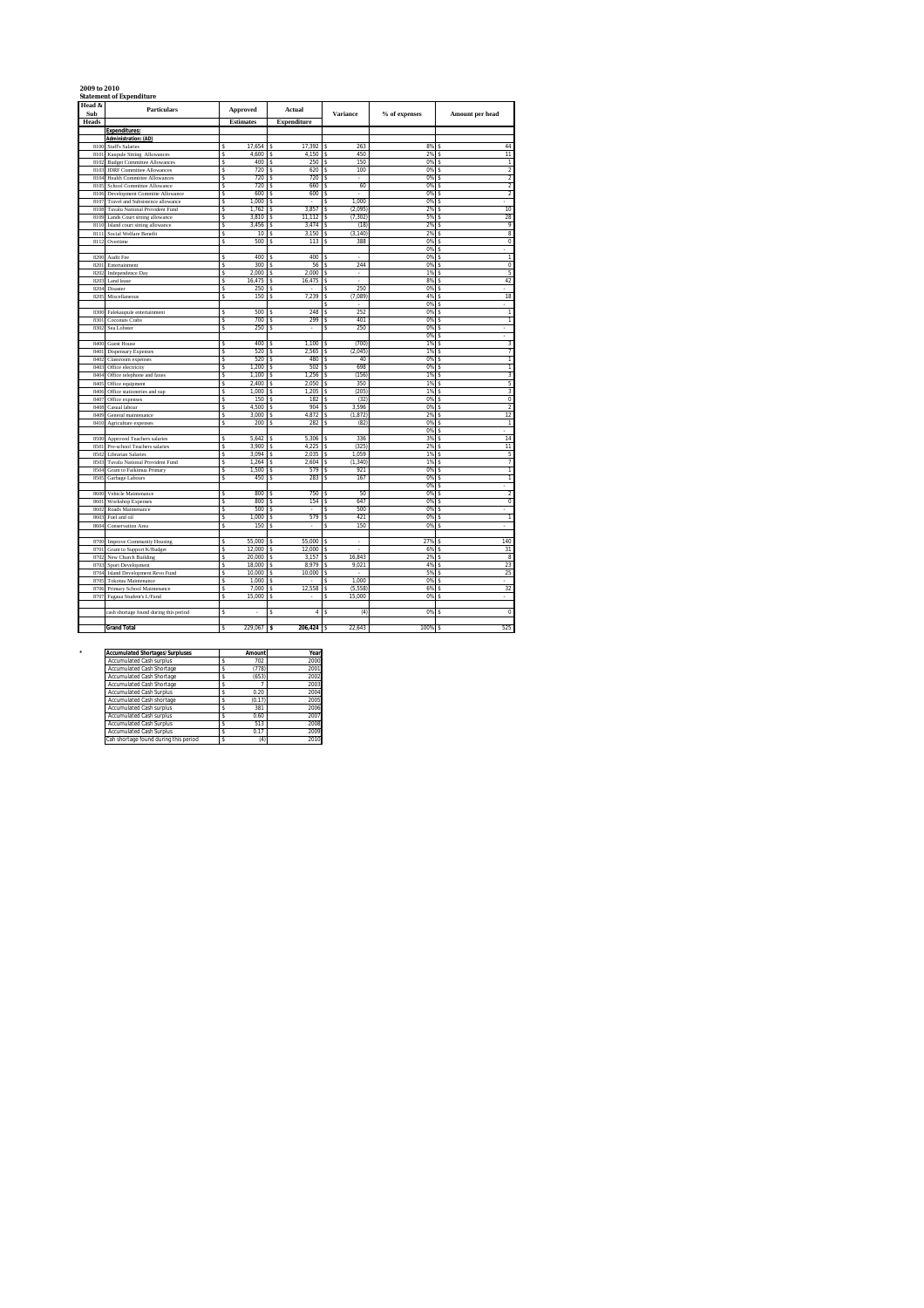**2009 to 2010**

**Statement of Expenditure**

| Head & Sub Heads | Particulars | Approved Estimates | Actual Expenditure | Variance | % of expenses | Amount per head |
|---|---|---|---|---|---|---|
| | **Expenditures:** | | | | | |
| | **Administration: (AD)** | | | | | |
| 8100 | Staff's Salaries | $ 17,654 | $ 17,392 | $ 263 | 8% | $ 44 |
| 8101 | Kaupule Sitting Allowances | $ 4,600 | $ 4,150 | $ 450 | 2% | $ 11 |
| 8102 | Budget Committee Allowances | $ 400 | $ 250 | $ 150 | 0% | $ 1 |
| 8103 | IDBF Committee Allowances | $ 720 | $ 620 | $ 100 | 0% | $ 2 |
| 8104 | Health Committee Allowances | $ 720 | $ 720 | $ - | 0% | $ 2 |
| 8105 | School Committee Allowance | $ 720 | $ 660 | $ 60 | 0% | $ 2 |
| 8106 | Development Committe Allowance | $ 600 | $ 600 | $ - | 0% | $ 2 |
| 8107 | Travel and Subsistence allowance | $ 1,000 | $ - | $ 1,000 | 0% | $ - |
| 8108 | Tuvalu National Provident Fund | $ 1,762 | $ 3,857 | $ (2,095) | 2% | $ 10 |
| 8109 | Lands Court sitting allowance | $ 3,810 | $ 11,112 | $ (7,302) | 5% | $ 28 |
| 8110 | Island court sitting allowance | $ 3,456 | $ 3,474 | $ (18) | 2% | $ 9 |
| 8111 | Social Welfare Benefit | $ 10 | $ 3,150 | $ (3,140) | 2% | $ 8 |
| 8112 | Overtime | $ 500 | $ 113 | $ 388 | 0% | $ 0 |
| | | | | | 0% | $ - |
| 8200 | Audit Fee | $ 400 | $ 400 | $ - | 0% | $ 1 |
| 8201 | Entertainment | $ 300 | $ 56 | $ 244 | 0% | $ 0 |
| 8202 | Independence Day | $ 2,000 | $ 2,000 | $ - | 1% | $ 5 |
| 8203 | Land lease | $ 16,475 | $ 16,475 | $ - | 8% | $ 42 |
| 8204 | Disaster | $ 250 | $ | $ 250 | 0% | $ - |
| 8205 | Miscellaneous | $ 150 | $ 7,239 | $ (7,089) | 4% | $ 18 |
| | | | | $ - | 0% | $ - |
| 8300 | Falekaupule entertainment | $ 500 | $ 248 | $ 252 | 0% | $ 1 |
| 8301 | Coconuts Crabs | $ 700 | $ 299 | $ 401 | 0% | $ 1 |
| 8302 | Sea Lobster | $ 250 | $ - | $ 250 | 0% | $ - |
| | | | | | 0% | $ - |
| 8400 | Guest House | $ 400 | $ 1,100 | $ (700) | 1% | $ 3 |
| 8401 | Dispensary Expenses | $ 520 | $ 2,565 | $ (2,045) | 1% | $ 7 |
| 8402 | Classroom expenses | $ 520 | $ 480 | $ 40 | 0% | $ 1 |
| 8403 | Office electricity | $ 1,200 | $ 502 | $ 698 | 0% | $ 1 |
| 8404 | Office telephone and faxes | $ 1,100 | $ 1,256 | $ (156) | 1% | $ 3 |
| 8405 | Office equipment | $ 2,400 | $ 2,050 | $ 350 | 1% | $ 5 |
| 8406 | Office stationeries and sup | $ 1,000 | $ 1,205 | $ (205) | 1% | $ 3 |
| 8407 | Office expenses | $ 150 | $ 182 | $ (32) | 0% | $ 0 |
| 8408 | Casual labour | $ 4,500 | $ 904 | $ 3,596 | 0% | $ 2 |
| 8409 | General maintenance | $ 3,000 | $ 4,872 | $ (1,872) | 2% | $ 12 |
| 8410 | Agriculture expenses | $ 200 | $ 282 | $ (82) | 0% | $ 1 |
| | | | | | 0% | $ - |
| 8500 | Approved Teachers salaries | $ 5,642 | $ 5,306 | $ 336 | 3% | $ 14 |
| 8501 | Pre-school Teachers salaries | $ 3,900 | $ 4,225 | $ (325) | 2% | $ 11 |
| 8502 | Librarian Salaries | $ 3,094 | $ 2,035 | $ 1,059 | 1% | $ 5 |
| 8503 | Tuvalu National Provident Fund | $ 1,264 | $ 2,604 | $ (1,340) | 1% | $ 7 |
| 8504 | Grant to Fakimua Primary | $ 1,500 | $ 579 | $ 921 | 0% | $ 1 |
| 8505 | Garbage Labours | $ 450 | $ 283 | $ 167 | 0% | $ 1 |
| | | | | | 0% | $ - |
| 8600 | Vehicle Maintenance | $ 800 | $ 750 | $ 50 | 0% | $ 2 |
| 8601 | Workshop Expenses | $ 800 | $ 154 | $ 647 | 0% | $ 0 |
| 8602 | Roads Maintenance | $ 500 | $ - | $ 500 | 0% | $ - |
| 8603 | Fuel and oil | $ 1,000 | $ 579 | $ 421 | 0% | $ 1 |
| 8604 | Conservation Area | $ 150 | $ - | $ 150 | 0% | $ - |
| | | | | | | |
| 8700 | Improve Community Housing | $ 55,000 | $ 55,000 | $ - | 27% | $ 140 |
| 8701 | Grant to Support K/Budget | $ 12,000 | $ 12,000 | $ - | 6% | $ 31 |
| 8702 | New Church Building | $ 20,000 | $ 3,157 | $ 16,843 | 2% | $ 8 |
| 8703 | Sport Development | $ 18,000 | $ 8,979 | $ 9,021 | 4% | $ 23 |
| 8704 | Island Development Revo Fund | $ 10,000 | $ 10,000 | $ - | 5% | $ 25 |
| 8705 | Tokotau Maintenance | $ 1,000 | $ - | $ 1,000 | 0% | $ - |
| 8706 | Primary School Maintenance | $ 7,000 | $ 12,558 | $ (5,558) | 6% | $ 32 |
| 8707 | Fagasa Student's L/Fund | $ 15,000 | $ - | $ 15,000 | 0% | $ - |
| | | | | | | |
| | cash shortage found during this period | $ - | $ 4 | $ (4) | 0% | $ 0 |
| | | | | | | |
| | **Grand Total** | $ 229,067 | **$ 206,424** | $ 22,643 | 100% | $ 525 |

*

| Accumulated Shortages/Surpluses | Amount | Year |
|---|---|---|
| Accumulated Cash surplus | $ 702 | 2000 |
| Accumulated Cash Shortage | $ (778) | 2001 |
| Accumulated Cash Shortage | $ (653) | 2002 |
| Accumulated Cash Shortage | $ 7 | 2003 |
| Accumulated Cash Surplus | $ 0.20 | 2004 |
| Accumulated Cash shortage | $ (0.17) | 2005 |
| Accumulated Cash surplus | $ 381 | 2006 |
| Accumulated Cash surplus | $ 0.60 | 2007 |
| Accumulated Cash Surplus | $ 513 | 2008 |
| Accumulated Cash Surplus | $ 0.17 | 2009 |
| Cah shortage found during this period | $ (4) | 2010 |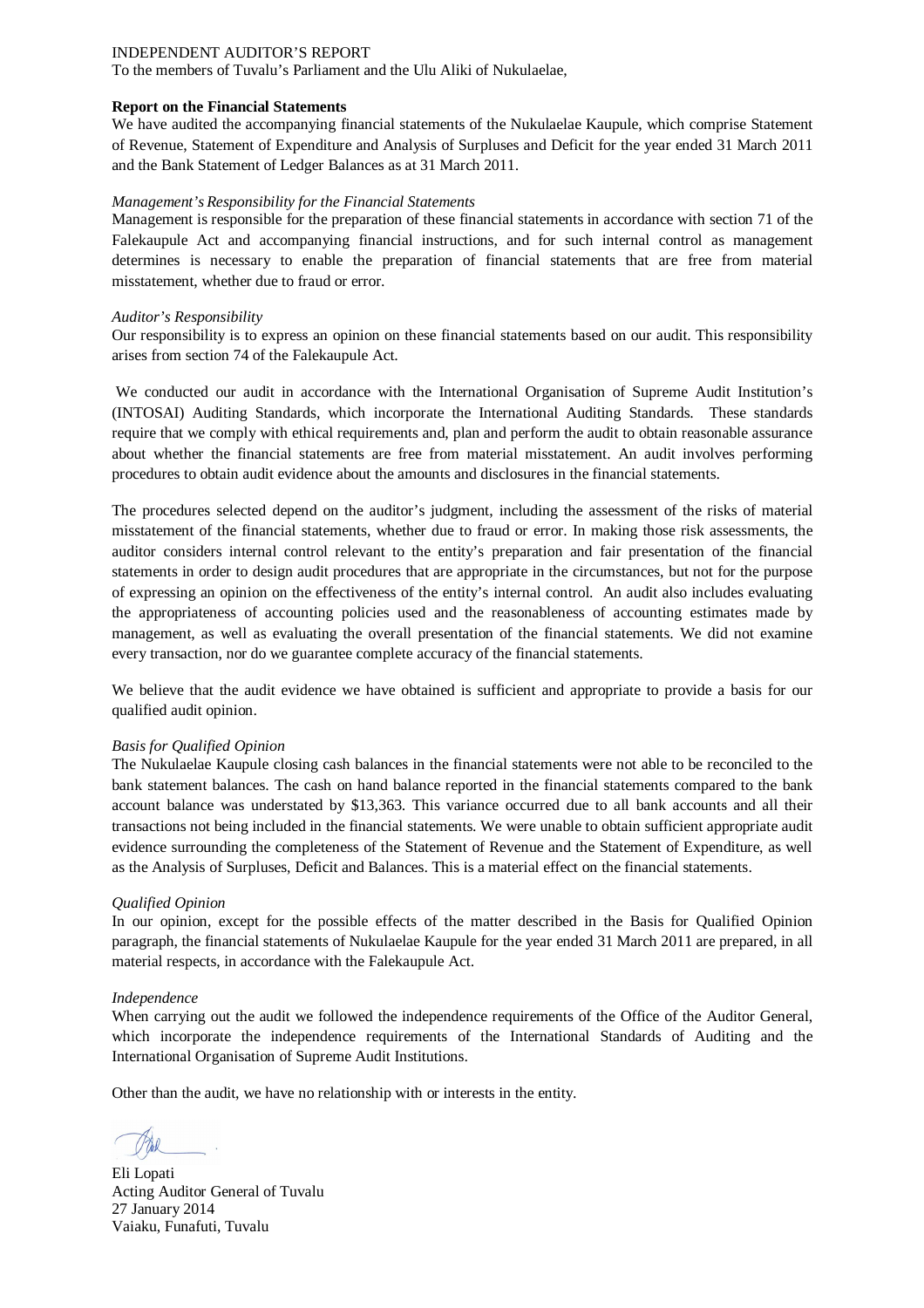INDEPENDENT AUDITOR'S REPORT

To the members of Tuvalu's Parliament and the Ulu Aliki of Nukulaelae,

**Report on the Financial Statements**

We have audited the accompanying financial statements of the Nukulaelae Kaupule, which comprise Statement of Revenue, Statement of Expenditure and Analysis of Surpluses and Deficit for the year ended 31 March 2011 and the Bank Statement of Ledger Balances as at 31 March 2011.

*Management's Responsibility for the Financial Statements*

Management is responsible for the preparation of these financial statements in accordance with section 71 of the Falekaupule Act and accompanying financial instructions, and for such internal control as management determines is necessary to enable the preparation of financial statements that are free from material misstatement, whether due to fraud or error.

*Auditor's Responsibility*

Our responsibility is to express an opinion on these financial statements based on our audit. This responsibility arises from section 74 of the Falekaupule Act.

We conducted our audit in accordance with the International Organisation of Supreme Audit Institution's (INTOSAI) Auditing Standards, which incorporate the International Auditing Standards. These standards require that we comply with ethical requirements and, plan and perform the audit to obtain reasonable assurance about whether the financial statements are free from material misstatement. An audit involves performing procedures to obtain audit evidence about the amounts and disclosures in the financial statements.

The procedures selected depend on the auditor's judgment, including the assessment of the risks of material misstatement of the financial statements, whether due to fraud or error. In making those risk assessments, the auditor considers internal control relevant to the entity's preparation and fair presentation of the financial statements in order to design audit procedures that are appropriate in the circumstances, but not for the purpose of expressing an opinion on the effectiveness of the entity's internal control. An audit also includes evaluating the appropriateness of accounting policies used and the reasonableness of accounting estimates made by management, as well as evaluating the overall presentation of the financial statements. We did not examine every transaction, nor do we guarantee complete accuracy of the financial statements.

We believe that the audit evidence we have obtained is sufficient and appropriate to provide a basis for our qualified audit opinion.

*Basis for Qualified Opinion*

The Nukulaelae Kaupule closing cash balances in the financial statements were not able to be reconciled to the bank statement balances. The cash on hand balance reported in the financial statements compared to the bank account balance was understated by $13,363. This variance occurred due to all bank accounts and all their transactions not being included in the financial statements. We were unable to obtain sufficient appropriate audit evidence surrounding the completeness of the Statement of Revenue and the Statement of Expenditure, as well as the Analysis of Surpluses, Deficit and Balances. This is a material effect on the financial statements.

*Qualified Opinion*

In our opinion, except for the possible effects of the matter described in the Basis for Qualified Opinion paragraph, the financial statements of Nukulaelae Kaupule for the year ended 31 March 2011 are prepared, in all material respects, in accordance with the Falekaupule Act.

*Independence*

When carrying out the audit we followed the independence requirements of the Office of the Auditor General, which incorporate the independence requirements of the International Standards of Auditing and the International Organisation of Supreme Audit Institutions.

Other than the audit, we have no relationship with or interests in the entity.

Eli Lopati
Acting Auditor General of Tuvalu
27 January 2014
Vaiaku, Funafuti, Tuvalu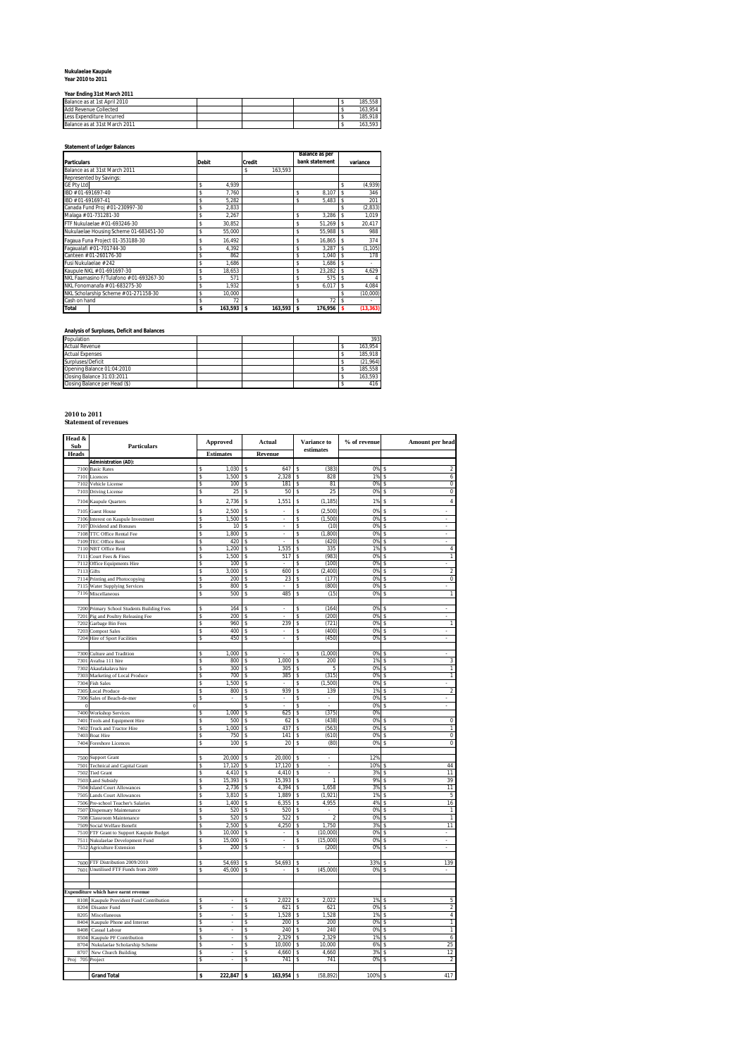**Nukulaelae Kaupule**
**Year 2010 to 2011**

**Year Ending 31st March 2011**

| | |
|---|---|
| Balance as at 1st April 2010 | $ 185,558 |
| Add Revenue Collected | $ 163,954 |
| Less Expenditure Incurred | $ 185,918 |
| Balance as at 31st March 2011 | $ 163,593 |

**Statement of Ledger Balances**

| Particulars | Debit | Credit | Balance as per bank statement | variance |
|---|---|---|---|---|
| Balance as at 31st March 2011 | | $ 163,593 | | |
| Represented by Savings: | | | | |
| GE Pty Ltd | $ 4,939 | | | $ (4,939) |
| IBD #01-691697-40 | $ 7,760 | | $ 8,107 | $ 346 |
| IBD #01-691697-41 | $ 5,282 | | $ 5,483 | $ 201 |
| Canada Fund Proj #01-230997-30 | $ 2,833 | | | $ (2,833) |
| Malaga #01-731281-30 | $ 2,267 | | $ 3,286 | $ 1,019 |
| FTF Nukulaelae #01-693246-30 | $ 30,852 | | $ 51,269 | $ 20,417 |
| Nukulaelae Housing Scheme 01-683451-30 | $ 55,000 | | $ 55,988 | $ 988 |
| Fagaua Funa Project 01-353188-30 | $ 16,492 | | $ 16,865 | $ 374 |
| Fagaualafi #01-701744-30 | $ 4,392 | | $ 3,287 | $ (1,105) |
| Canteen #01-260176-30 | $ 862 | | $ 1,040 | $ 178 |
| Fusi Nukulaelae #242 | $ 1,686 | | $ 1,686 | $ - |
| Kaupule NKL #01-691697-30 | $ 18,653 | | $ 23,282 | $ 4,629 |
| NKL Faamasino F/Tulafono #01-693267-30 | $ 571 | | $ 575 | $ 4 |
| NKL Fonomanafa #01-683275-30 | $ 1,932 | | $ 6,017 | $ 4,084 |
| NKL Scholarship Scheme #01-271158-30 | $ 10,000 | | | $ (10,000) |
| Cash on hand | $ 72 | | $ 72 | $ - |
| **Total** | $ 163,593 | $ 163,593 | $ 176,956 | $ (13,363) |

**Analysis of Surpluses, Deficit and Balances**

| | |
|---|---|
| Population | 393 |
| Actual Revenue | $ 163,954 |
| Actual Expenses | $ 185,918 |
| Surpluses/Deficit | $ (21,964) |
| Opening Balance 01:04:2010 | $ 185,558 |
| Closing Balance 31:03:2011 | $ 163,593 |
| Closing Balance per Head ($) | $ 416 |

**2010 to 2011**
**Statement of revenues**

| Head & Sub Heads | Particulars | Approved Estimates | Actual Revenue | Variance to estimates | % of revenue | Amount per head |
|---|---|---|---|---|---|---|
| | **Administration (AD):** | | | | | |
| 7100 | Basic Rates | $ 1,030 | $ 647 | $ (383) | 0% | $ 2 |
| 7101 | Licences | $ 1,500 | $ 2,328 | $ 828 | 1% | $ 6 |
| 7102 | Vehicle License | $ 100 | $ 181 | $ 81 | 0% | $ 0 |
| 7103 | Driving License | $ 25 | $ 50 | $ 25 | 0% | $ 0 |
| 7104 | Kaupule Quarters | $ 2,736 | $ 1,551 | $ (1,185) | 1% | $ 4 |
| 7105 | Guest House | $ 2,500 | $ - | $ (2,500) | 0% | $ - |
| 7106 | Interest on Kaupule Investment | $ 1,500 | $ - | $ (1,500) | 0% | $ - |
| 7107 | Dividend and Bonuses | $ 10 | $ - | $ (10) | 0% | $ - |
| 7108 | TTC Office Rental Fee | $ 1,800 | $ - | $ (1,800) | 0% | $ - |
| 7109 | TEC Office Rent | $ 420 | $ - | $ (420) | 0% | $ - |
| 7110 | NBT Office Rent | $ 1,200 | $ 1,535 | $ 335 | 1% | $ 4 |
| 7111 | Court Fees & Fines | $ 1,500 | $ 517 | $ (983) | 0% | $ 1 |
| 7112 | Office Equipments Hire | $ 100 | $ - | $ (100) | 0% | $ - |
| 7113 | Gifts | $ 3,000 | $ 600 | $ (2,400) | 0% | $ 2 |
| 7114 | Printing and Photocopying | $ 200 | $ 23 | $ (177) | 0% | $ 0 |
| 7115 | Water Supplying Services | $ 800 | $ - | $ (800) | 0% | $ - |
| 7116 | Miscellaneous | $ 500 | $ 485 | $ (15) | 0% | $ 1 |
| | | | | | | |
| 7200 | Primary School Students Building Fees | $ 164 | $ - | $ (164) | 0% | $ - |
| 7201 | Pig and Poultry Releasing Fee | $ 200 | $ - | $ (200) | 0% | $ - |
| 7202 | Garbage Bin Fees | $ 960 | $ 239 | $ (721) | 0% | $ 1 |
| 7203 | Compost Sales | $ 400 | $ - | $ (400) | 0% | $ - |
| 7204 | Hire of Sport Facilities | $ 450 | $ - | $ (450) | 0% | $ - |
| | | | | | | |
| 7300 | Culture and Tradition | $ 1,000 | $ - | $ (1,000) | 0% | $ - |
| 7301 | Avafoa 111 hire | $ 800 | $ 1,000 | $ 200 | 1% | $ 3 |
| 7302 | Akaufakalava hire | $ 300 | $ 305 | $ 5 | 0% | $ 1 |
| 7303 | Marketing of Local Produce | $ 700 | $ 385 | $ (315) | 0% | $ 1 |
| 7304 | Fish Sales | $ 1,500 | $ - | $ (1,500) | 0% | $ - |
| 7305 | Local Produce | $ 800 | $ 939 | $ 139 | 1% | $ 2 |
| 7306 | Sales of Beach-de-mer | $ - | $ - | $ - | 0% | $ - |
| 0 | 0 | | $ - | $ - | 0% | $ - |
| 7400 | Workshop Services | $ 1,000 | $ 625 | $ (375) | 0% | |
| 7401 | Tools and Equipment Hire | $ 500 | $ 62 | $ (438) | 0% | $ 0 |
| 7402 | Truck and Tractor Hire | $ 1,000 | $ 437 | $ (563) | 0% | $ 1 |
| 7403 | Boat Hire | $ 750 | $ 141 | $ (610) | 0% | $ 0 |
| 7404 | Foreshore Licences | $ 100 | $ 20 | $ (80) | 0% | $ 0 |
| | | | | | | |
| 7500 | Support Grant | $ 20,000 | $ 20,000 | $ - | 12% | |
| 7501 | Technical and Capital Grant | $ 17,120 | $ 17,120 | $ - | 10% | $ 44 |
| 7502 | Tied Grant | $ 4,410 | $ 4,410 | $ - | 3% | $ 11 |
| 7503 | Land Subsidy | $ 15,393 | $ 15,393 | $ 1 | 9% | $ 39 |
| 7504 | Island Court Allowances | $ 2,736 | $ 4,394 | $ 1,658 | 3% | $ 11 |
| 7505 | Lands Court Allowances | $ 3,810 | $ 1,889 | $ (1,921) | 1% | $ 5 |
| 7506 | Pre-school Teacher's Salaries | $ 1,400 | $ 6,355 | $ 4,955 | 4% | $ 16 |
| 7507 | Dispensary Maintenance | $ 520 | $ 520 | $ - | 0% | $ 1 |
| 7508 | Classroom Maintenance | $ 520 | $ 522 | $ 2 | 0% | $ 1 |
| 7509 | Social Welfare Benefit | $ 2,500 | $ 4,250 | $ 1,750 | 3% | $ 11 |
| 7510 | FTF Grant to Support Kaupule Budget | $ 10,000 | $ - | $ (10,000) | 0% | $ - |
| 7511 | Nukulaelae Development Fund | $ 15,000 | $ - | $ (15,000) | 0% | $ - |
| 7512 | Agriculture Extension | $ 200 | $ - | $ (200) | 0% | $ - |
| | | | | | | |
| 7600 | FTF Distribution 2009/2010 | $ 54,693 | $ 54,693 | $ - | 33% | $ 139 |
| 7601 | Unutilised FTF Funds from 2009 | $ 45,000 | $ - | $ (45,000) | 0% | $ - |
| | | | | | | |
| | **Expenditure which have earnt revenue** | | | | | |
| 8108 | Kaupule Provident Fund Contribution | $ - | $ 2,022 | $ 2,022 | 1% | $ 5 |
| 8204 | Disaster Fund | $ - | $ 621 | $ 621 | 0% | $ 2 |
| 8205 | Miscellaneous | $ - | $ 1,528 | $ 1,528 | 1% | $ 4 |
| 8404 | Kaupule Phone and Internet | $ - | $ 200 | $ 200 | 0% | $ 1 |
| 8408 | Casual Labour | $ - | $ 240 | $ 240 | 0% | $ 1 |
| 8504 | Kaupule PF Contribution | $ - | $ 2,329 | $ 2,329 | 1% | $ 6 |
| 8704 | Nukulaelae Scholarship Scheme | $ - | $ 10,000 | $ 10,000 | 6% | $ 25 |
| 8707 | New Church Building | $ - | $ 4,660 | $ 4,660 | 3% | $ 12 |
| Proj 705 | Project | $ - | $ 741 | $ 741 | 0% | $ 2 |
| | | | | | | |
| | **Grand Total** | $ 222,847 | $ 163,954 | $ (58,892) | 100% | $ 417 |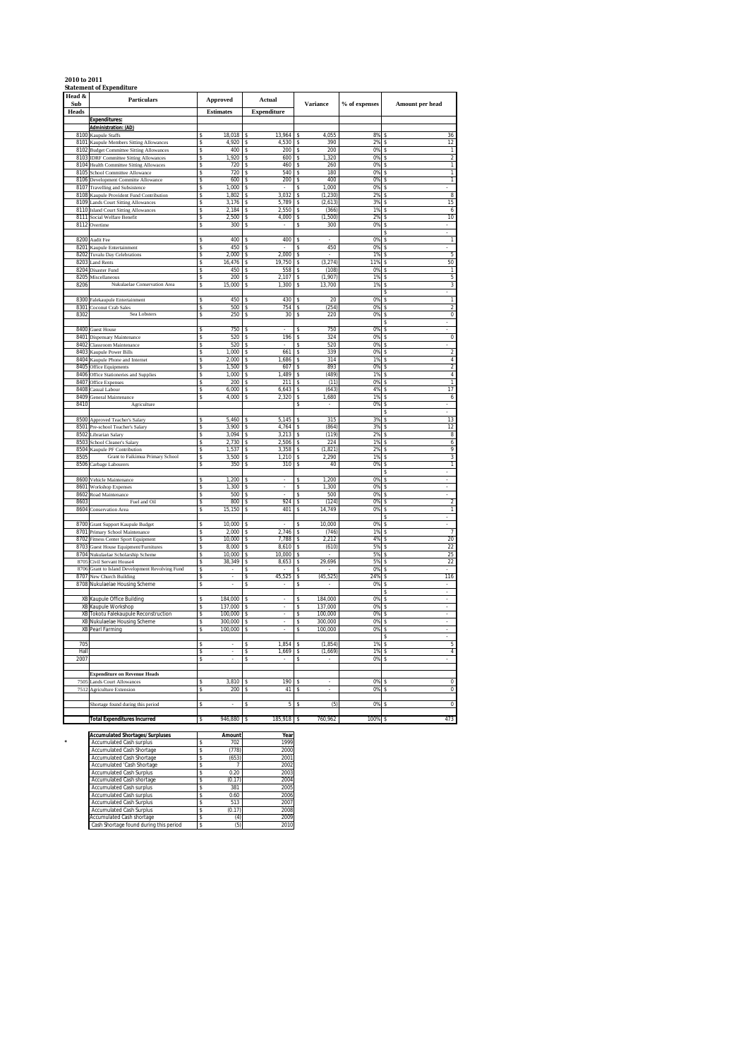**2010 to 2011**

**Statement of Expenditure**

| Head & Sub Heads | Particulars | Approved Estimates | Actual Expenditure | Variance | % of expenses | Amount per head |
|---|---|---|---|---|---|---|
| | **Expenditures:** | | | | | |
| | **Administration: (AD)** | | | | | |
| 8100 | Kaupule Staffs | $ 18,018 | $ 13,964 | $ 4,055 | 8% | $ 36 |
| 8101 | Kaupule Members Sitting Allowances | $ 4,920 | $ 4,530 | $ 390 | 2% | $ 12 |
| 8102 | Budget Committee Sitting Allowances | $ 400 | $ 200 | $ 200 | 0% | $ 1 |
| 8103 | IDRF Committee Sitting Allowances | $ 1,920 | $ 600 | $ 1,320 | 0% | $ 2 |
| 8104 | Health Committee Sitting Allowaces | $ 720 | $ 460 | $ 260 | 0% | $ 1 |
| 8105 | School Committee Allowance | $ 720 | $ 540 | $ 180 | 0% | $ 1 |
| 8106 | Development Committe Allowance | $ 600 | $ 200 | $ 400 | 0% | $ 1 |
| 8107 | Travelling and Subsistence | $ 1,000 | $ - | $ 1,000 | 0% | $ - |
| 8108 | Kaupule Provident Fund Contribution | $ 1,802 | $ 3,032 | $ (1,230) | 2% | $ 8 |
| 8109 | Lands Court Sitting Allowances | $ 3,176 | $ 5,789 | $ (2,613) | 3% | $ 15 |
| 8110 | Island Court Sitting Allowances | $ 2,184 | $ 2,550 | $ (366) | 1% | $ 6 |
| 8111 | Social Welfare Benefit | $ 2,500 | $ 4,000 | $ (1,500) | 2% | $ 10 |
| 8112 | Overtime | $ 300 | $ - | $ 300 | 0% | $ - |
| | | | | | | $ - |
| 8200 | Audit Fee | $ 400 | $ 400 | $ - | 0% | $ 1 |
| 8201 | Kaupule Entertainment | $ 450 | $ | $ 450 | 0% | $ - |
| 8202 | Tuvalu Day Celebrations | $ 2,000 | $ 2,000 | $ - | 1% | $ 5 |
| 8203 | Land Rents | $ 16,476 | $ 19,750 | $ (3,274) | 11% | $ 50 |
| 8204 | Disaster Fund | $ 450 | $ 558 | $ (108) | 0% | $ 1 |
| 8205 | Miscellaneous | $ 200 | $ 2,107 | $ (1,907) | 1% | $ 5 |
| 8206 | Nukulaelae Conservation Area | $ 15,000 | $ 1,300 | $ 13,700 | 1% | $ 3 |
| | | | | | | $ - |
| 8300 | Falekaupule Entertainment | $ 450 | $ 430 | $ 20 | 0% | $ 1 |
| 8301 | Coconut Crab Sales | $ 500 | $ 754 | $ (254) | 0% | $ 2 |
| 8302 | Sea Lobsters | $ 250 | $ 30 | $ 220 | 0% | $ 0 |
| | | | | | | $ - |
| 8400 | Guest House | $ 750 | $ - | $ 750 | 0% | $ - |
| 8401 | Dispensary Maintenance | $ 520 | $ 196 | $ 324 | 0% | $ 0 |
| 8402 | Classroom Maintenance | $ 520 | $ - | $ 520 | 0% | $ - |
| 8403 | Kaupule Power Bills | $ 1,000 | $ 661 | $ 339 | 0% | $ 2 |
| 8404 | Kaupule Phone and Internet | $ 2,000 | $ 1,686 | $ 314 | 1% | $ 4 |
| 8405 | Office Equipments | $ 1,500 | $ 607 | $ 893 | 0% | $ 2 |
| 8406 | Office Stationeries and Supplies | $ 1,000 | $ 1,489 | $ (489) | 1% | $ 4 |
| 8407 | Office Expenses | $ 200 | $ 211 | $ (11) | 0% | $ 1 |
| 8408 | Casual Labour | $ 6,000 | $ 6,643 | $ (643) | 4% | $ 17 |
| 8409 | General Maintenance | $ 4,000 | $ 2,320 | $ 1,680 | 1% | $ 6 |
| 8410 | Agriculture | | | $ - | 0% | $ - |
| | | | | | | $ - |
| 8500 | Approved Teacher's Salary | $ 5,460 | $ 5,145 | $ 315 | 3% | $ 13 |
| 8501 | Pre-school Teacher's Salary | $ 3,900 | $ 4,764 | $ (864) | 3% | $ 12 |
| 8502 | Librarian Salary | $ 3,094 | $ 3,213 | $ (119) | 2% | $ 8 |
| 8503 | School Cleaner's Salary | $ 2,730 | $ 2,506 | $ 224 | 1% | $ 6 |
| 8504 | Kaupule PF Contribution | $ 1,537 | $ 3,358 | $ (1,821) | 2% | $ 9 |
| 8505 | Grant to Faikimua Primary School | $ 3,500 | $ 1,210 | $ 2,290 | 1% | $ 3 |
| 8506 | Garbage Labourers | $ 350 | $ 310 | $ 40 | 0% | $ 1 |
| | | | | | | $ - |
| 8600 | Vehicle Maintenance | $ 1,200 | $ - | $ 1,200 | 0% | $ - |
| 8601 | Workshop Expenses | $ 1,300 | $ - | $ 1,300 | 0% | $ - |
| 8602 | Road Maintenance | $ 500 | $ - | $ 500 | 0% | $ - |
| 8603 | Fuel and Oil | $ 800 | $ 924 | $ (124) | 0% | $ 2 |
| 8604 | Conservation Area | $ 15,150 | $ 401 | $ 14,749 | 0% | $ 1 |
| | | | | | | $ - |
| 8700 | Grant Support Kaupule Budget | $ 10,000 | $ - | $ 10,000 | 0% | $ - |
| 8701 | Primary School Maintenance | $ 2,000 | $ 2,746 | $ (746) | 1% | $ 7 |
| 8702 | Fitness Center Sport Equipment | $ 10,000 | $ 7,788 | $ 2,212 | 4% | $ 20 |
| 8703 | Guest House Equipment/Furnitures | $ 8,000 | $ 8,610 | $ (610) | 5% | $ 22 |
| 8704 | Nukulaelae Scholarship Scheme | $ 10,000 | $ 10,000 | $ - | 5% | $ 25 |
| 8705 | Civil Servant House4 | $ 38,349 | $ 8,653 | $ 29,696 | 5% | $ 22 |
| 8706 | Grant to Island Development Revolving Fund | $ - | $ - | $ - | 0% | $ - |
| 8707 | New Church Building | $ - | $ 45,525 | $ (45,525) | 24% | $ 116 |
| 8708 | Nukulaelae Housing Scheme | $ - | $ - | $ - | 0% | $ - |
| | | | | | | $ - |
| XB | Kaupule Office Building | $ 184,000 | $ - | $ 184,000 | 0% | $ - |
| XB | Kaupule Workshop | $ 137,000 | $ - | $ 137,000 | 0% | $ - |
| XB | Tokotu Falekaupule Reconstruction | $ 100,000 | $ - | $ 100,000 | 0% | $ - |
| XB | Nukulaelae Housing Scheme | $ 300,000 | $ - | $ 300,000 | 0% | $ - |
| XB | Pearl Farming | $ 100,000 | $ - | $ 100,000 | 0% | $ - |
| | | | | | | $ - |
| 705 | | $ - | $ 1,854 | $ (1,854) | 1% | $ 5 |
| Hall | | $ - | $ 1,669 | $ (1,669) | 1% | $ 4 |
| 2007 | | $ - | $ - | $ - | 0% | $ - |
| | | | | | | |
| | **Expenditure on Revenue Heads** | | | | | |
| 7505 | Lands Court Allowances | $ 3,810 | $ 190 | $ - | 0% | $ 0 |
| 7512 | Agriculture Extension | $ 200 | $ 41 | $ - | 0% | $ 0 |
| | | | | | | |
| | Shortage found during this period | $ - | $ 5 | $ (5) | 0% | $ 0 |
| | | | | | | |
| | **Total Expenditures Incurred** | $ 946,880 | $ 185,918 | $ 760,962 | 100% | $ 473 |

*

| Accumulated Shortages/Surpluses | Amount | Year |
|---|---|---|
| Accumulated Cash surplus | $ 702 | 1999 |
| Accumulated Cash Shortage | $ (778) | 2000 |
| Accumulated Cash Shortage | $ (653) | 2001 |
| Accumulated 'Cash Shortage | $ 7 | 2002 |
| Accumulated Cash Surplus | $ 0.20 | 2003 |
| Accumulated Cash shortage | $ (0.17) | 2004 |
| Accumulated Cash surplus | $ 381 | 2005 |
| Accumulated Cash surplus | $ 0.60 | 2006 |
| Accumulated Cash Surplus | $ 513 | 2007 |
| Accumulated Cash Surplus | $ (0.17) | 2008 |
| Accumulated Cash shortage | $ (4) | 2009 |
| Cash Shortage found during this period | $ (5) | 2010 |